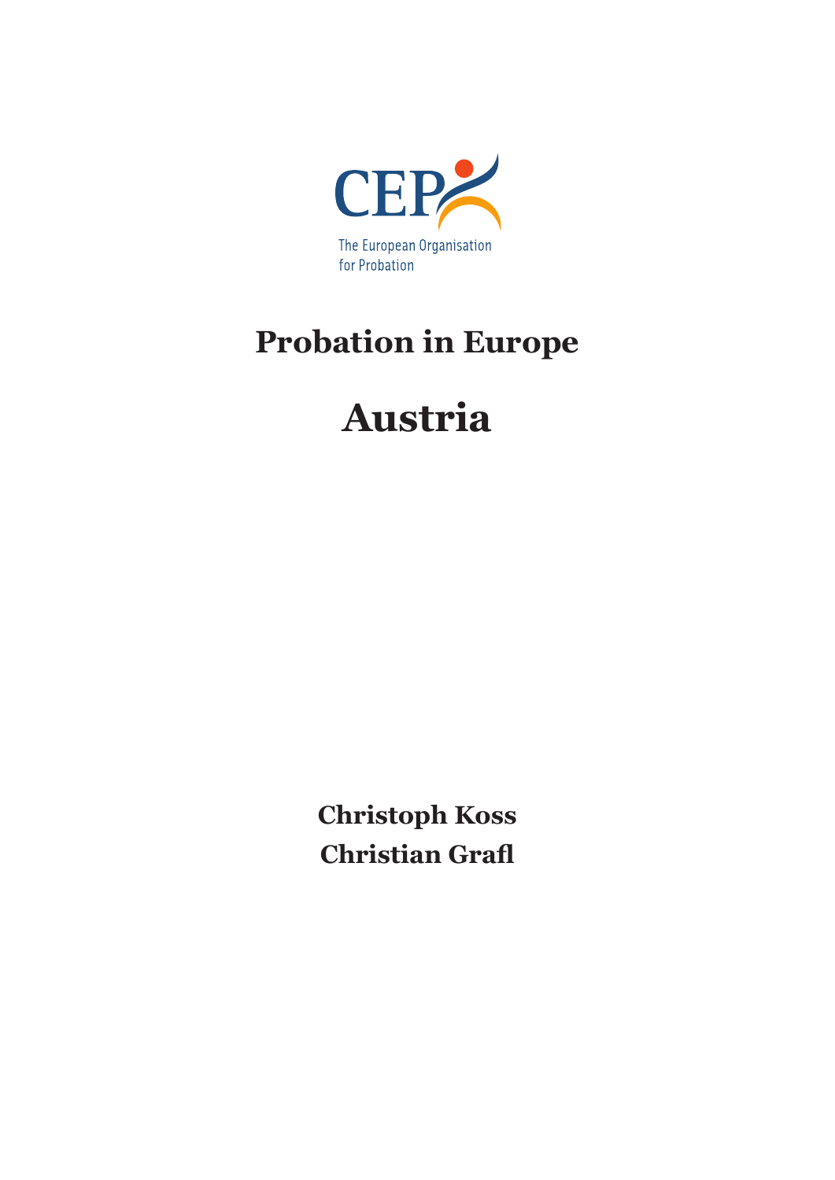CEP

The European Organisation for Probation

# Probation in Europe

# Austria

**Christoph Koss**

**Christian Grafl**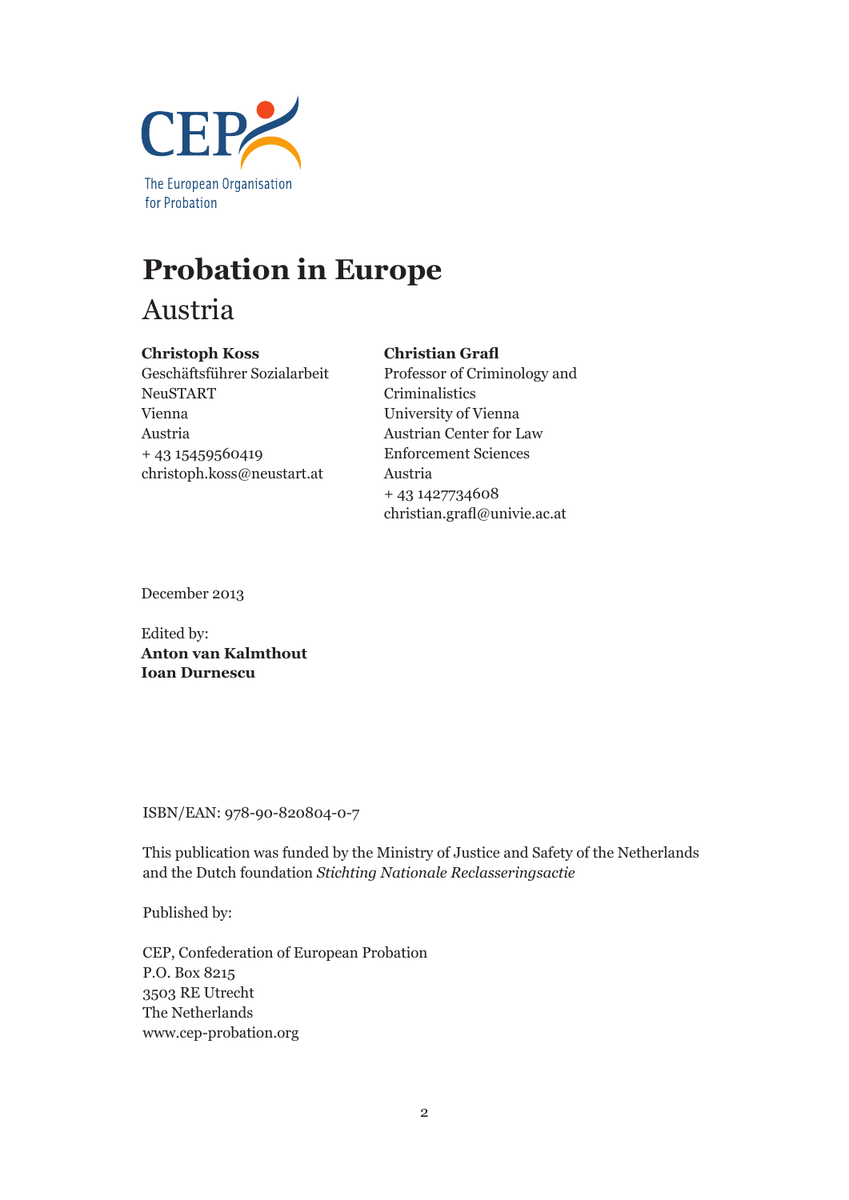CEP
The European Organisation for Probation

# Probation in Europe

## Austria

**Christoph Koss**
Geschäftsführer Sozialarbeit
NeuSTART
Vienna
Austria
+ 43 15459560419
christoph.koss@neustart.at

**Christian Grafl**
Professor of Criminology and Criminalistics
University of Vienna
Austrian Center for Law Enforcement Sciences
Austria
+ 43 1427734608
christian.grafl@univie.ac.at

December 2013

Edited by:
**Anton van Kalmthout**
**Ioan Durnescu**

ISBN/EAN: 978-90-820804-0-7

This publication was funded by the Ministry of Justice and Safety of the Netherlands and the Dutch foundation *Stichting Nationale Reclasseringsactie*

Published by:

CEP, Confederation of European Probation
P.O. Box 8215
3503 RE Utrecht
The Netherlands
www.cep-probation.org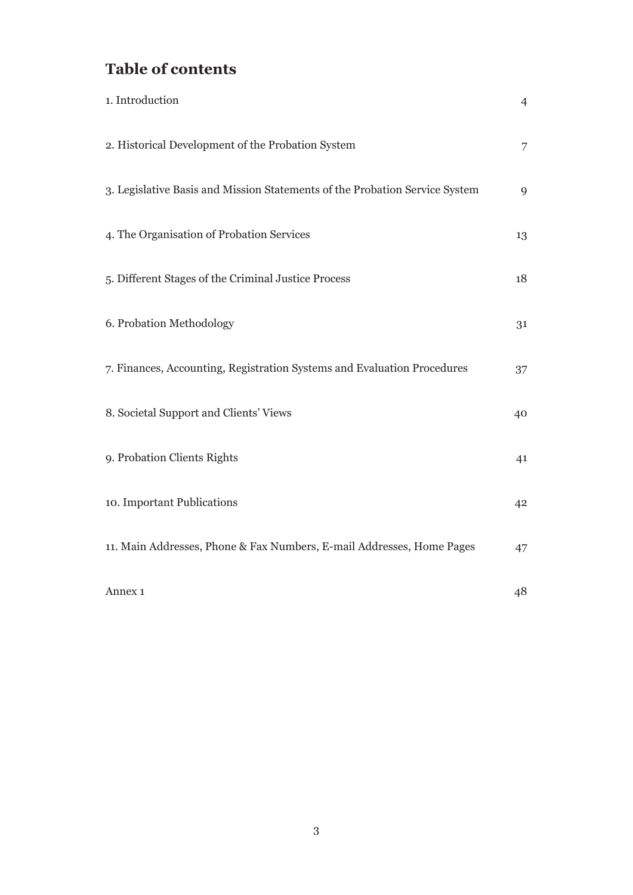# Table of contents

| | |
|---|---|
| 1. Introduction | 4 |
| 2. Historical Development of the Probation System | 7 |
| 3. Legislative Basis and Mission Statements of the Probation Service System | 9 |
| 4. The Organisation of Probation Services | 13 |
| 5. Different Stages of the Criminal Justice Process | 18 |
| 6. Probation Methodology | 31 |
| 7. Finances, Accounting, Registration Systems and Evaluation Procedures | 37 |
| 8. Societal Support and Clients' Views | 40 |
| 9. Probation Clients Rights | 41 |
| 10. Important Publications | 42 |
| 11. Main Addresses, Phone & Fax Numbers, E-mail Addresses, Home Pages | 47 |
| Annex 1 | 48 |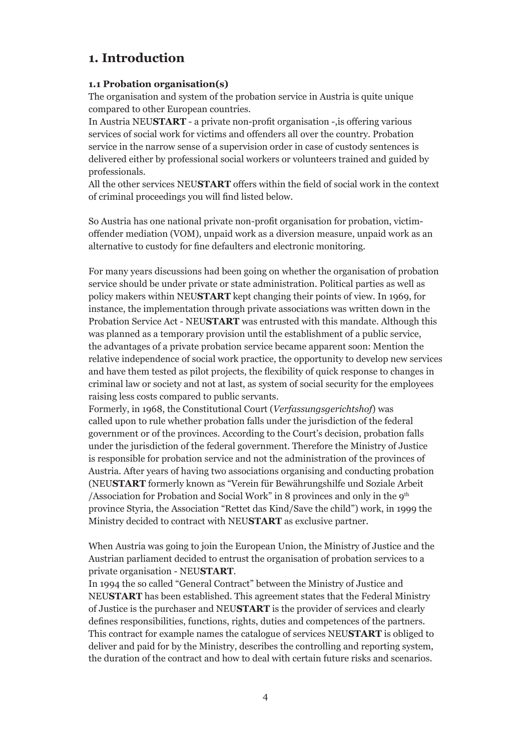# 1. Introduction

### 1.1 Probation organisation(s)

The organisation and system of the probation service in Austria is quite unique compared to other European countries.
In Austria NEU**START** - a private non-profit organisation -,is offering various services of social work for victims and offenders all over the country. Probation service in the narrow sense of a supervision order in case of custody sentences is delivered either by professional social workers or volunteers trained and guided by professionals.
All the other services NEU**START** offers within the field of social work in the context of criminal proceedings you will find listed below.

So Austria has one national private non-profit organisation for probation, victim-offender mediation (VOM), unpaid work as a diversion measure, unpaid work as an alternative to custody for fine defaulters and electronic monitoring.

For many years discussions had been going on whether the organisation of probation service should be under private or state administration. Political parties as well as policy makers within NEU**START** kept changing their points of view. In 1969, for instance, the implementation through private associations was written down in the Probation Service Act - NEU**START** was entrusted with this mandate. Although this was planned as a temporary provision until the establishment of a public service, the advantages of a private probation service became apparent soon: Mention the relative independence of social work practice, the opportunity to develop new services and have them tested as pilot projects, the flexibility of quick response to changes in criminal law or society and not at last, as system of social security for the employees raising less costs compared to public servants.
Formerly, in 1968, the Constitutional Court (*Verfassungsgerichtshof*) was called upon to rule whether probation falls under the jurisdiction of the federal government or of the provinces. According to the Court's decision, probation falls under the jurisdiction of the federal government. Therefore the Ministry of Justice is responsible for probation service and not the administration of the provinces of Austria. After years of having two associations organising and conducting probation (NEU**START** formerly known as "Verein für Bewährungshilfe und Soziale Arbeit /Association for Probation and Social Work" in 8 provinces and only in the 9th province Styria, the Association "Rettet das Kind/Save the child") work, in 1999 the Ministry decided to contract with NEU**START** as exclusive partner.

When Austria was going to join the European Union, the Ministry of Justice and the Austrian parliament decided to entrust the organisation of probation services to a private organisation - NEU**START**.
In 1994 the so called "General Contract" between the Ministry of Justice and NEU**START** has been established. This agreement states that the Federal Ministry of Justice is the purchaser and NEU**START** is the provider of services and clearly defines responsibilities, functions, rights, duties and competences of the partners. This contract for example names the catalogue of services NEU**START** is obliged to deliver and paid for by the Ministry, describes the controlling and reporting system, the duration of the contract and how to deal with certain future risks and scenarios.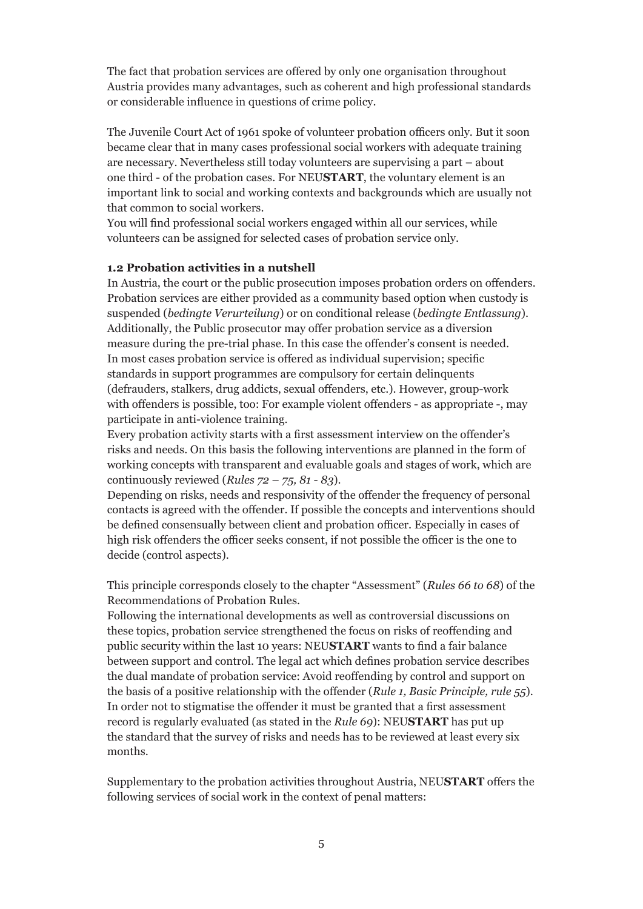The fact that probation services are offered by only one organisation throughout Austria provides many advantages, such as coherent and high professional standards or considerable influence in questions of crime policy.

The Juvenile Court Act of 1961 spoke of volunteer probation officers only. But it soon became clear that in many cases professional social workers with adequate training are necessary. Nevertheless still today volunteers are supervising a part – about one third - of the probation cases. For NEU**START**, the voluntary element is an important link to social and working contexts and backgrounds which are usually not that common to social workers.
You will find professional social workers engaged within all our services, while volunteers can be assigned for selected cases of probation service only.

**1.2 Probation activities in a nutshell**

In Austria, the court or the public prosecution imposes probation orders on offenders. Probation services are either provided as a community based option when custody is suspended (*bedingte Verurteilung*) or on conditional release (*bedingte Entlassung*). Additionally, the Public prosecutor may offer probation service as a diversion measure during the pre-trial phase. In this case the offender's consent is needed.
In most cases probation service is offered as individual supervision; specific standards in support programmes are compulsory for certain delinquents (defrauders, stalkers, drug addicts, sexual offenders, etc.). However, group-work with offenders is possible, too: For example violent offenders - as appropriate -, may participate in anti-violence training.
Every probation activity starts with a first assessment interview on the offender's risks and needs. On this basis the following interventions are planned in the form of working concepts with transparent and evaluable goals and stages of work, which are continuously reviewed (*Rules 72 – 75, 81 - 83*).
Depending on risks, needs and responsivity of the offender the frequency of personal contacts is agreed with the offender. If possible the concepts and interventions should be defined consensually between client and probation officer. Especially in cases of high risk offenders the officer seeks consent, if not possible the officer is the one to decide (control aspects).

This principle corresponds closely to the chapter "Assessment" (*Rules 66 to 68*) of the Recommendations of Probation Rules.
Following the international developments as well as controversial discussions on these topics, probation service strengthened the focus on risks of reoffending and public security within the last 10 years: NEU**START** wants to find a fair balance between support and control. The legal act which defines probation service describes the dual mandate of probation service: Avoid reoffending by control and support on the basis of a positive relationship with the offender (*Rule 1, Basic Principle, rule 55*).
In order not to stigmatise the offender it must be granted that a first assessment record is regularly evaluated (as stated in the *Rule 69*): NEU**START** has put up the standard that the survey of risks and needs has to be reviewed at least every six months.

Supplementary to the probation activities throughout Austria, NEU**START** offers the following services of social work in the context of penal matters: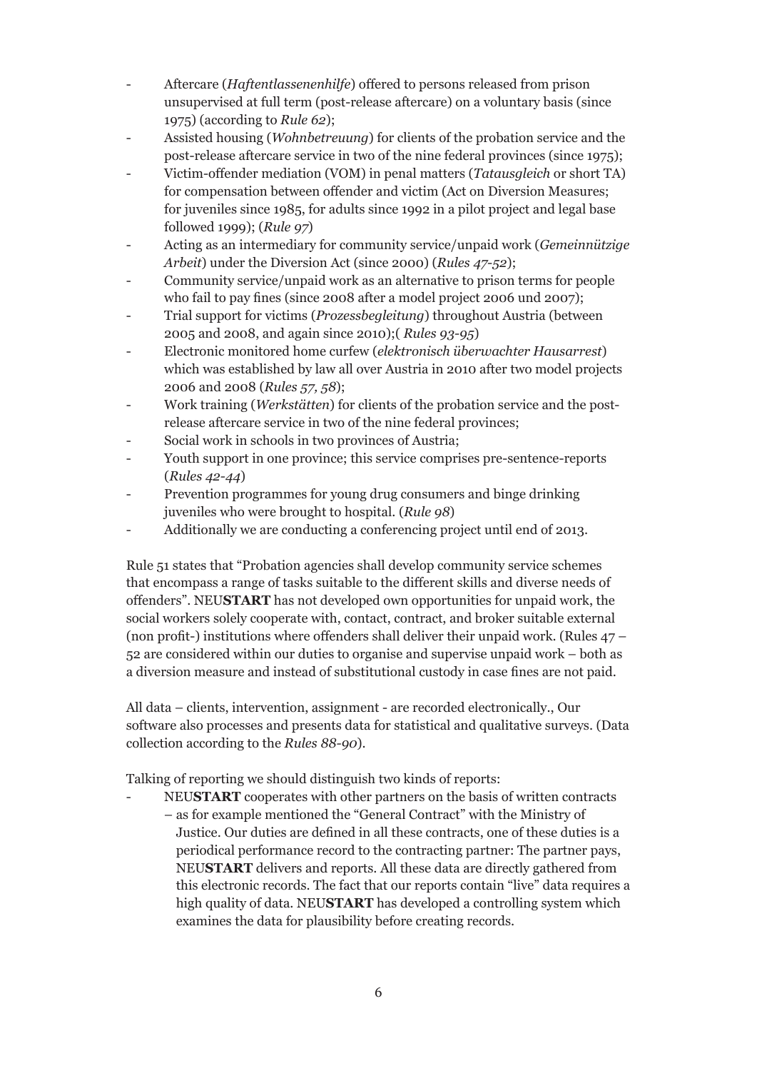- Aftercare (*Haftentlassenenhilfe*) offered to persons released from prison unsupervised at full term (post-release aftercare) on a voluntary basis (since 1975) (according to *Rule 62*);
- Assisted housing (*Wohnbetreuung*) for clients of the probation service and the post-release aftercare service in two of the nine federal provinces (since 1975);
- Victim-offender mediation (VOM) in penal matters (*Tatausgleich* or short TA) for compensation between offender and victim (Act on Diversion Measures; for juveniles since 1985, for adults since 1992 in a pilot project and legal base followed 1999); (*Rule 97*)
- Acting as an intermediary for community service/unpaid work (*Gemeinnützige Arbeit*) under the Diversion Act (since 2000) (*Rules 47-52*);
- Community service/unpaid work as an alternative to prison terms for people who fail to pay fines (since 2008 after a model project 2006 und 2007);
- Trial support for victims (*Prozessbegleitung*) throughout Austria (between 2005 and 2008, and again since 2010);( *Rules 93-95*)
- Electronic monitored home curfew (*elektronisch überwachter Hausarrest*) which was established by law all over Austria in 2010 after two model projects 2006 and 2008 (*Rules 57, 58*);
- Work training (*Werkstätten*) for clients of the probation service and the post-release aftercare service in two of the nine federal provinces;
- Social work in schools in two provinces of Austria;
- Youth support in one province; this service comprises pre-sentence-reports (*Rules 42-44*)
- Prevention programmes for young drug consumers and binge drinking juveniles who were brought to hospital. (*Rule 98*)
- Additionally we are conducting a conferencing project until end of 2013.

Rule 51 states that "Probation agencies shall develop community service schemes that encompass a range of tasks suitable to the different skills and diverse needs of offenders". NEU**START** has not developed own opportunities for unpaid work, the social workers solely cooperate with, contact, contract, and broker suitable external (non profit-) institutions where offenders shall deliver their unpaid work. (Rules 47 – 52 are considered within our duties to organise and supervise unpaid work – both as a diversion measure and instead of substitutional custody in case fines are not paid.

All data – clients, intervention, assignment - are recorded electronically., Our software also processes and presents data for statistical and qualitative surveys. (Data collection according to the *Rules 88-90*).

Talking of reporting we should distinguish two kinds of reports:

- NEU**START** cooperates with other partners on the basis of written contracts – as for example mentioned the "General Contract" with the Ministry of Justice. Our duties are defined in all these contracts, one of these duties is a periodical performance record to the contracting partner: The partner pays, NEU**START** delivers and reports. All these data are directly gathered from this electronic records. The fact that our reports contain "live" data requires a high quality of data. NEU**START** has developed a controlling system which examines the data for plausibility before creating records.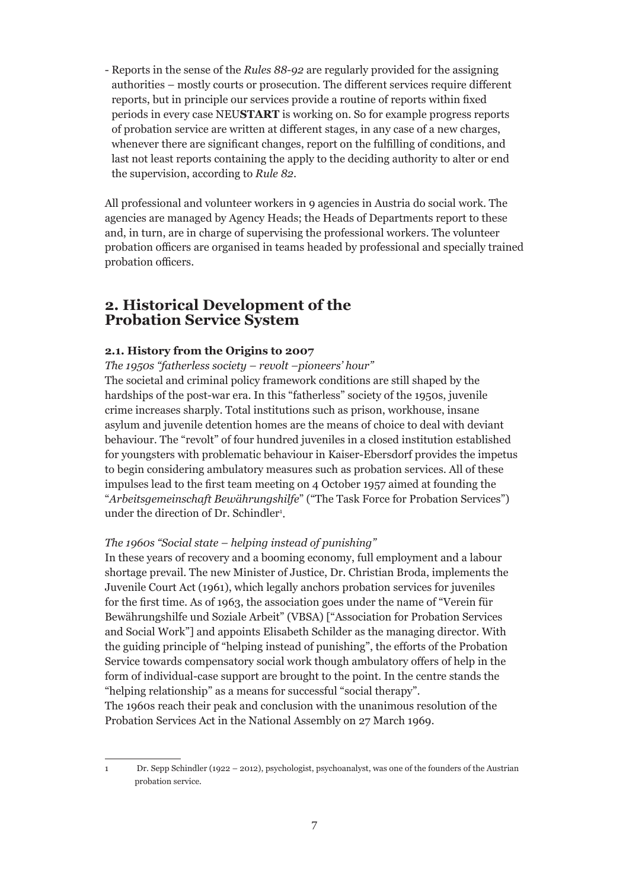- Reports in the sense of the *Rules 88-92* are regularly provided for the assigning authorities – mostly courts or prosecution. The different services require different reports, but in principle our services provide a routine of reports within fixed periods in every case NEU**START** is working on. So for example progress reports of probation service are written at different stages, in any case of a new charges, whenever there are significant changes, report on the fulfilling of conditions, and last not least reports containing the apply to the deciding authority to alter or end the supervision, according to *Rule 82*.

All professional and volunteer workers in 9 agencies in Austria do social work. The agencies are managed by Agency Heads; the Heads of Departments report to these and, in turn, are in charge of supervising the professional workers. The volunteer probation officers are organised in teams headed by professional and specially trained probation officers.

## 2. Historical Development of the Probation Service System

### 2.1. History from the Origins to 2007

*The 1950s "fatherless society – revolt –pioneers' hour"*

The societal and criminal policy framework conditions are still shaped by the hardships of the post-war era. In this "fatherless" society of the 1950s, juvenile crime increases sharply. Total institutions such as prison, workhouse, insane asylum and juvenile detention homes are the means of choice to deal with deviant behaviour. The "revolt" of four hundred juveniles in a closed institution established for youngsters with problematic behaviour in Kaiser-Ebersdorf provides the impetus to begin considering ambulatory measures such as probation services. All of these impulses lead to the first team meeting on 4 October 1957 aimed at founding the "*Arbeitsgemeinschaft Bewährungshilfe*" ("The Task Force for Probation Services") under the direction of Dr. Schindler[1].

*The 1960s "Social state – helping instead of punishing"*

In these years of recovery and a booming economy, full employment and a labour shortage prevail. The new Minister of Justice, Dr. Christian Broda, implements the Juvenile Court Act (1961), which legally anchors probation services for juveniles for the first time. As of 1963, the association goes under the name of "Verein für Bewährungshilfe und Soziale Arbeit" (VBSA) ["Association for Probation Services and Social Work"] and appoints Elisabeth Schilder as the managing director. With the guiding principle of "helping instead of punishing", the efforts of the Probation Service towards compensatory social work though ambulatory offers of help in the form of individual-case support are brought to the point. In the centre stands the "helping relationship" as a means for successful "social therapy".
The 1960s reach their peak and conclusion with the unanimous resolution of the Probation Services Act in the National Assembly on 27 March 1969.

---

1 Dr. Sepp Schindler (1922 – 2012), psychologist, psychoanalyst, was one of the founders of the Austrian probation service.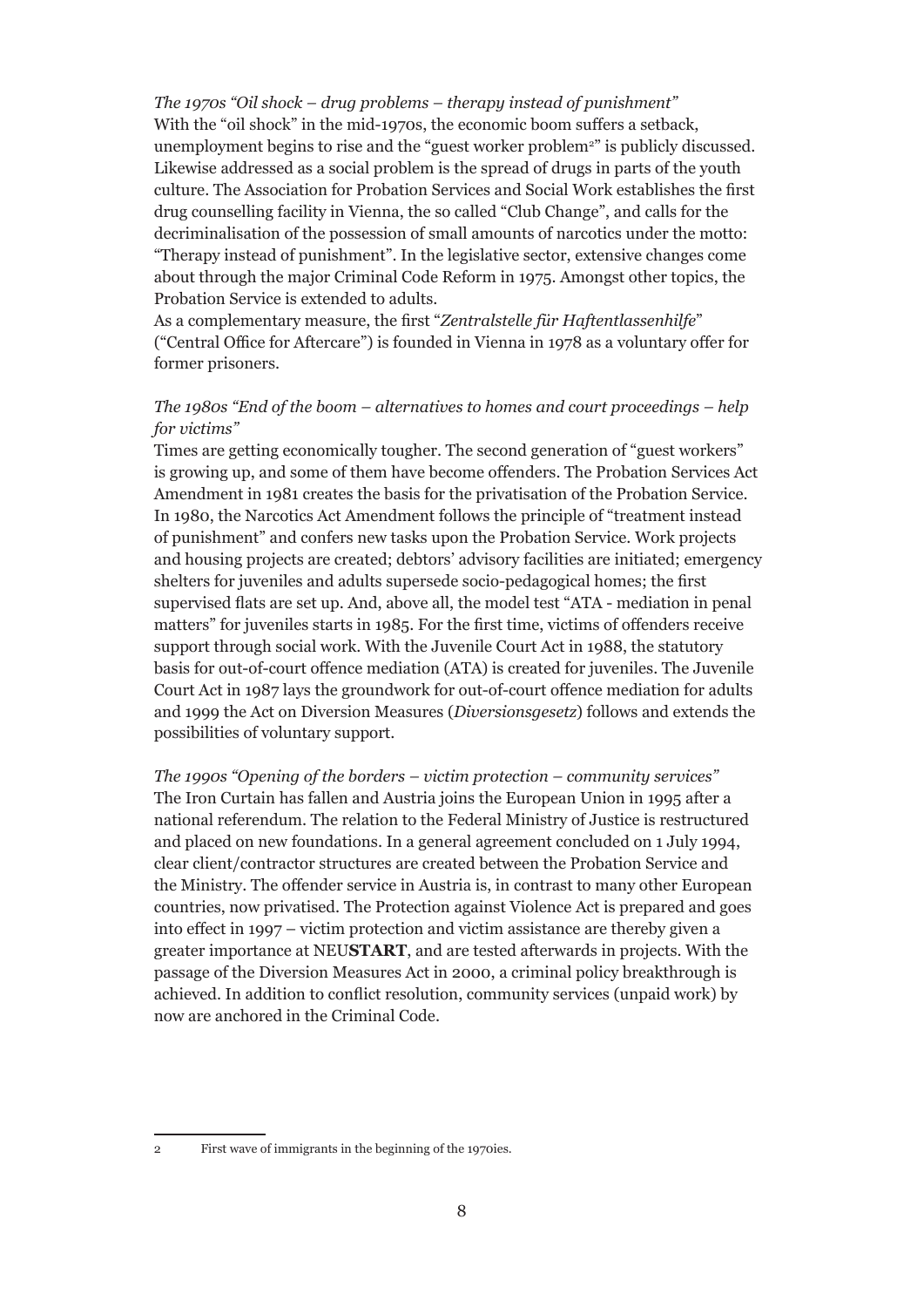*The 1970s "Oil shock – drug problems – therapy instead of punishment"*
With the "oil shock" in the mid-1970s, the economic boom suffers a setback, unemployment begins to rise and the "guest worker problem[2]" is publicly discussed. Likewise addressed as a social problem is the spread of drugs in parts of the youth culture. The Association for Probation Services and Social Work establishes the first drug counselling facility in Vienna, the so called "Club Change", and calls for the decriminalisation of the possession of small amounts of narcotics under the motto: "Therapy instead of punishment". In the legislative sector, extensive changes come about through the major Criminal Code Reform in 1975. Amongst other topics, the Probation Service is extended to adults.
As a complementary measure, the first "*Zentralstelle für Haftentlassenhilfe*" ("Central Office for Aftercare") is founded in Vienna in 1978 as a voluntary offer for former prisoners.

*The 1980s "End of the boom – alternatives to homes and court proceedings – help for victims"*
Times are getting economically tougher. The second generation of "guest workers" is growing up, and some of them have become offenders. The Probation Services Act Amendment in 1981 creates the basis for the privatisation of the Probation Service. In 1980, the Narcotics Act Amendment follows the principle of "treatment instead of punishment" and confers new tasks upon the Probation Service. Work projects and housing projects are created; debtors' advisory facilities are initiated; emergency shelters for juveniles and adults supersede socio-pedagogical homes; the first supervised flats are set up. And, above all, the model test "ATA - mediation in penal matters" for juveniles starts in 1985. For the first time, victims of offenders receive support through social work. With the Juvenile Court Act in 1988, the statutory basis for out-of-court offence mediation (ATA) is created for juveniles. The Juvenile Court Act in 1987 lays the groundwork for out-of-court offence mediation for adults and 1999 the Act on Diversion Measures (*Diversionsgesetz*) follows and extends the possibilities of voluntary support.

*The 1990s "Opening of the borders – victim protection – community services"*
The Iron Curtain has fallen and Austria joins the European Union in 1995 after a national referendum. The relation to the Federal Ministry of Justice is restructured and placed on new foundations. In a general agreement concluded on 1 July 1994, clear client/contractor structures are created between the Probation Service and the Ministry. The offender service in Austria is, in contrast to many other European countries, now privatised. The Protection against Violence Act is prepared and goes into effect in 1997 – victim protection and victim assistance are thereby given a greater importance at NEU**START**, and are tested afterwards in projects. With the passage of the Diversion Measures Act in 2000, a criminal policy breakthrough is achieved. In addition to conflict resolution, community services (unpaid work) by now are anchored in the Criminal Code.

---

2 First wave of immigrants in the beginning of the 1970ies.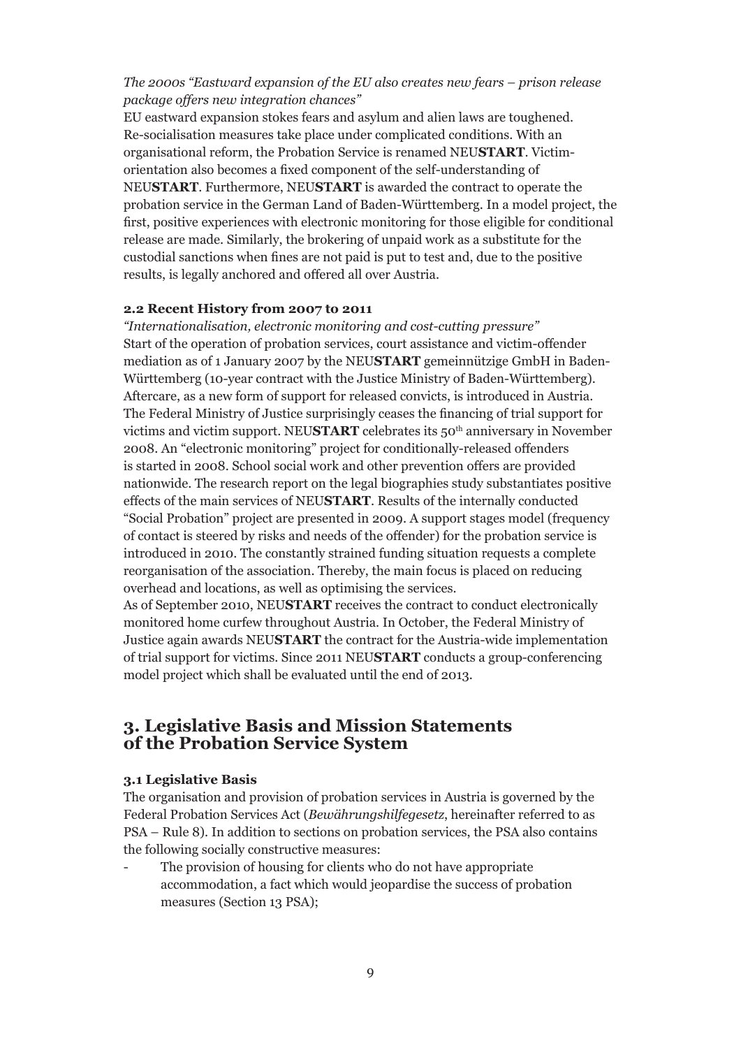*The 2000s "Eastward expansion of the EU also creates new fears – prison release package offers new integration chances"*

EU eastward expansion stokes fears and asylum and alien laws are toughened. Re-socialisation measures take place under complicated conditions. With an organisational reform, the Probation Service is renamed NEU**START**. Victim-orientation also becomes a fixed component of the self-understanding of NEU**START**. Furthermore, NEU**START** is awarded the contract to operate the probation service in the German Land of Baden-Württemberg. In a model project, the first, positive experiences with electronic monitoring for those eligible for conditional release are made. Similarly, the brokering of unpaid work as a substitute for the custodial sanctions when fines are not paid is put to test and, due to the positive results, is legally anchored and offered all over Austria.

### 2.2 Recent History from 2007 to 2011

*"Internationalisation, electronic monitoring and cost-cutting pressure"*

Start of the operation of probation services, court assistance and victim-offender mediation as of 1 January 2007 by the NEU**START** gemeinnützige GmbH in Baden-Württemberg (10-year contract with the Justice Ministry of Baden-Württemberg). Aftercare, as a new form of support for released convicts, is introduced in Austria. The Federal Ministry of Justice surprisingly ceases the financing of trial support for victims and victim support. NEU**START** celebrates its 50th anniversary in November 2008. An "electronic monitoring" project for conditionally-released offenders is started in 2008. School social work and other prevention offers are provided nationwide. The research report on the legal biographies study substantiates positive effects of the main services of NEU**START**. Results of the internally conducted "Social Probation" project are presented in 2009. A support stages model (frequency of contact is steered by risks and needs of the offender) for the probation service is introduced in 2010. The constantly strained funding situation requests a complete reorganisation of the association. Thereby, the main focus is placed on reducing overhead and locations, as well as optimising the services.

As of September 2010, NEU**START** receives the contract to conduct electronically monitored home curfew throughout Austria. In October, the Federal Ministry of Justice again awards NEU**START** the contract for the Austria-wide implementation of trial support for victims. Since 2011 NEU**START** conducts a group-conferencing model project which shall be evaluated until the end of 2013.

## 3. Legislative Basis and Mission Statements of the Probation Service System

### 3.1 Legislative Basis

The organisation and provision of probation services in Austria is governed by the Federal Probation Services Act (*Bewährungshilfegesetz*, hereinafter referred to as PSA – Rule 8). In addition to sections on probation services, the PSA also contains the following socially constructive measures:

- The provision of housing for clients who do not have appropriate accommodation, a fact which would jeopardise the success of probation measures (Section 13 PSA);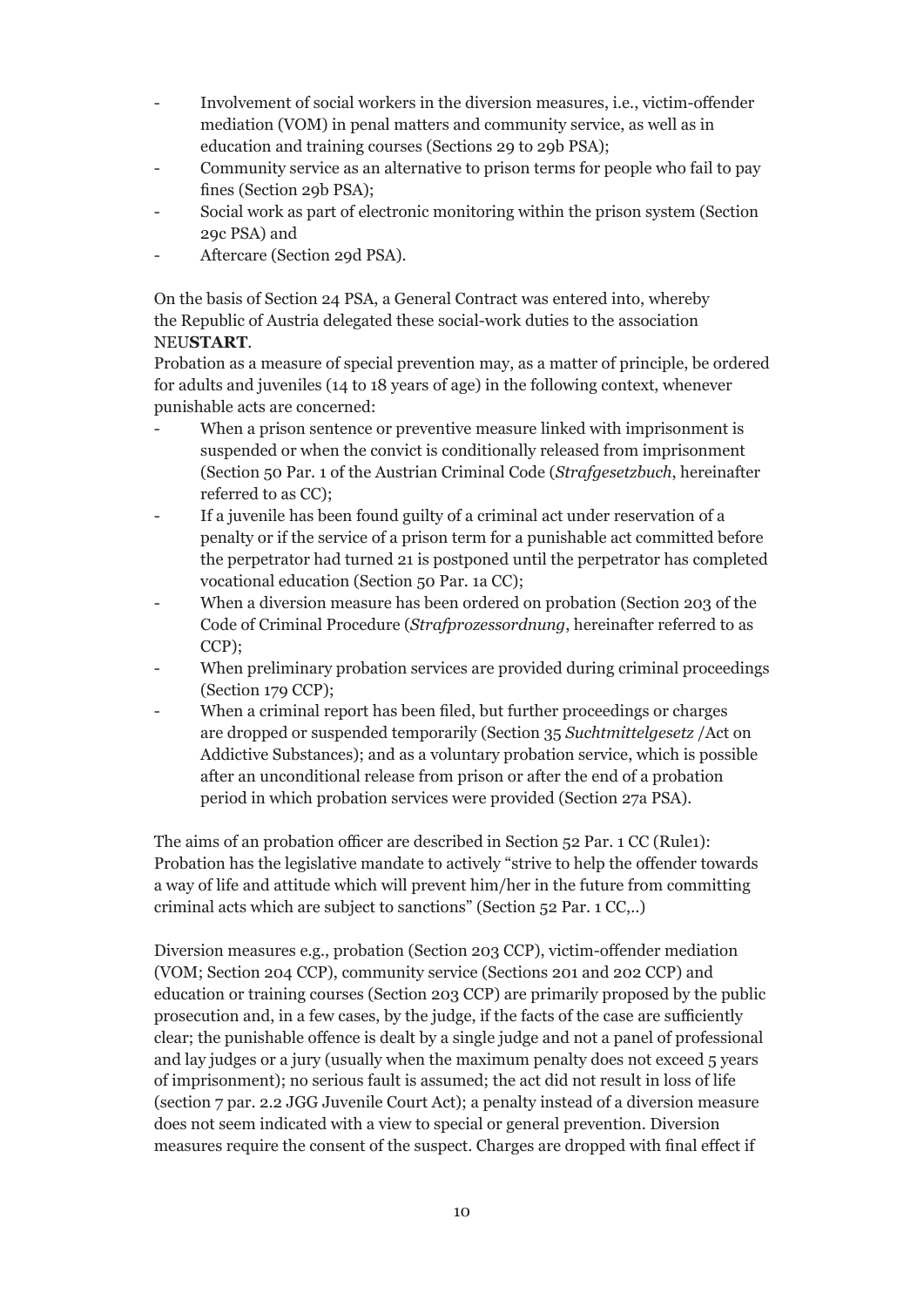- Involvement of social workers in the diversion measures, i.e., victim-offender mediation (VOM) in penal matters and community service, as well as in education and training courses (Sections 29 to 29b PSA);
- Community service as an alternative to prison terms for people who fail to pay fines (Section 29b PSA);
- Social work as part of electronic monitoring within the prison system (Section 29c PSA) and
- Aftercare (Section 29d PSA).

On the basis of Section 24 PSA, a General Contract was entered into, whereby the Republic of Austria delegated these social-work duties to the association NEU**START**.

Probation as a measure of special prevention may, as a matter of principle, be ordered for adults and juveniles (14 to 18 years of age) in the following context, whenever punishable acts are concerned:

- When a prison sentence or preventive measure linked with imprisonment is suspended or when the convict is conditionally released from imprisonment (Section 50 Par. 1 of the Austrian Criminal Code (*Strafgesetzbuch*, hereinafter referred to as CC);
- If a juvenile has been found guilty of a criminal act under reservation of a penalty or if the service of a prison term for a punishable act committed before the perpetrator had turned 21 is postponed until the perpetrator has completed vocational education (Section 50 Par. 1a CC);
- When a diversion measure has been ordered on probation (Section 203 of the Code of Criminal Procedure (*Strafprozessordnung*, hereinafter referred to as CCP);
- When preliminary probation services are provided during criminal proceedings (Section 179 CCP);
- When a criminal report has been filed, but further proceedings or charges are dropped or suspended temporarily (Section 35 *Suchtmittelgesetz* /Act on Addictive Substances); and as a voluntary probation service, which is possible after an unconditional release from prison or after the end of a probation period in which probation services were provided (Section 27a PSA).

The aims of an probation officer are described in Section 52 Par. 1 CC (Rule1): Probation has the legislative mandate to actively "strive to help the offender towards a way of life and attitude which will prevent him/her in the future from committing criminal acts which are subject to sanctions" (Section 52 Par. 1 CC,..)

Diversion measures e.g., probation (Section 203 CCP), victim-offender mediation (VOM; Section 204 CCP), community service (Sections 201 and 202 CCP) and education or training courses (Section 203 CCP) are primarily proposed by the public prosecution and, in a few cases, by the judge, if the facts of the case are sufficiently clear; the punishable offence is dealt by a single judge and not a panel of professional and lay judges or a jury (usually when the maximum penalty does not exceed 5 years of imprisonment); no serious fault is assumed; the act did not result in loss of life (section 7 par. 2.2 JGG Juvenile Court Act); a penalty instead of a diversion measure does not seem indicated with a view to special or general prevention. Diversion measures require the consent of the suspect. Charges are dropped with final effect if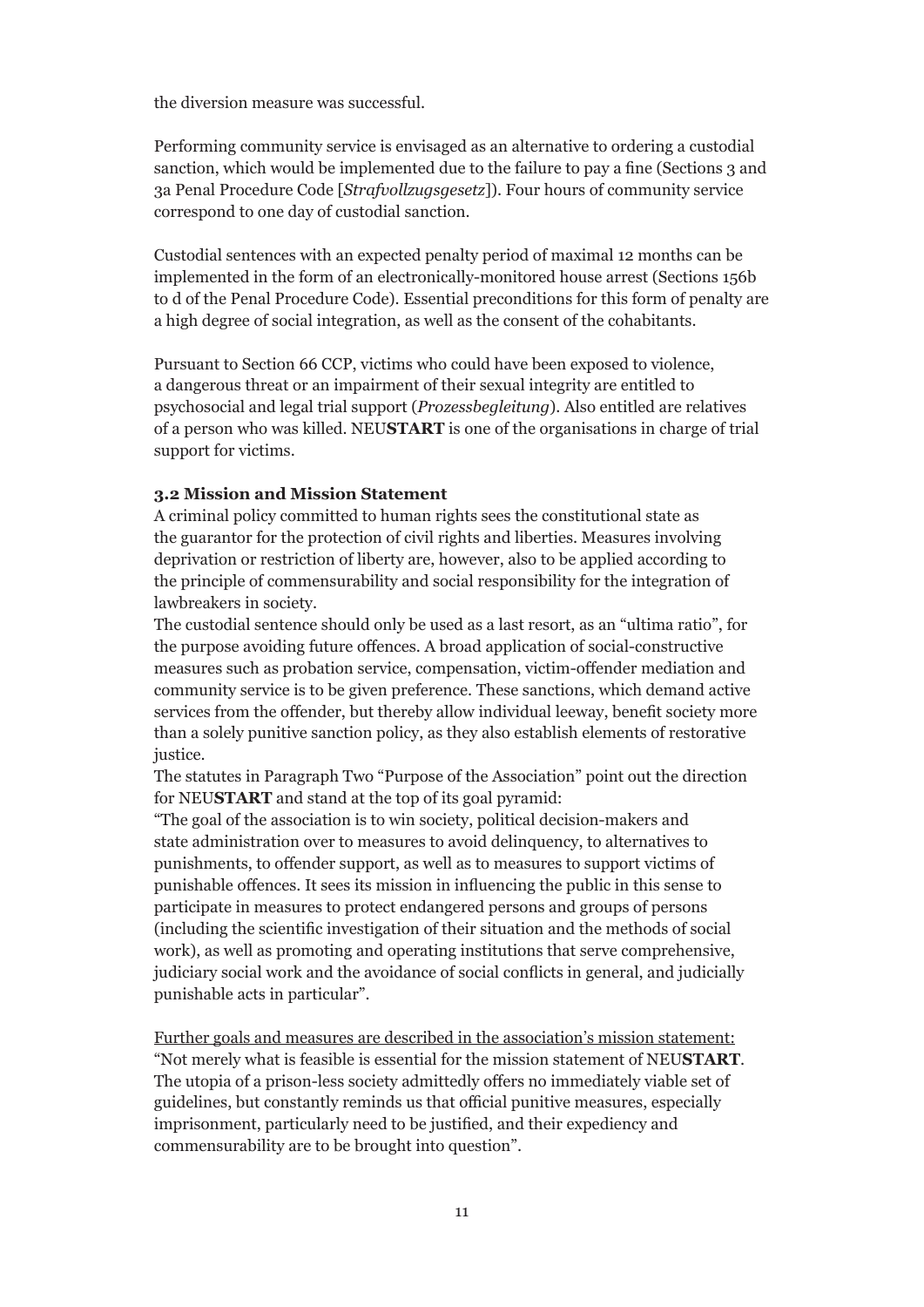the diversion measure was successful.

Performing community service is envisaged as an alternative to ordering a custodial sanction, which would be implemented due to the failure to pay a fine (Sections 3 and 3a Penal Procedure Code [*Strafvollzugsgesetz*]). Four hours of community service correspond to one day of custodial sanction.

Custodial sentences with an expected penalty period of maximal 12 months can be implemented in the form of an electronically-monitored house arrest (Sections 156b to d of the Penal Procedure Code). Essential preconditions for this form of penalty are a high degree of social integration, as well as the consent of the cohabitants.

Pursuant to Section 66 CCP, victims who could have been exposed to violence, a dangerous threat or an impairment of their sexual integrity are entitled to psychosocial and legal trial support (*Prozessbegleitung*). Also entitled are relatives of a person who was killed. NEU**START** is one of the organisations in charge of trial support for victims.

### 3.2 Mission and Mission Statement

A criminal policy committed to human rights sees the constitutional state as the guarantor for the protection of civil rights and liberties. Measures involving deprivation or restriction of liberty are, however, also to be applied according to the principle of commensurability and social responsibility for the integration of lawbreakers in society.

The custodial sentence should only be used as a last resort, as an "ultima ratio", for the purpose avoiding future offences. A broad application of social-constructive measures such as probation service, compensation, victim-offender mediation and community service is to be given preference. These sanctions, which demand active services from the offender, but thereby allow individual leeway, benefit society more than a solely punitive sanction policy, as they also establish elements of restorative justice.

The statutes in Paragraph Two "Purpose of the Association" point out the direction for NEU**START** and stand at the top of its goal pyramid:

"The goal of the association is to win society, political decision-makers and state administration over to measures to avoid delinquency, to alternatives to punishments, to offender support, as well as to measures to support victims of punishable offences. It sees its mission in influencing the public in this sense to participate in measures to protect endangered persons and groups of persons (including the scientific investigation of their situation and the methods of social work), as well as promoting and operating institutions that serve comprehensive, judiciary social work and the avoidance of social conflicts in general, and judicially punishable acts in particular".

<u>Further goals and measures are described in the association's mission statement:</u>

"Not merely what is feasible is essential for the mission statement of NEU**START**. The utopia of a prison-less society admittedly offers no immediately viable set of guidelines, but constantly reminds us that official punitive measures, especially imprisonment, particularly need to be justified, and their expediency and commensurability are to be brought into question".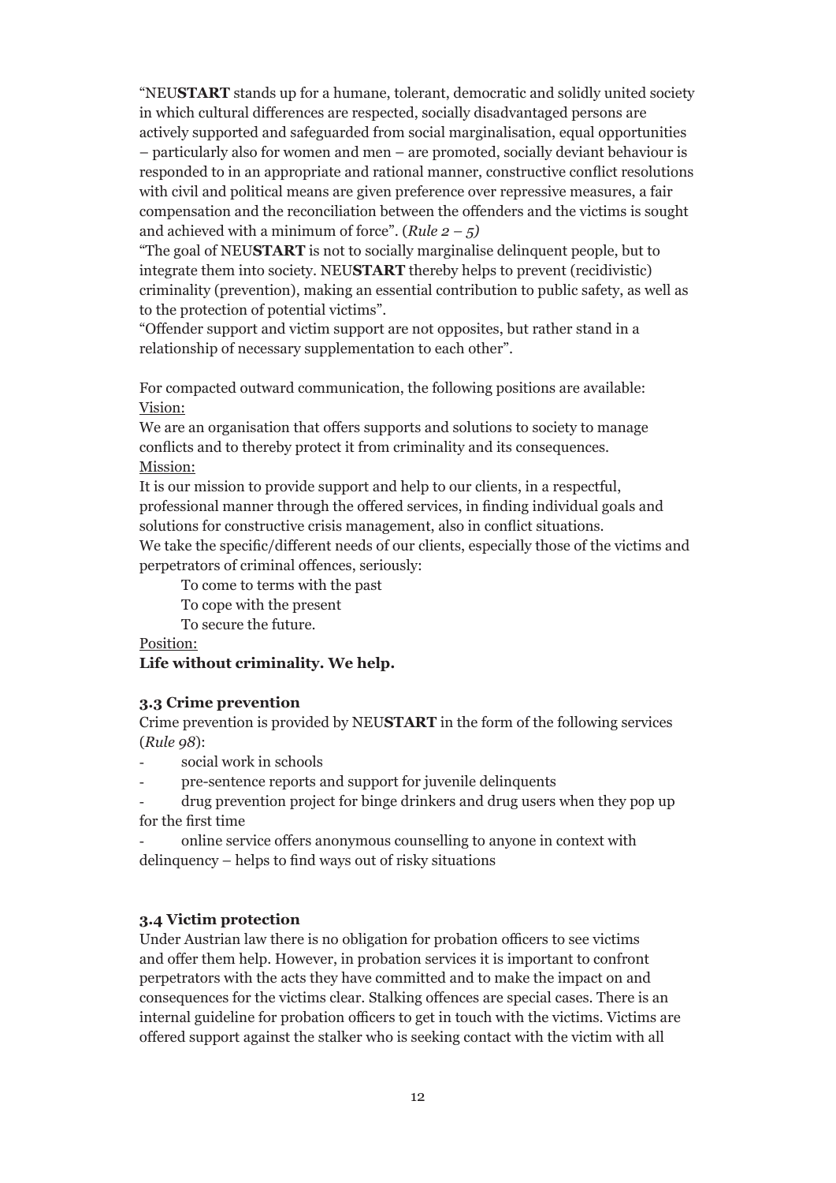"NEU**START** stands up for a humane, tolerant, democratic and solidly united society in which cultural differences are respected, socially disadvantaged persons are actively supported and safeguarded from social marginalisation, equal opportunities – particularly also for women and men – are promoted, socially deviant behaviour is responded to in an appropriate and rational manner, constructive conflict resolutions with civil and political means are given preference over repressive measures, a fair compensation and the reconciliation between the offenders and the victims is sought and achieved with a minimum of force". (*Rule 2 – 5)*

"The goal of NEU**START** is not to socially marginalise delinquent people, but to integrate them into society. NEU**START** thereby helps to prevent (recidivistic) criminality (prevention), making an essential contribution to public safety, as well as to the protection of potential victims".

"Offender support and victim support are not opposites, but rather stand in a relationship of necessary supplementation to each other".

For compacted outward communication, the following positions are available:

<u>Vision:</u>

We are an organisation that offers supports and solutions to society to manage conflicts and to thereby protect it from criminality and its consequences.

<u>Mission:</u>

It is our mission to provide support and help to our clients, in a respectful, professional manner through the offered services, in finding individual goals and solutions for constructive crisis management, also in conflict situations.

We take the specific/different needs of our clients, especially those of the victims and perpetrators of criminal offences, seriously:

To come to terms with the past
To cope with the present
To secure the future.

<u>Position:</u>

**Life without criminality. We help.**

### 3.3 Crime prevention

Crime prevention is provided by NEU**START** in the form of the following services (*Rule 98*):

- social work in schools
- pre-sentence reports and support for juvenile delinquents
- drug prevention project for binge drinkers and drug users when they pop up for the first time
- online service offers anonymous counselling to anyone in context with delinquency – helps to find ways out of risky situations

### 3.4 Victim protection

Under Austrian law there is no obligation for probation officers to see victims and offer them help. However, in probation services it is important to confront perpetrators with the acts they have committed and to make the impact on and consequences for the victims clear. Stalking offences are special cases. There is an internal guideline for probation officers to get in touch with the victims. Victims are offered support against the stalker who is seeking contact with the victim with all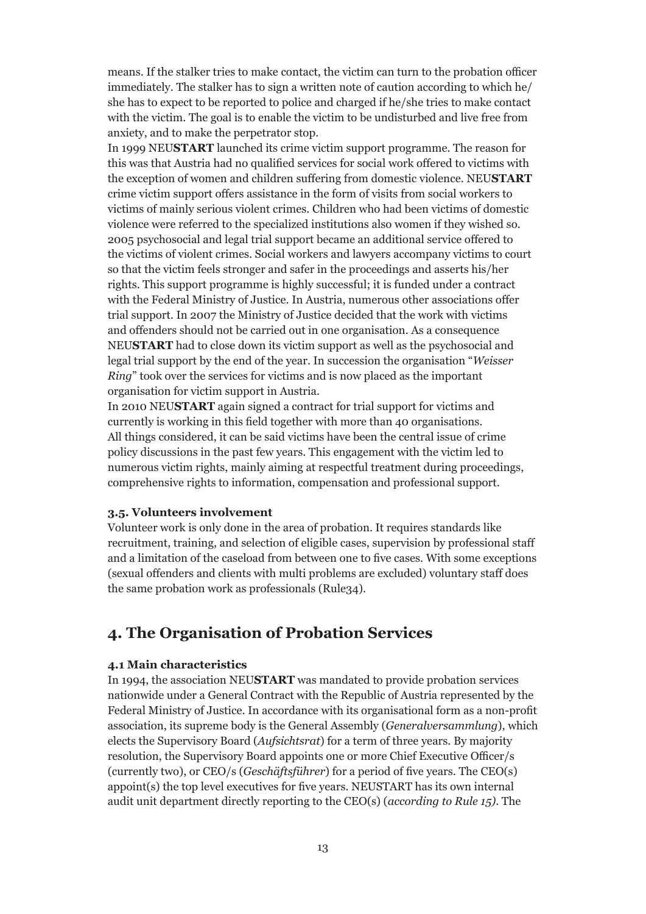means. If the stalker tries to make contact, the victim can turn to the probation officer immediately. The stalker has to sign a written note of caution according to which he/she has to expect to be reported to police and charged if he/she tries to make contact with the victim. The goal is to enable the victim to be undisturbed and live free from anxiety, and to make the perpetrator stop.

In 1999 NEU**START** launched its crime victim support programme. The reason for this was that Austria had no qualified services for social work offered to victims with the exception of women and children suffering from domestic violence. NEU**START** crime victim support offers assistance in the form of visits from social workers to victims of mainly serious violent crimes. Children who had been victims of domestic violence were referred to the specialized institutions also women if they wished so. 2005 psychosocial and legal trial support became an additional service offered to the victims of violent crimes. Social workers and lawyers accompany victims to court so that the victim feels stronger and safer in the proceedings and asserts his/her rights. This support programme is highly successful; it is funded under a contract with the Federal Ministry of Justice. In Austria, numerous other associations offer trial support. In 2007 the Ministry of Justice decided that the work with victims and offenders should not be carried out in one organisation. As a consequence NEU**START** had to close down its victim support as well as the psychosocial and legal trial support by the end of the year. In succession the organisation "*Weisser Ring*" took over the services for victims and is now placed as the important organisation for victim support in Austria.

In 2010 NEU**START** again signed a contract for trial support for victims and currently is working in this field together with more than 40 organisations.

All things considered, it can be said victims have been the central issue of crime policy discussions in the past few years. This engagement with the victim led to numerous victim rights, mainly aiming at respectful treatment during proceedings, comprehensive rights to information, compensation and professional support.

#### 3.5. Volunteers involvement

Volunteer work is only done in the area of probation. It requires standards like recruitment, training, and selection of eligible cases, supervision by professional staff and a limitation of the caseload from between one to five cases. With some exceptions (sexual offenders and clients with multi problems are excluded) voluntary staff does the same probation work as professionals (Rule34).

## 4. The Organisation of Probation Services

#### 4.1 Main characteristics

In 1994, the association NEU**START** was mandated to provide probation services nationwide under a General Contract with the Republic of Austria represented by the Federal Ministry of Justice. In accordance with its organisational form as a non-profit association, its supreme body is the General Assembly (*Generalversammlung*), which elects the Supervisory Board (*Aufsichtsrat*) for a term of three years. By majority resolution, the Supervisory Board appoints one or more Chief Executive Officer/s (currently two), or CEO/s (*Geschäftsführer*) for a period of five years. The CEO(s) appoint(s) the top level executives for five years. NEUSTART has its own internal audit unit department directly reporting to the CEO(s) (*according to Rule 15)*. The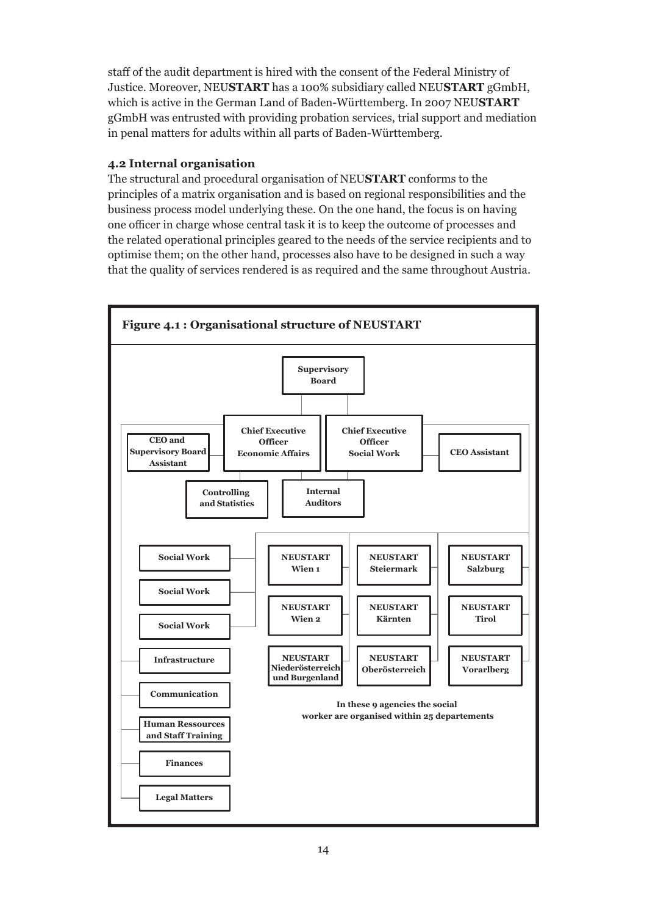staff of the audit department is hired with the consent of the Federal Ministry of Justice. Moreover, NEU**START** has a 100% subsidiary called NEU**START** gGmbH, which is active in the German Land of Baden-Württemberg. In 2007 NEU**START** gGmbH was entrusted with providing probation services, trial support and mediation in penal matters for adults within all parts of Baden-Württemberg.

### 4.2 Internal organisation

The structural and procedural organisation of NEU**START** conforms to the principles of a matrix organisation and is based on regional responsibilities and the business process model underlying these. On the one hand, the focus is on having one officer in charge whose central task it is to keep the outcome of processes and the related operational principles geared to the needs of the service recipients and to optimise them; on the other hand, processes also have to be designed in such a way that the quality of services rendered is as required and the same throughout Austria.

**Figure 4.1 : Organisational structure of NEUSTART**

Supervisory Board

CEO and Supervisory Board Assistant | Chief Executive Officer Economic Affairs | Chief Executive Officer Social Work | CEO Assistant

Controlling and Statistics | Internal Auditors

Social Work
Social Work
Social Work
Infrastructure
Communication
Human Ressources and Staff Training
Finances
Legal Matters

NEUSTART Wien 1 | NEUSTART Steiermark | NEUSTART Salzburg
NEUSTART Wien 2 | NEUSTART Kärnten | NEUSTART Tirol
NEUSTART Niederösterreich und Burgenland | NEUSTART Oberösterreich | NEUSTART Vorarlberg

In these 9 agencies the social worker are organised within 25 departements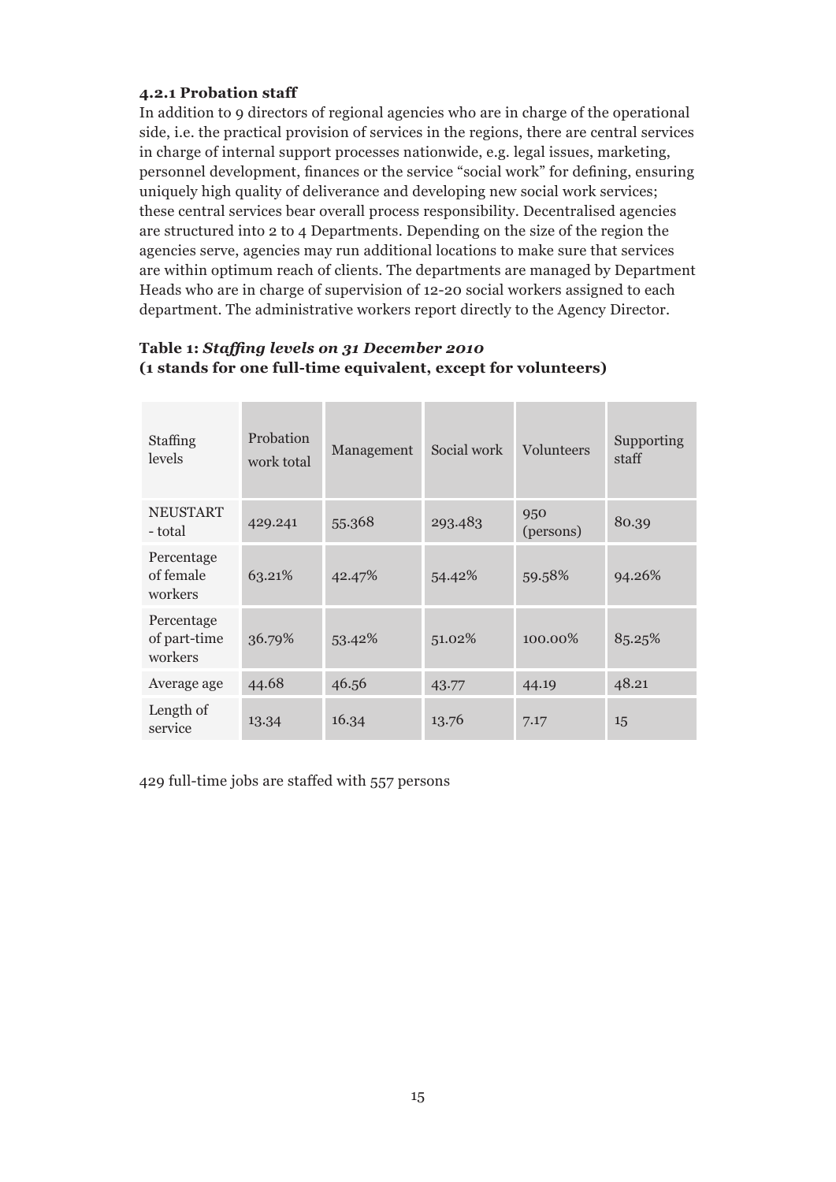#### 4.2.1 Probation staff

In addition to 9 directors of regional agencies who are in charge of the operational side, i.e. the practical provision of services in the regions, there are central services in charge of internal support processes nationwide, e.g. legal issues, marketing, personnel development, finances or the service "social work" for defining, ensuring uniquely high quality of deliverance and developing new social work services; these central services bear overall process responsibility. Decentralised agencies are structured into 2 to 4 Departments. Depending on the size of the region the agencies serve, agencies may run additional locations to make sure that services are within optimum reach of clients. The departments are managed by Department Heads who are in charge of supervision of 12-20 social workers assigned to each department. The administrative workers report directly to the Agency Director.

**Table 1: *Staffing levels on 31 December 2010***
**(1 stands for one full-time equivalent, except for volunteers)**

| Staffing levels | Probation work total | Management | Social work | Volunteers | Supporting staff |
|---|---|---|---|---|---|
| NEUSTART - total | 429.241 | 55.368 | 293.483 | 950 (persons) | 80.39 |
| Percentage of female workers | 63.21% | 42.47% | 54.42% | 59.58% | 94.26% |
| Percentage of part-time workers | 36.79% | 53.42% | 51.02% | 100.00% | 85.25% |
| Average age | 44.68 | 46.56 | 43.77 | 44.19 | 48.21 |
| Length of service | 13.34 | 16.34 | 13.76 | 7.17 | 15 |

429 full-time jobs are staffed with 557 persons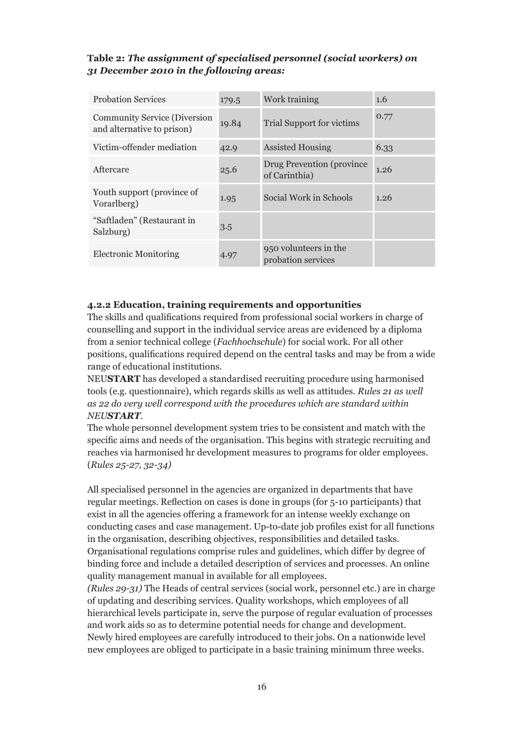**Table 2:** ***The assignment of specialised personnel (social workers) on 31 December 2010 in the following areas:***

| Probation Services | 179.5 | Work training | 1.6 |
|---|---|---|---|
| Community Service (Diversion and alternative to prison) | 19.84 | Trial Support for victims | 0.77 |
| Victim-offender mediation | 42.9 | Assisted Housing | 6.33 |
| Aftercare | 25.6 | Drug Prevention (province of Carinthia) | 1.26 |
| Youth support (province of Vorarlberg) | 1.95 | Social Work in Schools | 1.26 |
| "Saftladen" (Restaurant in Salzburg) | 3.5 | | |
| Electronic Monitoring | 4.97 | 950 volunteers in the probation services | |

### 4.2.2 Education, training requirements and opportunities

The skills and qualifications required from professional social workers in charge of counselling and support in the individual service areas are evidenced by a diploma from a senior technical college (*Fachhochschule*) for social work. For all other positions, qualifications required depend on the central tasks and may be from a wide range of educational institutions.

NEU**START** has developed a standardised recruiting procedure using harmonised tools (e.g. questionnaire), which regards skills as well as attitudes. *Rules 21 as well as 22 do very well correspond with the procedures which are standard within NEU**START***.

The whole personnel development system tries to be consistent and match with the specific aims and needs of the organisation. This begins with strategic recruiting and reaches via harmonised hr development measures to programs for older employees. (*Rules 25-27, 32-34)*

All specialised personnel in the agencies are organized in departments that have regular meetings. Reflection on cases is done in groups (for 5-10 participants) that exist in all the agencies offering a framework for an intense weekly exchange on conducting cases and case management. Up-to-date job profiles exist for all functions in the organisation, describing objectives, responsibilities and detailed tasks. Organisational regulations comprise rules and guidelines, which differ by degree of binding force and include a detailed description of services and processes. An online quality management manual in available for all employees.

*(Rules 29-31)* The Heads of central services (social work, personnel etc.) are in charge of updating and describing services. Quality workshops, which employees of all hierarchical levels participate in, serve the purpose of regular evaluation of processes and work aids so as to determine potential needs for change and development. Newly hired employees are carefully introduced to their jobs. On a nationwide level new employees are obliged to participate in a basic training minimum three weeks.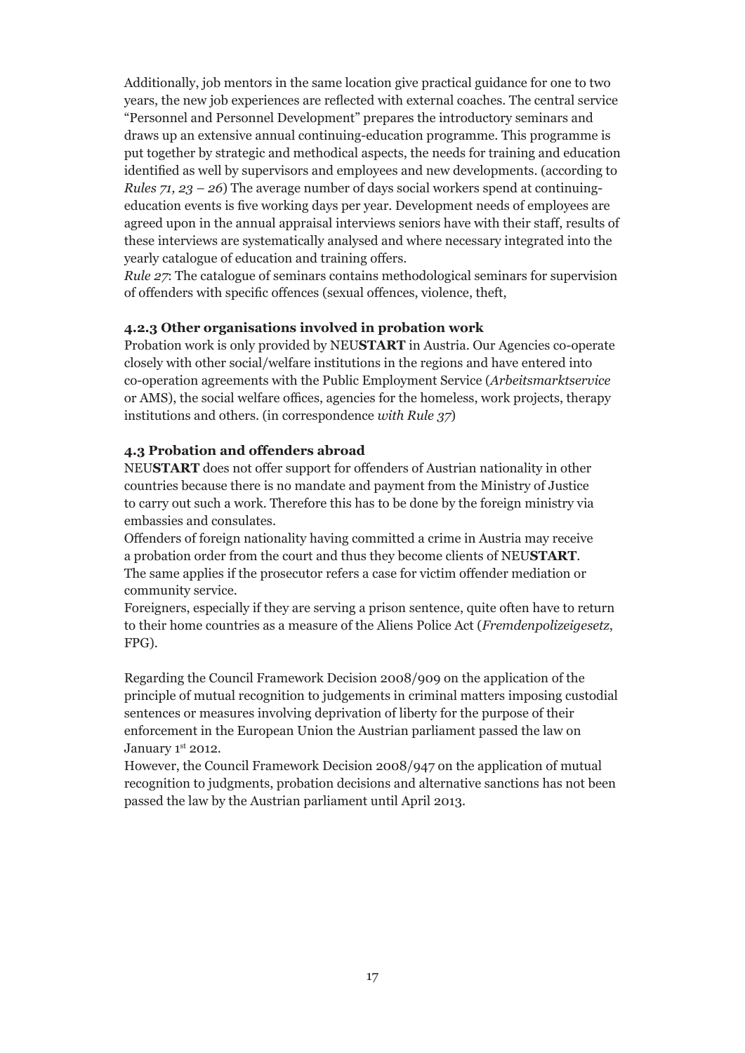Additionally, job mentors in the same location give practical guidance for one to two years, the new job experiences are reflected with external coaches. The central service "Personnel and Personnel Development" prepares the introductory seminars and draws up an extensive annual continuing-education programme. This programme is put together by strategic and methodical aspects, the needs for training and education identified as well by supervisors and employees and new developments. (according to *Rules 71, 23 – 26*) The average number of days social workers spend at continuing-education events is five working days per year. Development needs of employees are agreed upon in the annual appraisal interviews seniors have with their staff, results of these interviews are systematically analysed and where necessary integrated into the yearly catalogue of education and training offers.

*Rule 27*: The catalogue of seminars contains methodological seminars for supervision of offenders with specific offences (sexual offences, violence, theft,

### 4.2.3 Other organisations involved in probation work

Probation work is only provided by NEU**START** in Austria. Our Agencies co-operate closely with other social/welfare institutions in the regions and have entered into co-operation agreements with the Public Employment Service (*Arbeitsmarktservice* or AMS), the social welfare offices, agencies for the homeless, work projects, therapy institutions and others. (in correspondence *with Rule 37*)

### 4.3 Probation and offenders abroad

NEU**START** does not offer support for offenders of Austrian nationality in other countries because there is no mandate and payment from the Ministry of Justice to carry out such a work. Therefore this has to be done by the foreign ministry via embassies and consulates.

Offenders of foreign nationality having committed a crime in Austria may receive a probation order from the court and thus they become clients of NEU**START**. The same applies if the prosecutor refers a case for victim offender mediation or community service.

Foreigners, especially if they are serving a prison sentence, quite often have to return to their home countries as a measure of the Aliens Police Act (*Fremdenpolizeigesetz*, FPG).

Regarding the Council Framework Decision 2008/909 on the application of the principle of mutual recognition to judgements in criminal matters imposing custodial sentences or measures involving deprivation of liberty for the purpose of their enforcement in the European Union the Austrian parliament passed the law on January 1st 2012.

However, the Council Framework Decision 2008/947 on the application of mutual recognition to judgments, probation decisions and alternative sanctions has not been passed the law by the Austrian parliament until April 2013.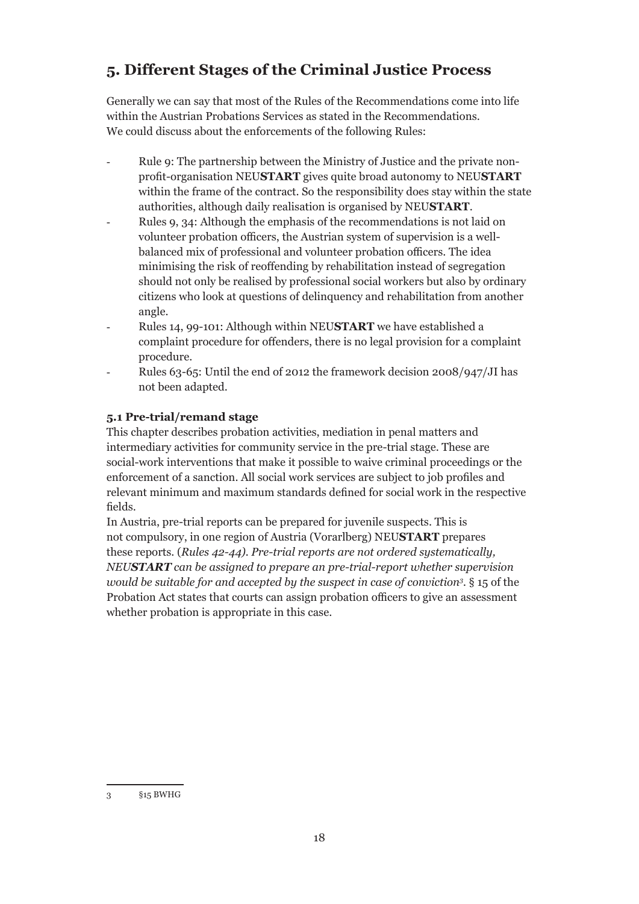## 5. Different Stages of the Criminal Justice Process

Generally we can say that most of the Rules of the Recommendations come into life within the Austrian Probations Services as stated in the Recommendations.
We could discuss about the enforcements of the following Rules:

- Rule 9: The partnership between the Ministry of Justice and the private non-profit-organisation NEU**START** gives quite broad autonomy to NEU**START** within the frame of the contract. So the responsibility does stay within the state authorities, although daily realisation is organised by NEU**START**.
- Rules 9, 34: Although the emphasis of the recommendations is not laid on volunteer probation officers, the Austrian system of supervision is a well-balanced mix of professional and volunteer probation officers. The idea minimising the risk of reoffending by rehabilitation instead of segregation should not only be realised by professional social workers but also by ordinary citizens who look at questions of delinquency and rehabilitation from another angle.
- Rules 14, 99-101: Although within NEU**START** we have established a complaint procedure for offenders, there is no legal provision for a complaint procedure.
- Rules 63-65: Until the end of 2012 the framework decision 2008/947/JI has not been adapted.

### 5.1 Pre-trial/remand stage

This chapter describes probation activities, mediation in penal matters and intermediary activities for community service in the pre-trial stage. These are social-work interventions that make it possible to waive criminal proceedings or the enforcement of a sanction. All social work services are subject to job profiles and relevant minimum and maximum standards defined for social work in the respective fields.
In Austria, pre-trial reports can be prepared for juvenile suspects. This is not compulsory, in one region of Austria (Vorarlberg) NEU**START** prepares these reports. (*Rules 42-44). Pre-trial reports are not ordered systematically, NEU**START** can be assigned to prepare an pre-trial-report whether supervision would be suitable for and accepted by the suspect in case of conviction*[3]. § 15 of the Probation Act states that courts can assign probation officers to give an assessment whether probation is appropriate in this case.

---

3 §15 BWHG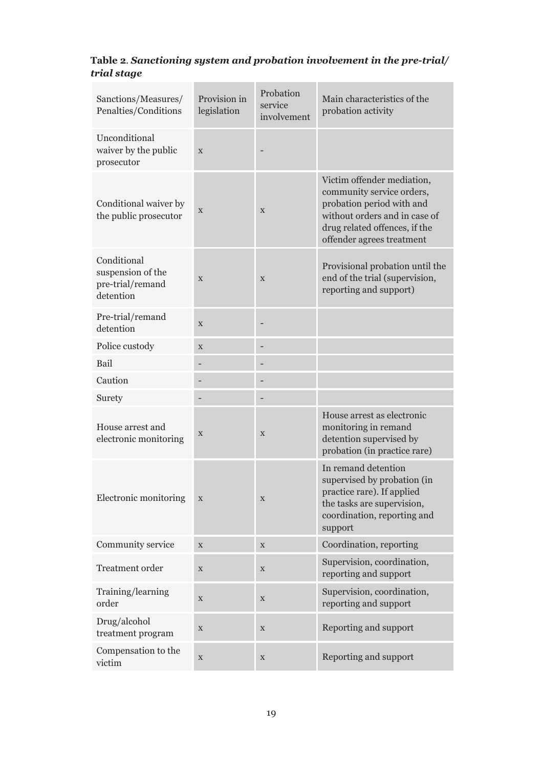**Table 2**. ***Sanctioning system and probation involvement in the pre-trial/ trial stage***

| Sanctions/Measures/ Penalties/Conditions | Provision in legislation | Probation service involvement | Main characteristics of the probation activity |
|---|---|---|---|
| Unconditional waiver by the public prosecutor | x | - | |
| Conditional waiver by the public prosecutor | x | x | Victim offender mediation, community service orders, probation period with and without orders and in case of drug related offences, if the offender agrees treatment |
| Conditional suspension of the pre-trial/remand detention | x | x | Provisional probation until the end of the trial (supervision, reporting and support) |
| Pre-trial/remand detention | x | - | |
| Police custody | x | - | |
| Bail | - | - | |
| Caution | - | - | |
| Surety | - | - | |
| House arrest and electronic monitoring | x | x | House arrest as electronic monitoring in remand detention supervised by probation (in practice rare) |
| Electronic monitoring | x | x | In remand detention supervised by probation (in practice rare). If applied the tasks are supervision, coordination, reporting and support |
| Community service | x | x | Coordination, reporting |
| Treatment order | x | x | Supervision, coordination, reporting and support |
| Training/learning order | x | x | Supervision, coordination, reporting and support |
| Drug/alcohol treatment program | x | x | Reporting and support |
| Compensation to the victim | x | x | Reporting and support |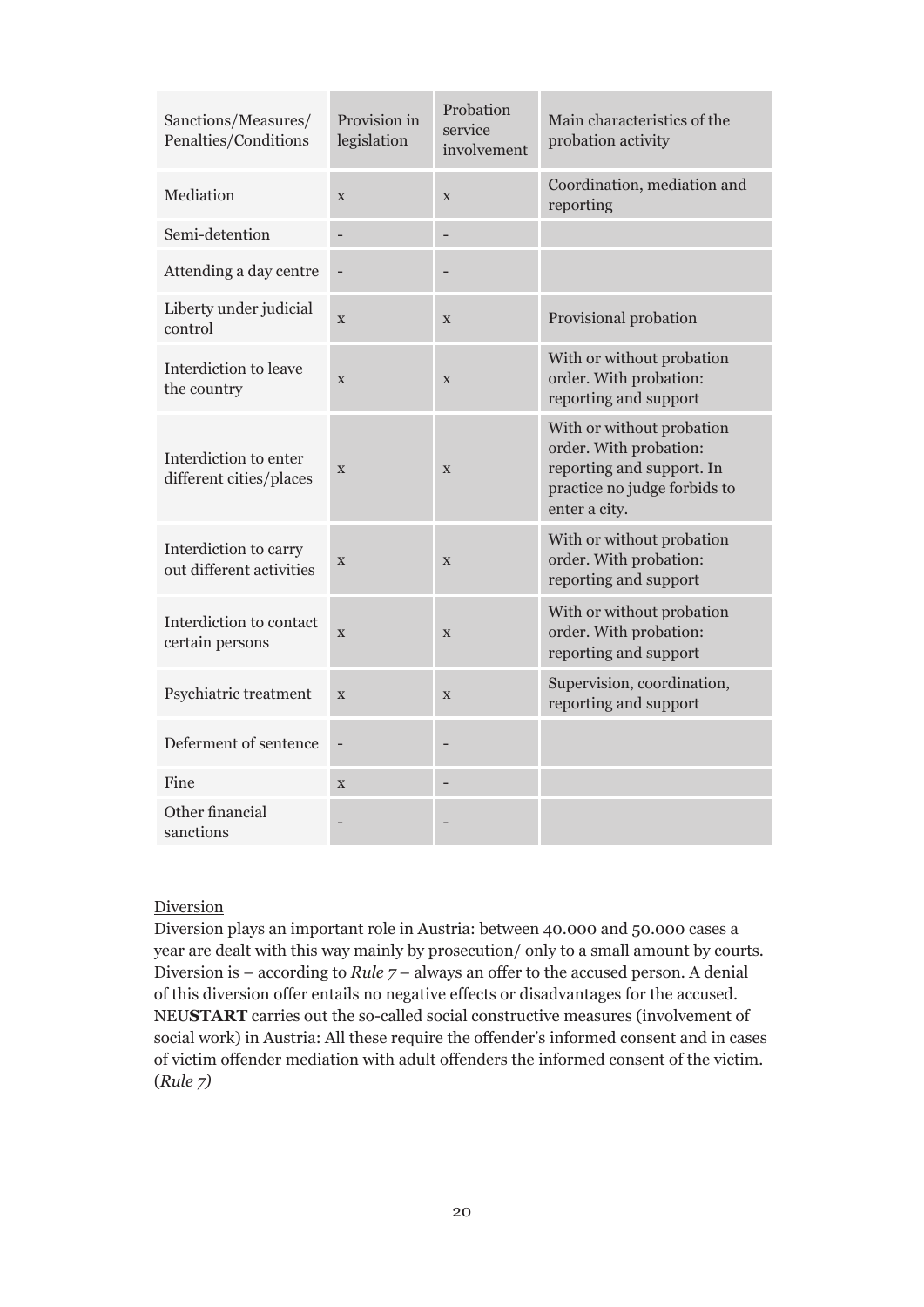| Sanctions/Measures/ Penalties/Conditions | Provision in legislation | Probation service involvement | Main characteristics of the probation activity |
|---|---|---|---|
| Mediation | x | x | Coordination, mediation and reporting |
| Semi-detention | - | - | |
| Attending a day centre | - | - | |
| Liberty under judicial control | x | x | Provisional probation |
| Interdiction to leave the country | x | x | With or without probation order. With probation: reporting and support |
| Interdiction to enter different cities/places | x | x | With or without probation order. With probation: reporting and support. In practice no judge forbids to enter a city. |
| Interdiction to carry out different activities | x | x | With or without probation order. With probation: reporting and support |
| Interdiction to contact certain persons | x | x | With or without probation order. With probation: reporting and support |
| Psychiatric treatment | x | x | Supervision, coordination, reporting and support |
| Deferment of sentence | - | - | |
| Fine | x | - | |
| Other financial sanctions | - | - | |

Diversion

Diversion plays an important role in Austria: between 40.000 and 50.000 cases a year are dealt with this way mainly by prosecution/ only to a small amount by courts. Diversion is – according to *Rule 7* – always an offer to the accused person. A denial of this diversion offer entails no negative effects or disadvantages for the accused. NEU**START** carries out the so-called social constructive measures (involvement of social work) in Austria: All these require the offender's informed consent and in cases of victim offender mediation with adult offenders the informed consent of the victim. (*Rule 7)*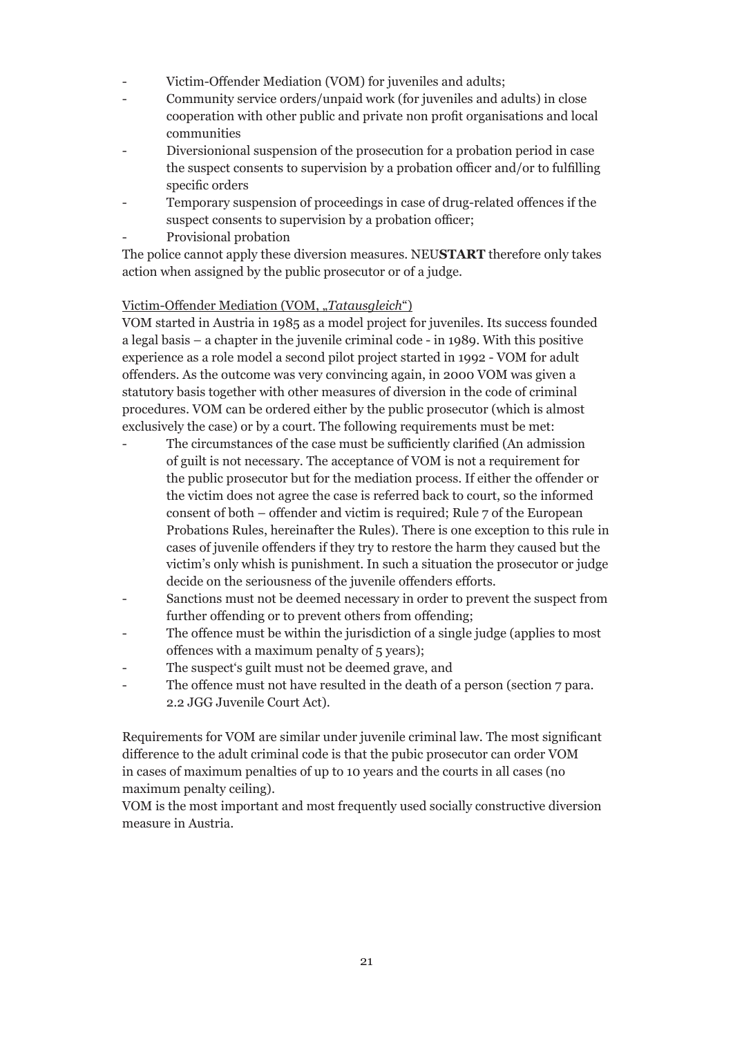- Victim-Offender Mediation (VOM) for juveniles and adults;
- Community service orders/unpaid work (for juveniles and adults) in close cooperation with other public and private non profit organisations and local communities
- Diversionional suspension of the prosecution for a probation period in case the suspect consents to supervision by a probation officer and/or to fulfilling specific orders
- Temporary suspension of proceedings in case of drug-related offences if the suspect consents to supervision by a probation officer;
- Provisional probation

The police cannot apply these diversion measures. NEU**START** therefore only takes action when assigned by the public prosecutor or of a judge.

Victim-Offender Mediation (VOM, „*Tatausgleich*")

VOM started in Austria in 1985 as a model project for juveniles. Its success founded a legal basis – a chapter in the juvenile criminal code - in 1989. With this positive experience as a role model a second pilot project started in 1992 - VOM for adult offenders. As the outcome was very convincing again, in 2000 VOM was given a statutory basis together with other measures of diversion in the code of criminal procedures. VOM can be ordered either by the public prosecutor (which is almost exclusively the case) or by a court. The following requirements must be met:

- The circumstances of the case must be sufficiently clarified (An admission of guilt is not necessary. The acceptance of VOM is not a requirement for the public prosecutor but for the mediation process. If either the offender or the victim does not agree the case is referred back to court, so the informed consent of both – offender and victim is required; Rule 7 of the European Probations Rules, hereinafter the Rules). There is one exception to this rule in cases of juvenile offenders if they try to restore the harm they caused but the victim's only whish is punishment. In such a situation the prosecutor or judge decide on the seriousness of the juvenile offenders efforts.
- Sanctions must not be deemed necessary in order to prevent the suspect from further offending or to prevent others from offending;
- The offence must be within the jurisdiction of a single judge (applies to most offences with a maximum penalty of 5 years);
- The suspect's guilt must not be deemed grave, and
- The offence must not have resulted in the death of a person (section 7 para. 2.2 JGG Juvenile Court Act).

Requirements for VOM are similar under juvenile criminal law. The most significant difference to the adult criminal code is that the pubic prosecutor can order VOM in cases of maximum penalties of up to 10 years and the courts in all cases (no maximum penalty ceiling).

VOM is the most important and most frequently used socially constructive diversion measure in Austria.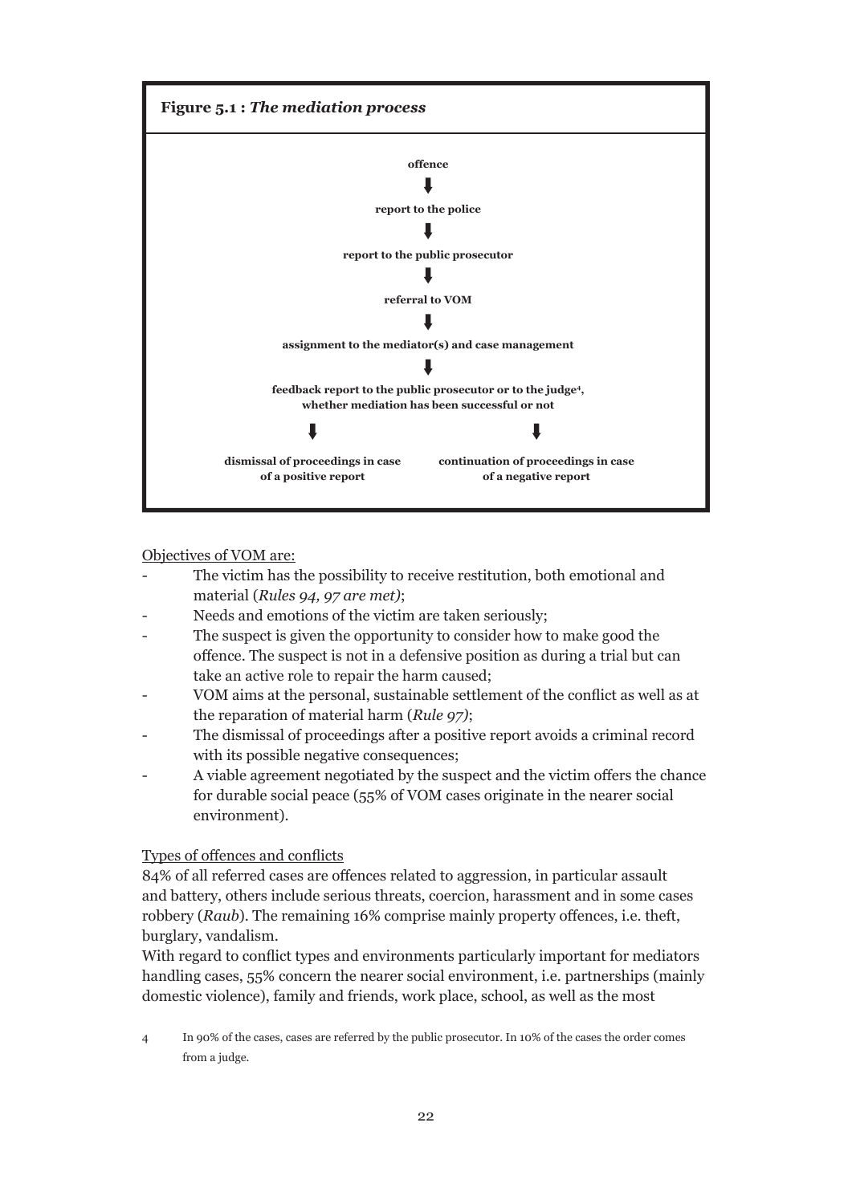**Figure 5.1 :** ***The mediation process***

**offence**

↓

**report to the police**

↓

**report to the public prosecutor**

↓

**referral to VOM**

↓

**assignment to the mediator(s) and case management**

↓

**feedback report to the public prosecutor or to the judge[4], whether mediation has been successful or not**

↓ ↓

**dismissal of proceedings in case of a positive report** | **continuation of proceedings in case of a negative report**

Objectives of VOM are:

- The victim has the possibility to receive restitution, both emotional and material (*Rules 94, 97 are met)*;
- Needs and emotions of the victim are taken seriously;
- The suspect is given the opportunity to consider how to make good the offence. The suspect is not in a defensive position as during a trial but can take an active role to repair the harm caused;
- VOM aims at the personal, sustainable settlement of the conflict as well as at the reparation of material harm (*Rule 97)*;
- The dismissal of proceedings after a positive report avoids a criminal record with its possible negative consequences;
- A viable agreement negotiated by the suspect and the victim offers the chance for durable social peace (55% of VOM cases originate in the nearer social environment).

Types of offences and conflicts

84% of all referred cases are offences related to aggression, in particular assault and battery, others include serious threats, coercion, harassment and in some cases robbery (*Raub*). The remaining 16% comprise mainly property offences, i.e. theft, burglary, vandalism.

With regard to conflict types and environments particularly important for mediators handling cases, 55% concern the nearer social environment, i.e. partnerships (mainly domestic violence), family and friends, work place, school, as well as the most

4 In 90% of the cases, cases are referred by the public prosecutor. In 10% of the cases the order comes from a judge.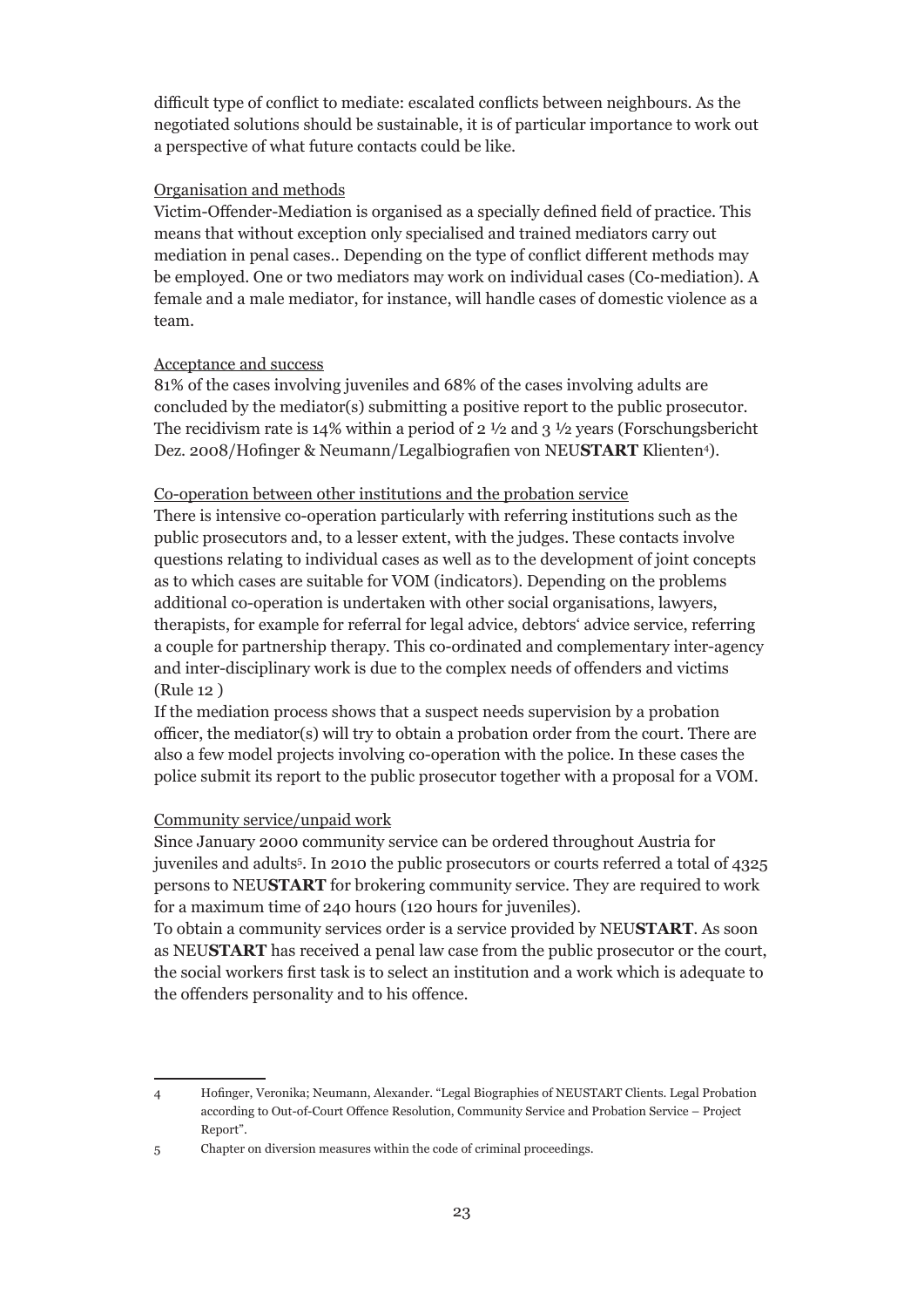difficult type of conflict to mediate: escalated conflicts between neighbours. As the negotiated solutions should be sustainable, it is of particular importance to work out a perspective of what future contacts could be like.

Organisation and methods

Victim-Offender-Mediation is organised as a specially defined field of practice. This means that without exception only specialised and trained mediators carry out mediation in penal cases.. Depending on the type of conflict different methods may be employed. One or two mediators may work on individual cases (Co-mediation). A female and a male mediator, for instance, will handle cases of domestic violence as a team.

Acceptance and success

81% of the cases involving juveniles and 68% of the cases involving adults are concluded by the mediator(s) submitting a positive report to the public prosecutor. The recidivism rate is 14% within a period of 2 ½ and 3 ½ years (Forschungsbericht Dez. 2008/Hofinger & Neumann/Legalbiografien von NEU**START** Klienten[4]).

Co-operation between other institutions and the probation service

There is intensive co-operation particularly with referring institutions such as the public prosecutors and, to a lesser extent, with the judges. These contacts involve questions relating to individual cases as well as to the development of joint concepts as to which cases are suitable for VOM (indicators). Depending on the problems additional co-operation is undertaken with other social organisations, lawyers, therapists, for example for referral for legal advice, debtors' advice service, referring a couple for partnership therapy. This co-ordinated and complementary inter-agency and inter-disciplinary work is due to the complex needs of offenders and victims (Rule 12 )

If the mediation process shows that a suspect needs supervision by a probation officer, the mediator(s) will try to obtain a probation order from the court. There are also a few model projects involving co-operation with the police. In these cases the police submit its report to the public prosecutor together with a proposal for a VOM.

Community service/unpaid work

Since January 2000 community service can be ordered throughout Austria for juveniles and adults[5]. In 2010 the public prosecutors or courts referred a total of 4325 persons to NEU**START** for brokering community service. They are required to work for a maximum time of 240 hours (120 hours for juveniles).

To obtain a community services order is a service provided by NEU**START**. As soon as NEU**START** has received a penal law case from the public prosecutor or the court, the social workers first task is to select an institution and a work which is adequate to the offenders personality and to his offence.

---

4 Hofinger, Veronika; Neumann, Alexander. "Legal Biographies of NEUSTART Clients. Legal Probation according to Out-of-Court Offence Resolution, Community Service and Probation Service – Project Report".

5 Chapter on diversion measures within the code of criminal proceedings.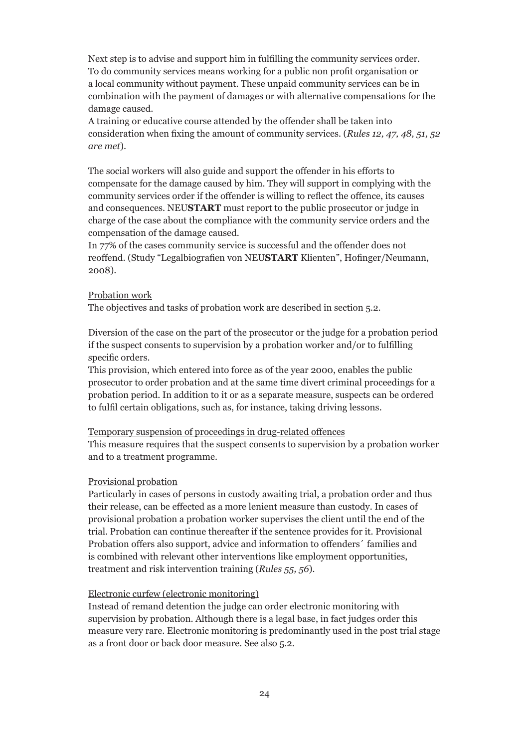Next step is to advise and support him in fulfilling the community services order. To do community services means working for a public non profit organisation or a local community without payment. These unpaid community services can be in combination with the payment of damages or with alternative compensations for the damage caused.
A training or educative course attended by the offender shall be taken into consideration when fixing the amount of community services. (*Rules 12, 47, 48, 51, 52 are met*).

The social workers will also guide and support the offender in his efforts to compensate for the damage caused by him. They will support in complying with the community services order if the offender is willing to reflect the offence, its causes and consequences. NEU**START** must report to the public prosecutor or judge in charge of the case about the compliance with the community service orders and the compensation of the damage caused.
In 77% of the cases community service is successful and the offender does not reoffend. (Study "Legalbiografien von NEU**START** Klienten", Hofinger/Neumann, 2008).

Probation work

The objectives and tasks of probation work are described in section 5.2.

Diversion of the case on the part of the prosecutor or the judge for a probation period if the suspect consents to supervision by a probation worker and/or to fulfilling specific orders.
This provision, which entered into force as of the year 2000, enables the public prosecutor to order probation and at the same time divert criminal proceedings for a probation period. In addition to it or as a separate measure, suspects can be ordered to fulfil certain obligations, such as, for instance, taking driving lessons.

Temporary suspension of proceedings in drug-related offences

This measure requires that the suspect consents to supervision by a probation worker and to a treatment programme.

Provisional probation

Particularly in cases of persons in custody awaiting trial, a probation order and thus their release, can be effected as a more lenient measure than custody. In cases of provisional probation a probation worker supervises the client until the end of the trial. Probation can continue thereafter if the sentence provides for it. Provisional Probation offers also support, advice and information to offenders´ families and is combined with relevant other interventions like employment opportunities, treatment and risk intervention training (*Rules 55, 56*).

Electronic curfew (electronic monitoring)

Instead of remand detention the judge can order electronic monitoring with supervision by probation. Although there is a legal base, in fact judges order this measure very rare. Electronic monitoring is predominantly used in the post trial stage as a front door or back door measure. See also 5.2.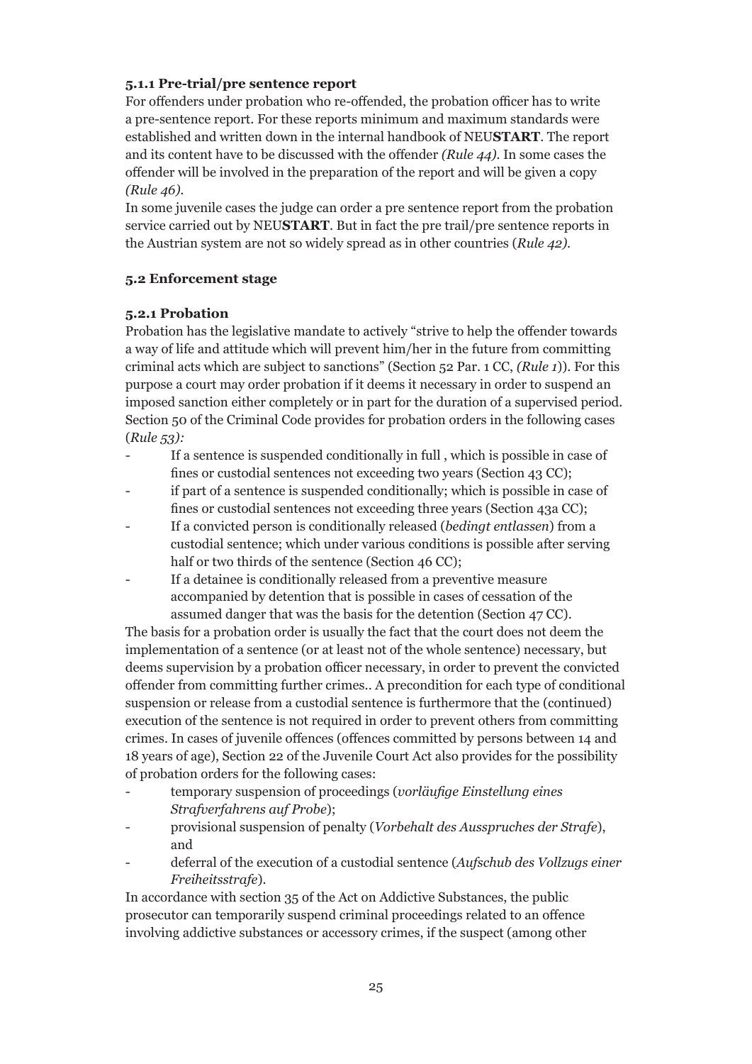#### 5.1.1 Pre-trial/pre sentence report

For offenders under probation who re-offended, the probation officer has to write a pre-sentence report. For these reports minimum and maximum standards were established and written down in the internal handbook of NEU**START**. The report and its content have to be discussed with the offender *(Rule 44)*. In some cases the offender will be involved in the preparation of the report and will be given a copy *(Rule 46)*.

In some juvenile cases the judge can order a pre sentence report from the probation service carried out by NEU**START**. But in fact the pre trail/pre sentence reports in the Austrian system are not so widely spread as in other countries (*Rule 42)*.

### 5.2 Enforcement stage

#### 5.2.1 Probation

Probation has the legislative mandate to actively "strive to help the offender towards a way of life and attitude which will prevent him/her in the future from committing criminal acts which are subject to sanctions" (Section 52 Par. 1 CC, *(Rule 1)*). For this purpose a court may order probation if it deems it necessary in order to suspend an imposed sanction either completely or in part for the duration of a supervised period. Section 50 of the Criminal Code provides for probation orders in the following cases (*Rule 53):*

- If a sentence is suspended conditionally in full , which is possible in case of fines or custodial sentences not exceeding two years (Section 43 CC);
- if part of a sentence is suspended conditionally; which is possible in case of fines or custodial sentences not exceeding three years (Section 43a CC);
- If a convicted person is conditionally released (*bedingt entlassen*) from a custodial sentence; which under various conditions is possible after serving half or two thirds of the sentence (Section 46 CC);
- If a detainee is conditionally released from a preventive measure accompanied by detention that is possible in cases of cessation of the assumed danger that was the basis for the detention (Section 47 CC).

The basis for a probation order is usually the fact that the court does not deem the implementation of a sentence (or at least not of the whole sentence) necessary, but deems supervision by a probation officer necessary, in order to prevent the convicted offender from committing further crimes.. A precondition for each type of conditional suspension or release from a custodial sentence is furthermore that the (continued) execution of the sentence is not required in order to prevent others from committing crimes. In cases of juvenile offences (offences committed by persons between 14 and 18 years of age), Section 22 of the Juvenile Court Act also provides for the possibility of probation orders for the following cases:

- temporary suspension of proceedings (*vorläufige Einstellung eines Strafverfahrens auf Probe*);
- provisional suspension of penalty (*Vorbehalt des Ausspruches der Strafe*), and
- deferral of the execution of a custodial sentence (*Aufschub des Vollzugs einer Freiheitsstrafe*).

In accordance with section 35 of the Act on Addictive Substances, the public prosecutor can temporarily suspend criminal proceedings related to an offence involving addictive substances or accessory crimes, if the suspect (among other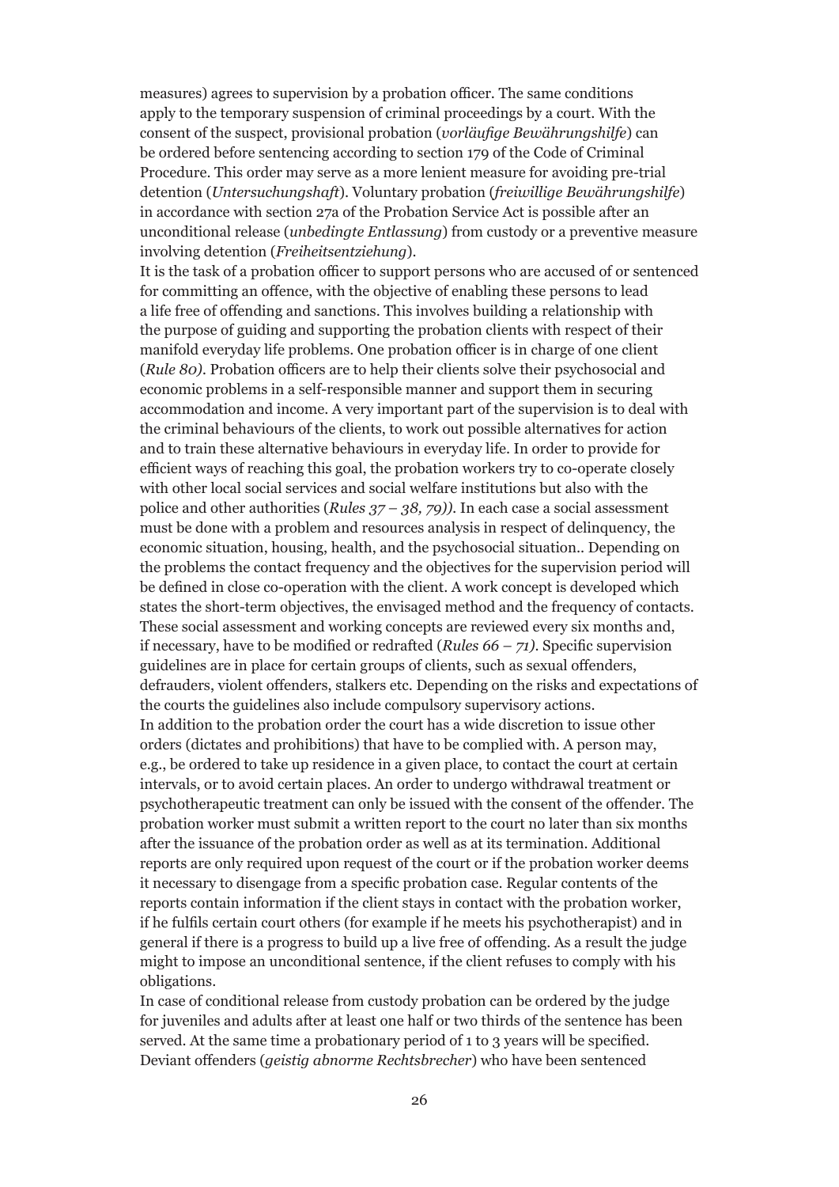measures) agrees to supervision by a probation officer. The same conditions apply to the temporary suspension of criminal proceedings by a court. With the consent of the suspect, provisional probation (*vorläufige Bewährungshilfe*) can be ordered before sentencing according to section 179 of the Code of Criminal Procedure. This order may serve as a more lenient measure for avoiding pre-trial detention (*Untersuchungshaft*). Voluntary probation (*freiwillige Bewährungshilfe*) in accordance with section 27a of the Probation Service Act is possible after an unconditional release (*unbedingte Entlassung*) from custody or a preventive measure involving detention (*Freiheitsentziehung*).

It is the task of a probation officer to support persons who are accused of or sentenced for committing an offence, with the objective of enabling these persons to lead a life free of offending and sanctions. This involves building a relationship with the purpose of guiding and supporting the probation clients with respect of their manifold everyday life problems. One probation officer is in charge of one client (*Rule 80)*. Probation officers are to help their clients solve their psychosocial and economic problems in a self-responsible manner and support them in securing accommodation and income. A very important part of the supervision is to deal with the criminal behaviours of the clients, to work out possible alternatives for action and to train these alternative behaviours in everyday life. In order to provide for efficient ways of reaching this goal, the probation workers try to co-operate closely with other local social services and social welfare institutions but also with the police and other authorities (*Rules 37 – 38, 79))*. In each case a social assessment must be done with a problem and resources analysis in respect of delinquency, the economic situation, housing, health, and the psychosocial situation.. Depending on the problems the contact frequency and the objectives for the supervision period will be defined in close co-operation with the client. A work concept is developed which states the short-term objectives, the envisaged method and the frequency of contacts. These social assessment and working concepts are reviewed every six months and, if necessary, have to be modified or redrafted (*Rules 66 – 71)*. Specific supervision guidelines are in place for certain groups of clients, such as sexual offenders, defrauders, violent offenders, stalkers etc. Depending on the risks and expectations of the courts the guidelines also include compulsory supervisory actions.

In addition to the probation order the court has a wide discretion to issue other orders (dictates and prohibitions) that have to be complied with. A person may, e.g., be ordered to take up residence in a given place, to contact the court at certain intervals, or to avoid certain places. An order to undergo withdrawal treatment or psychotherapeutic treatment can only be issued with the consent of the offender. The probation worker must submit a written report to the court no later than six months after the issuance of the probation order as well as at its termination. Additional reports are only required upon request of the court or if the probation worker deems it necessary to disengage from a specific probation case. Regular contents of the reports contain information if the client stays in contact with the probation worker, if he fulfils certain court others (for example if he meets his psychotherapist) and in general if there is a progress to build up a live free of offending. As a result the judge might to impose an unconditional sentence, if the client refuses to comply with his obligations.

In case of conditional release from custody probation can be ordered by the judge for juveniles and adults after at least one half or two thirds of the sentence has been served. At the same time a probationary period of 1 to 3 years will be specified. Deviant offenders (*geistig abnorme Rechtsbrecher*) who have been sentenced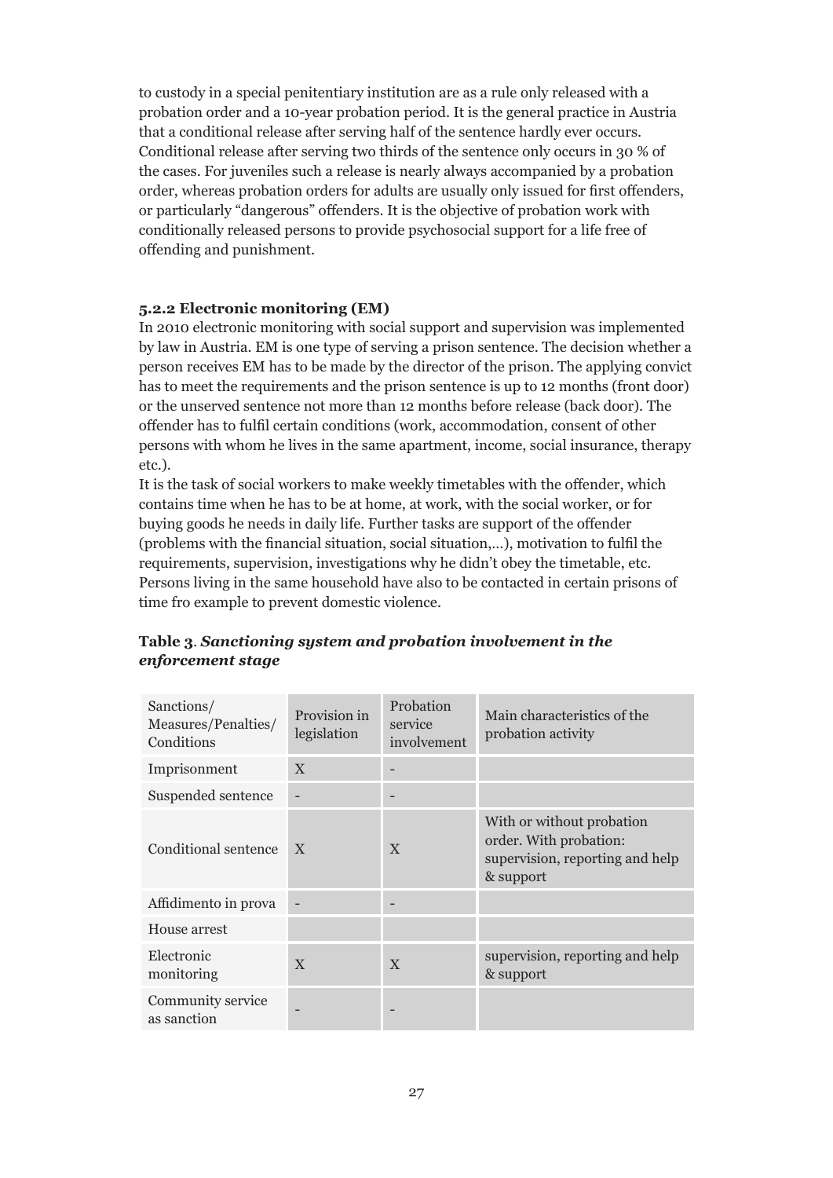to custody in a special penitentiary institution are as a rule only released with a probation order and a 10-year probation period. It is the general practice in Austria that a conditional release after serving half of the sentence hardly ever occurs. Conditional release after serving two thirds of the sentence only occurs in 30 % of the cases. For juveniles such a release is nearly always accompanied by a probation order, whereas probation orders for adults are usually only issued for first offenders, or particularly "dangerous" offenders. It is the objective of probation work with conditionally released persons to provide psychosocial support for a life free of offending and punishment.

### 5.2.2 Electronic monitoring (EM)

In 2010 electronic monitoring with social support and supervision was implemented by law in Austria. EM is one type of serving a prison sentence. The decision whether a person receives EM has to be made by the director of the prison. The applying convict has to meet the requirements and the prison sentence is up to 12 months (front door) or the unserved sentence not more than 12 months before release (back door). The offender has to fulfil certain conditions (work, accommodation, consent of other persons with whom he lives in the same apartment, income, social insurance, therapy etc.).

It is the task of social workers to make weekly timetables with the offender, which contains time when he has to be at home, at work, with the social worker, or for buying goods he needs in daily life. Further tasks are support of the offender (problems with the financial situation, social situation,…), motivation to fulfil the requirements, supervision, investigations why he didn't obey the timetable, etc. Persons living in the same household have also to be contacted in certain prisons of time fro example to prevent domestic violence.

**Table 3**. ***Sanctioning system and probation involvement in the enforcement stage***

| Sanctions/ Measures/Penalties/ Conditions | Provision in legislation | Probation service involvement | Main characteristics of the probation activity |
|---|---|---|---|
| Imprisonment | X | - | |
| Suspended sentence | - | - | |
| Conditional sentence | X | X | With or without probation order. With probation: supervision, reporting and help & support |
| Affidimento in prova | - | - | |
| House arrest | | | |
| Electronic monitoring | X | X | supervision, reporting and help & support |
| Community service as sanction | - | - | |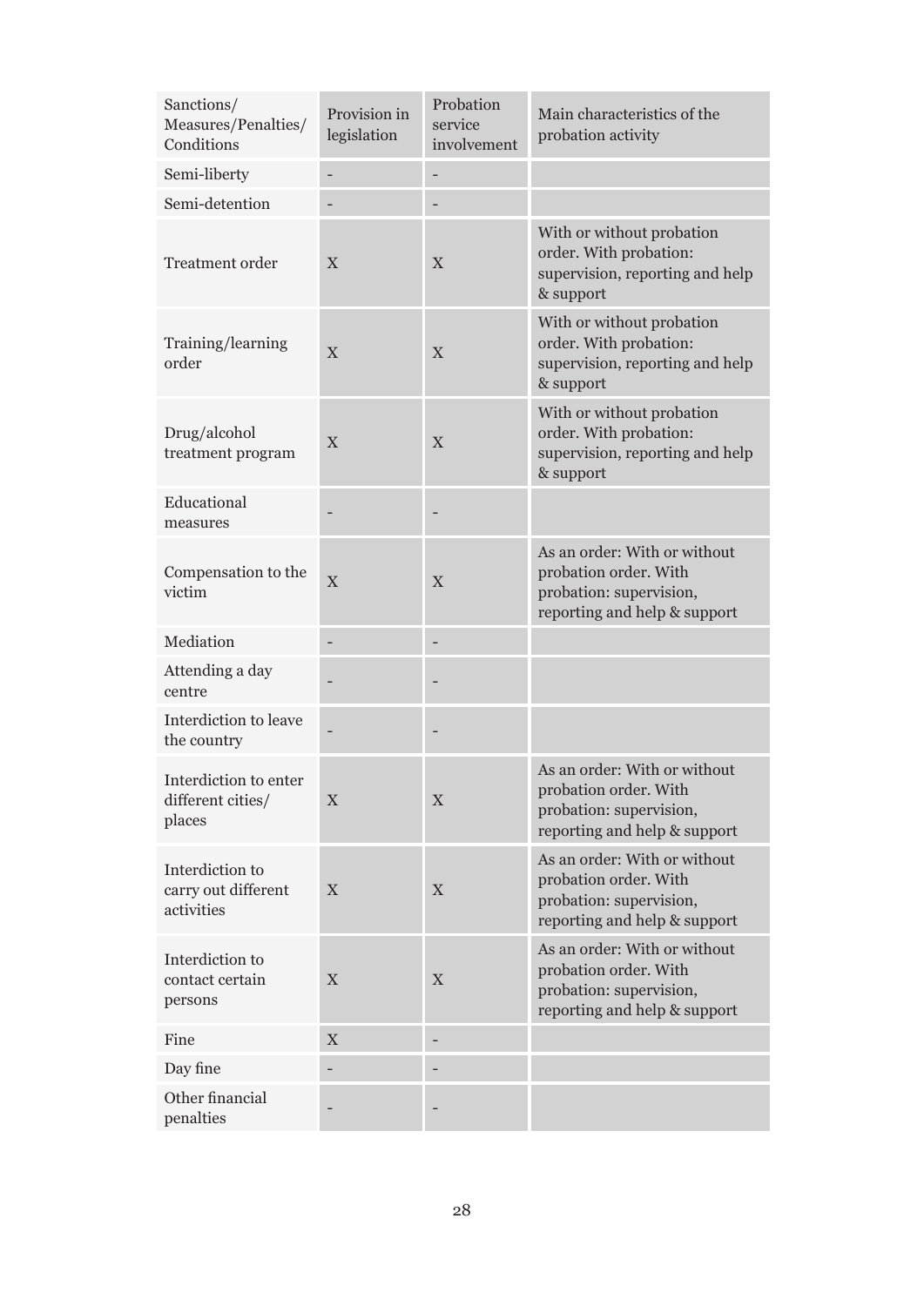| Sanctions/ Measures/Penalties/ Conditions | Provision in legislation | Probation service involvement | Main characteristics of the probation activity |
|---|---|---|---|
| Semi-liberty | - | - | |
| Semi-detention | - | - | |
| Treatment order | X | X | With or without probation order. With probation: supervision, reporting and help & support |
| Training/learning order | X | X | With or without probation order. With probation: supervision, reporting and help & support |
| Drug/alcohol treatment program | X | X | With or without probation order. With probation: supervision, reporting and help & support |
| Educational measures | - | - | |
| Compensation to the victim | X | X | As an order: With or without probation order. With probation: supervision, reporting and help & support |
| Mediation | - | - | |
| Attending a day centre | - | - | |
| Interdiction to leave the country | - | - | |
| Interdiction to enter different cities/ places | X | X | As an order: With or without probation order. With probation: supervision, reporting and help & support |
| Interdiction to carry out different activities | X | X | As an order: With or without probation order. With probation: supervision, reporting and help & support |
| Interdiction to contact certain persons | X | X | As an order: With or without probation order. With probation: supervision, reporting and help & support |
| Fine | X | - | |
| Day fine | - | - | |
| Other financial penalties | - | - | |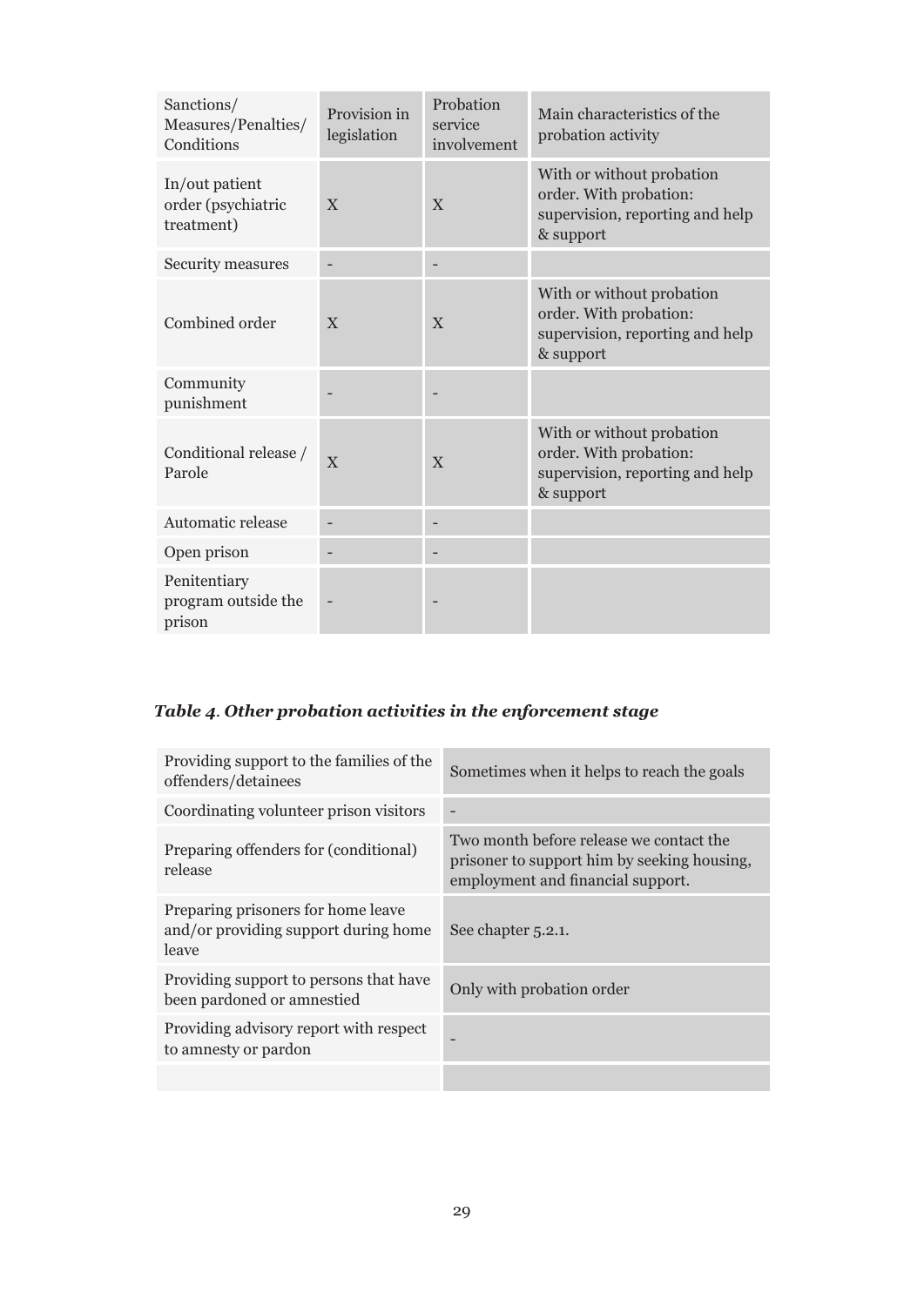| Sanctions/ Measures/Penalties/ Conditions | Provision in legislation | Probation service involvement | Main characteristics of the probation activity |
|---|---|---|---|
| In/out patient order (psychiatric treatment) | X | X | With or without probation order. With probation: supervision, reporting and help & support |
| Security measures | - | - | |
| Combined order | X | X | With or without probation order. With probation: supervision, reporting and help & support |
| Community punishment | - | - | |
| Conditional release / Parole | X | X | With or without probation order. With probation: supervision, reporting and help & support |
| Automatic release | - | - | |
| Open prison | - | - | |
| Penitentiary program outside the prison | - | - | |

***Table 4. Other probation activities in the enforcement stage***

| | |
|---|---|
| Providing support to the families of the offenders/detainees | Sometimes when it helps to reach the goals |
| Coordinating volunteer prison visitors | - |
| Preparing offenders for (conditional) release | Two month before release we contact the prisoner to support him by seeking housing, employment and financial support. |
| Preparing prisoners for home leave and/or providing support during home leave | See chapter 5.2.1. |
| Providing support to persons that have been pardoned or amnestied | Only with probation order |
| Providing advisory report with respect to amnesty or pardon | - |
| | |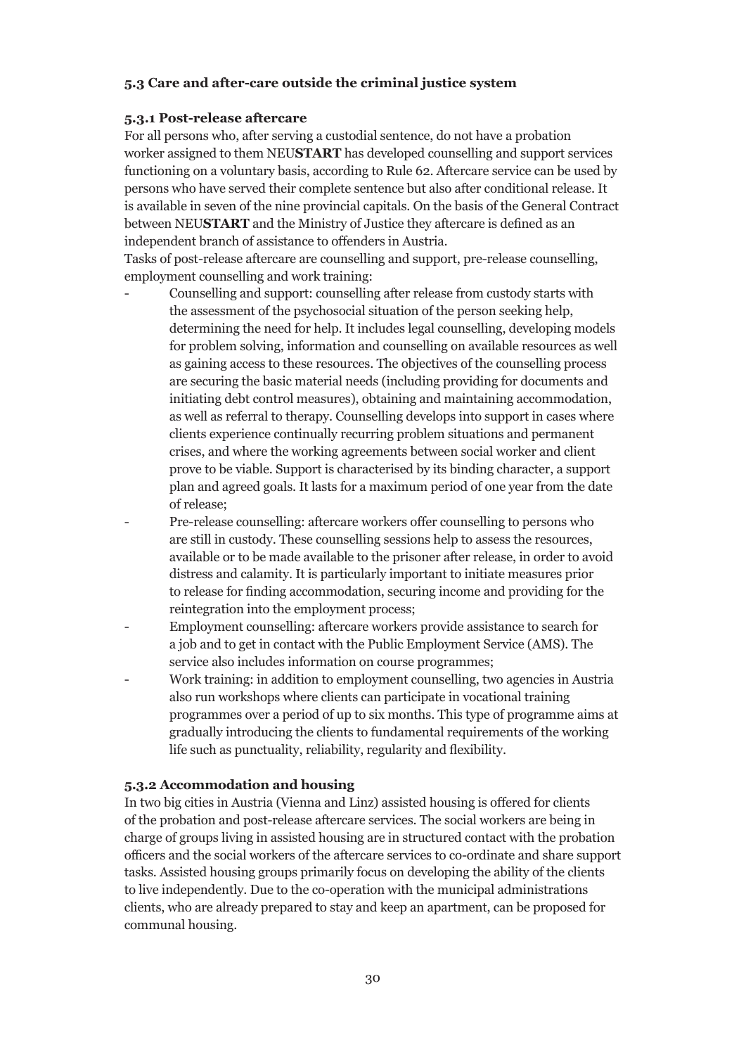### 5.3 Care and after-care outside the criminal justice system

#### 5.3.1 Post-release aftercare

For all persons who, after serving a custodial sentence, do not have a probation worker assigned to them NEU**START** has developed counselling and support services functioning on a voluntary basis, according to Rule 62. Aftercare service can be used by persons who have served their complete sentence but also after conditional release. It is available in seven of the nine provincial capitals. On the basis of the General Contract between NEU**START** and the Ministry of Justice they aftercare is defined as an independent branch of assistance to offenders in Austria.

Tasks of post-release aftercare are counselling and support, pre-release counselling, employment counselling and work training:

- Counselling and support: counselling after release from custody starts with the assessment of the psychosocial situation of the person seeking help, determining the need for help. It includes legal counselling, developing models for problem solving, information and counselling on available resources as well as gaining access to these resources. The objectives of the counselling process are securing the basic material needs (including providing for documents and initiating debt control measures), obtaining and maintaining accommodation, as well as referral to therapy. Counselling develops into support in cases where clients experience continually recurring problem situations and permanent crises, and where the working agreements between social worker and client prove to be viable. Support is characterised by its binding character, a support plan and agreed goals. It lasts for a maximum period of one year from the date of release;
- Pre-release counselling: aftercare workers offer counselling to persons who are still in custody. These counselling sessions help to assess the resources, available or to be made available to the prisoner after release, in order to avoid distress and calamity. It is particularly important to initiate measures prior to release for finding accommodation, securing income and providing for the reintegration into the employment process;
- Employment counselling: aftercare workers provide assistance to search for a job and to get in contact with the Public Employment Service (AMS). The service also includes information on course programmes;
- Work training: in addition to employment counselling, two agencies in Austria also run workshops where clients can participate in vocational training programmes over a period of up to six months. This type of programme aims at gradually introducing the clients to fundamental requirements of the working life such as punctuality, reliability, regularity and flexibility.

#### 5.3.2 Accommodation and housing

In two big cities in Austria (Vienna and Linz) assisted housing is offered for clients of the probation and post-release aftercare services. The social workers are being in charge of groups living in assisted housing are in structured contact with the probation officers and the social workers of the aftercare services to co-ordinate and share support tasks. Assisted housing groups primarily focus on developing the ability of the clients to live independently. Due to the co-operation with the municipal administrations clients, who are already prepared to stay and keep an apartment, can be proposed for communal housing.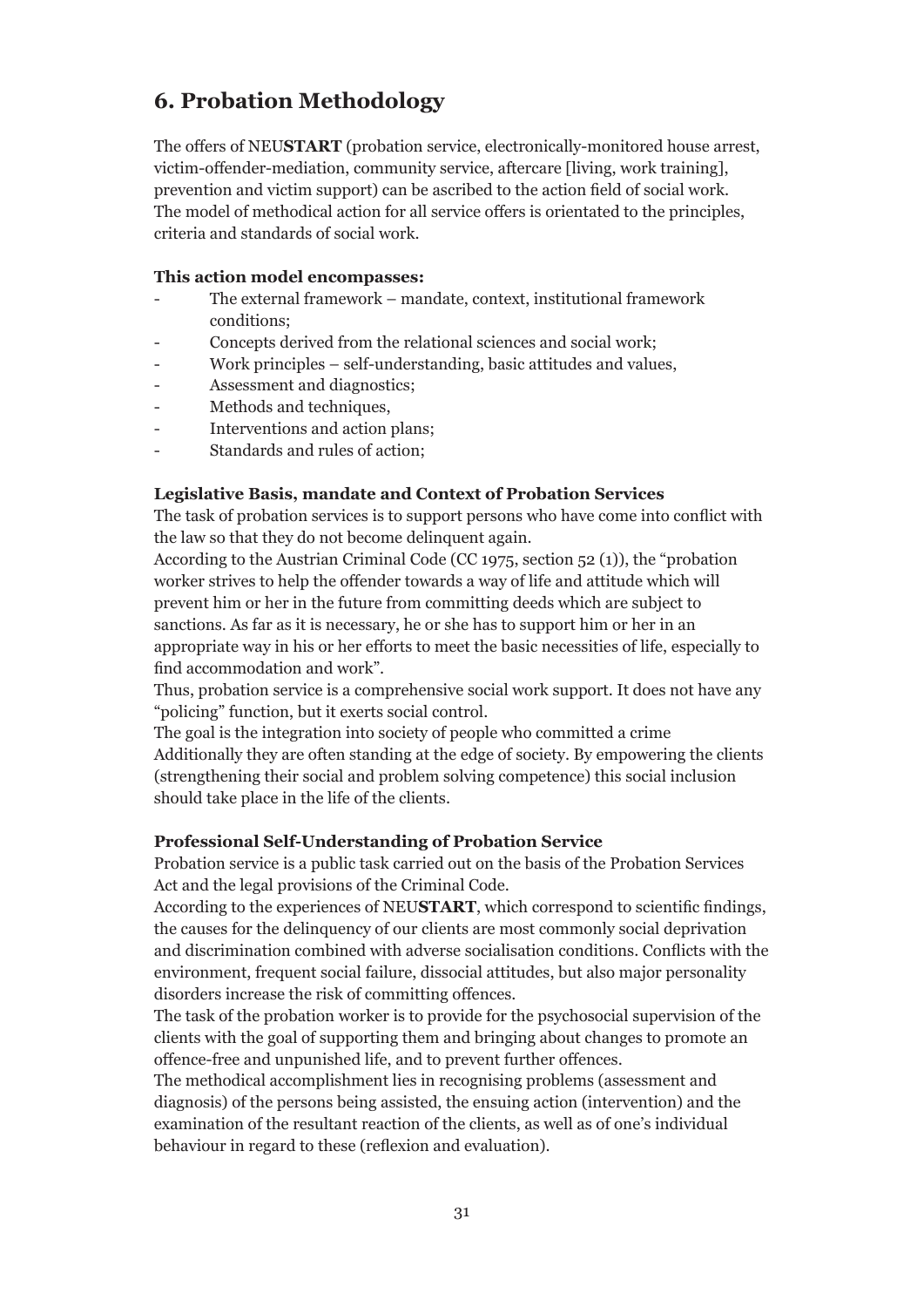## 6. Probation Methodology

The offers of NEU**START** (probation service, electronically-monitored house arrest, victim-offender-mediation, community service, aftercare [living, work training], prevention and victim support) can be ascribed to the action field of social work. The model of methodical action for all service offers is orientated to the principles, criteria and standards of social work.

**This action model encompasses:**

- The external framework – mandate, context, institutional framework conditions;
- Concepts derived from the relational sciences and social work;
- Work principles – self-understanding, basic attitudes and values,
- Assessment and diagnostics;
- Methods and techniques,
- Interventions and action plans;
- Standards and rules of action;

**Legislative Basis, mandate and Context of Probation Services**

The task of probation services is to support persons who have come into conflict with the law so that they do not become delinquent again.
According to the Austrian Criminal Code (CC 1975, section 52 (1)), the "probation worker strives to help the offender towards a way of life and attitude which will prevent him or her in the future from committing deeds which are subject to sanctions. As far as it is necessary, he or she has to support him or her in an appropriate way in his or her efforts to meet the basic necessities of life, especially to find accommodation and work".
Thus, probation service is a comprehensive social work support. It does not have any "policing" function, but it exerts social control.
The goal is the integration into society of people who committed a crime
Additionally they are often standing at the edge of society. By empowering the clients (strengthening their social and problem solving competence) this social inclusion should take place in the life of the clients.

**Professional Self-Understanding of Probation Service**

Probation service is a public task carried out on the basis of the Probation Services Act and the legal provisions of the Criminal Code.
According to the experiences of NEU**START**, which correspond to scientific findings, the causes for the delinquency of our clients are most commonly social deprivation and discrimination combined with adverse socialisation conditions. Conflicts with the environment, frequent social failure, dissocial attitudes, but also major personality disorders increase the risk of committing offences.
The task of the probation worker is to provide for the psychosocial supervision of the clients with the goal of supporting them and bringing about changes to promote an offence-free and unpunished life, and to prevent further offences.
The methodical accomplishment lies in recognising problems (assessment and diagnosis) of the persons being assisted, the ensuing action (intervention) and the examination of the resultant reaction of the clients, as well as of one's individual behaviour in regard to these (reflexion and evaluation).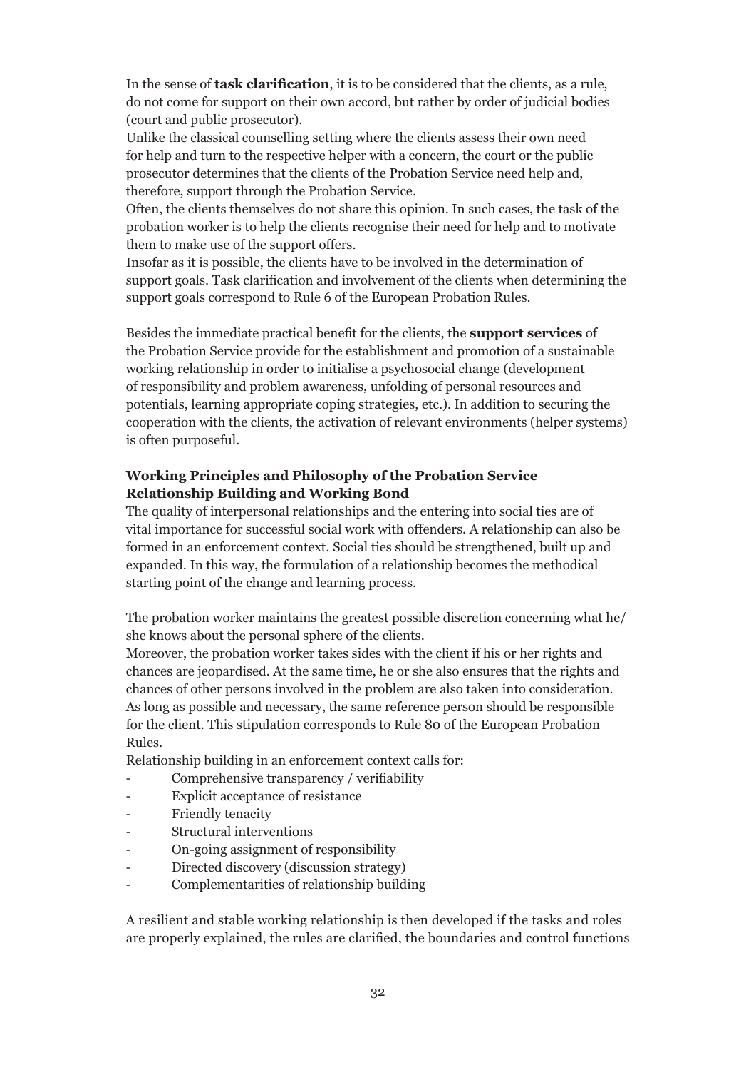In the sense of **task clarification**, it is to be considered that the clients, as a rule, do not come for support on their own accord, but rather by order of judicial bodies (court and public prosecutor).

Unlike the classical counselling setting where the clients assess their own need for help and turn to the respective helper with a concern, the court or the public prosecutor determines that the clients of the Probation Service need help and, therefore, support through the Probation Service.

Often, the clients themselves do not share this opinion. In such cases, the task of the probation worker is to help the clients recognise their need for help and to motivate them to make use of the support offers.

Insofar as it is possible, the clients have to be involved in the determination of support goals. Task clarification and involvement of the clients when determining the support goals correspond to Rule 6 of the European Probation Rules.

Besides the immediate practical benefit for the clients, the **support services** of the Probation Service provide for the establishment and promotion of a sustainable working relationship in order to initialise a psychosocial change (development of responsibility and problem awareness, unfolding of personal resources and potentials, learning appropriate coping strategies, etc.). In addition to securing the cooperation with the clients, the activation of relevant environments (helper systems) is often purposeful.

**Working Principles and Philosophy of the Probation Service**
**Relationship Building and Working Bond**

The quality of interpersonal relationships and the entering into social ties are of vital importance for successful social work with offenders. A relationship can also be formed in an enforcement context. Social ties should be strengthened, built up and expanded. In this way, the formulation of a relationship becomes the methodical starting point of the change and learning process.

The probation worker maintains the greatest possible discretion concerning what he/she knows about the personal sphere of the clients.

Moreover, the probation worker takes sides with the client if his or her rights and chances are jeopardised. At the same time, he or she also ensures that the rights and chances of other persons involved in the problem are also taken into consideration. As long as possible and necessary, the same reference person should be responsible for the client. This stipulation corresponds to Rule 80 of the European Probation Rules.

Relationship building in an enforcement context calls for:

- Comprehensive transparency / verifiability
- Explicit acceptance of resistance
- Friendly tenacity
- Structural interventions
- On-going assignment of responsibility
- Directed discovery (discussion strategy)
- Complementarities of relationship building

A resilient and stable working relationship is then developed if the tasks and roles are properly explained, the rules are clarified, the boundaries and control functions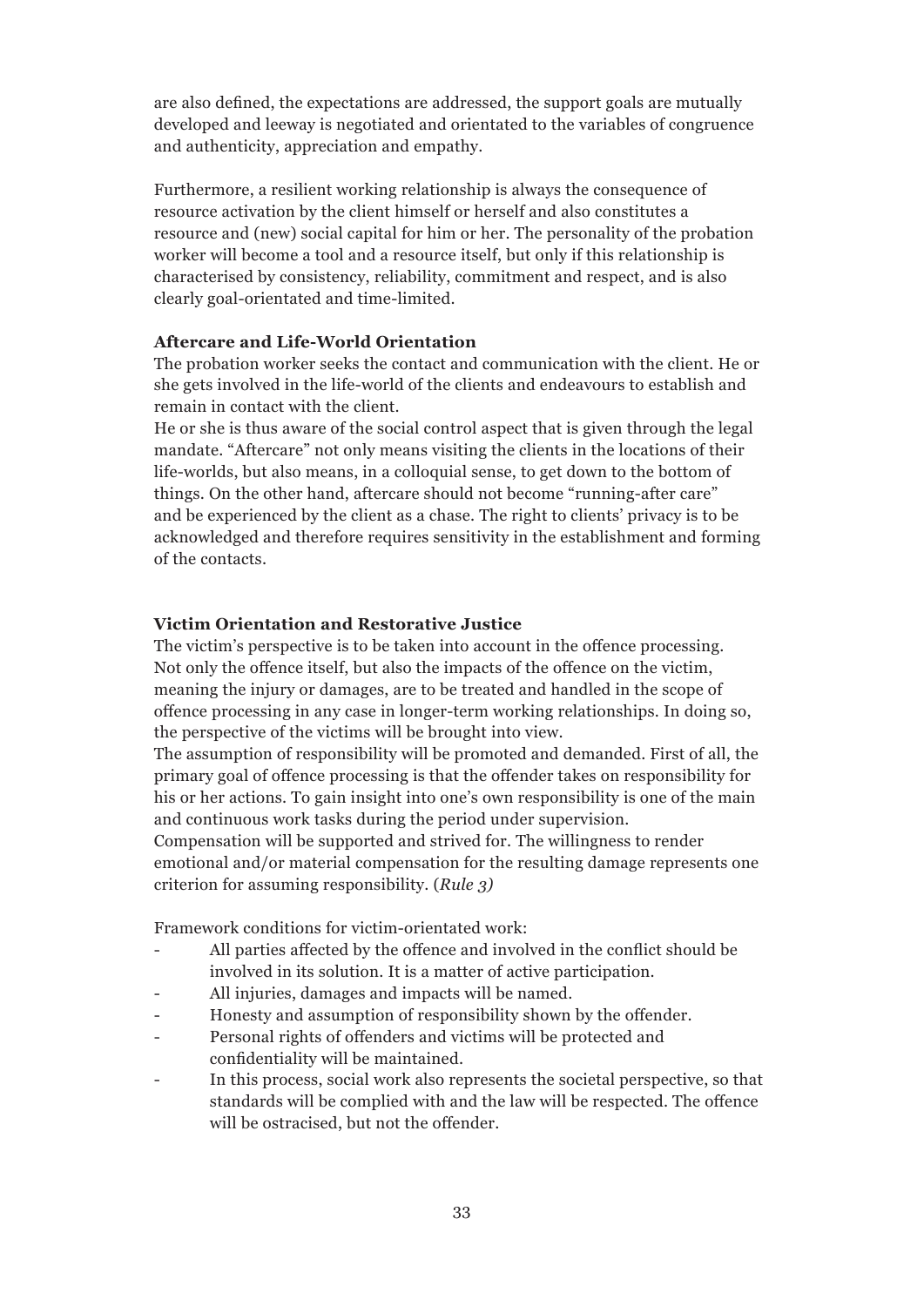are also defined, the expectations are addressed, the support goals are mutually developed and leeway is negotiated and orientated to the variables of congruence and authenticity, appreciation and empathy.

Furthermore, a resilient working relationship is always the consequence of resource activation by the client himself or herself and also constitutes a resource and (new) social capital for him or her. The personality of the probation worker will become a tool and a resource itself, but only if this relationship is characterised by consistency, reliability, commitment and respect, and is also clearly goal-orientated and time-limited.

**Aftercare and Life-World Orientation**

The probation worker seeks the contact and communication with the client. He or she gets involved in the life-world of the clients and endeavours to establish and remain in contact with the client.

He or she is thus aware of the social control aspect that is given through the legal mandate. "Aftercare" not only means visiting the clients in the locations of their life-worlds, but also means, in a colloquial sense, to get down to the bottom of things. On the other hand, aftercare should not become "running-after care" and be experienced by the client as a chase. The right to clients' privacy is to be acknowledged and therefore requires sensitivity in the establishment and forming of the contacts.

**Victim Orientation and Restorative Justice**

The victim's perspective is to be taken into account in the offence processing. Not only the offence itself, but also the impacts of the offence on the victim, meaning the injury or damages, are to be treated and handled in the scope of offence processing in any case in longer-term working relationships. In doing so, the perspective of the victims will be brought into view.

The assumption of responsibility will be promoted and demanded. First of all, the primary goal of offence processing is that the offender takes on responsibility for his or her actions. To gain insight into one's own responsibility is one of the main and continuous work tasks during the period under supervision.

Compensation will be supported and strived for. The willingness to render emotional and/or material compensation for the resulting damage represents one criterion for assuming responsibility. (*Rule 3)*

Framework conditions for victim-orientated work:

- All parties affected by the offence and involved in the conflict should be involved in its solution. It is a matter of active participation.
- All injuries, damages and impacts will be named.
- Honesty and assumption of responsibility shown by the offender.
- Personal rights of offenders and victims will be protected and confidentiality will be maintained.
- In this process, social work also represents the societal perspective, so that standards will be complied with and the law will be respected. The offence will be ostracised, but not the offender.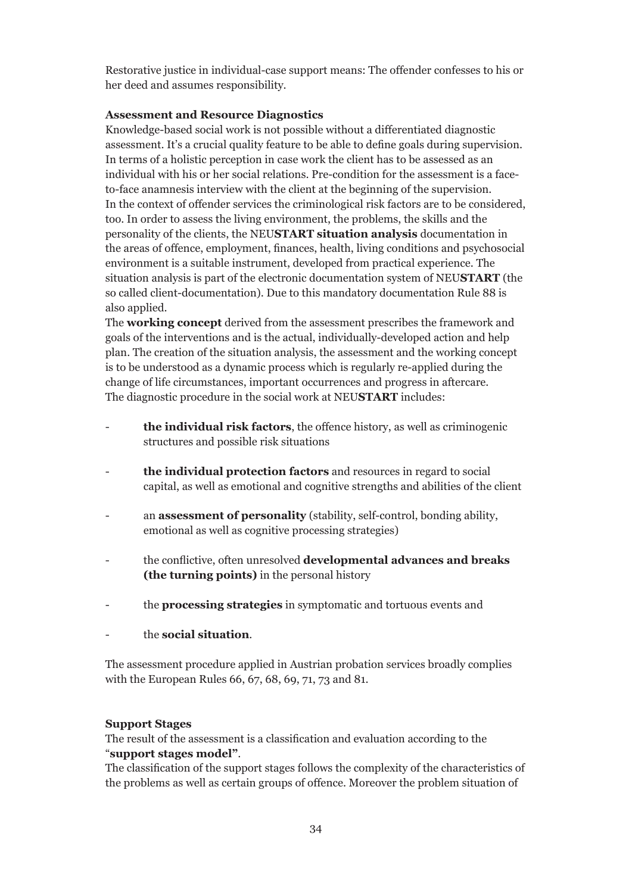Restorative justice in individual-case support means: The offender confesses to his or her deed and assumes responsibility.

**Assessment and Resource Diagnostics**

Knowledge-based social work is not possible without a differentiated diagnostic assessment. It's a crucial quality feature to be able to define goals during supervision. In terms of a holistic perception in case work the client has to be assessed as an individual with his or her social relations. Pre-condition for the assessment is a face-to-face anamnesis interview with the client at the beginning of the supervision. In the context of offender services the criminological risk factors are to be considered, too. In order to assess the living environment, the problems, the skills and the personality of the clients, the NEU**START situation analysis** documentation in the areas of offence, employment, finances, health, living conditions and psychosocial environment is a suitable instrument, developed from practical experience. The situation analysis is part of the electronic documentation system of NEU**START** (the so called client-documentation). Due to this mandatory documentation Rule 88 is also applied.

The **working concept** derived from the assessment prescribes the framework and goals of the interventions and is the actual, individually-developed action and help plan. The creation of the situation analysis, the assessment and the working concept is to be understood as a dynamic process which is regularly re-applied during the change of life circumstances, important occurrences and progress in aftercare.

The diagnostic procedure in the social work at NEU**START** includes:

- **the individual risk factors**, the offence history, as well as criminogenic structures and possible risk situations
- **the individual protection factors** and resources in regard to social capital, as well as emotional and cognitive strengths and abilities of the client
- an **assessment of personality** (stability, self-control, bonding ability, emotional as well as cognitive processing strategies)
- the conflictive, often unresolved **developmental advances and breaks (the turning points)** in the personal history
- the **processing strategies** in symptomatic and tortuous events and
- the **social situation**.

The assessment procedure applied in Austrian probation services broadly complies with the European Rules 66, 67, 68, 69, 71, 73 and 81.

**Support Stages**

The result of the assessment is a classification and evaluation according to the "**support stages model"**.

The classification of the support stages follows the complexity of the characteristics of the problems as well as certain groups of offence. Moreover the problem situation of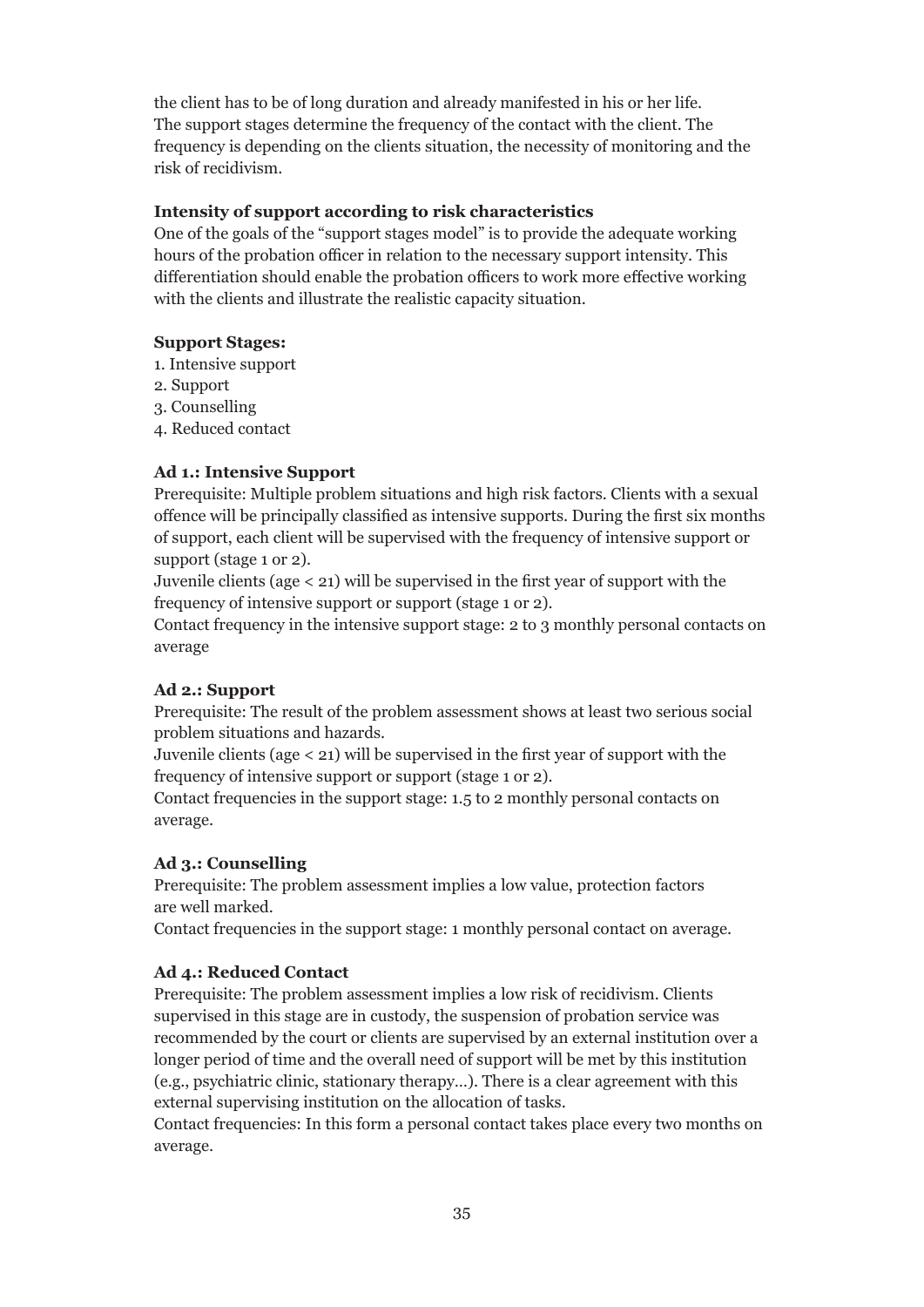the client has to be of long duration and already manifested in his or her life. The support stages determine the frequency of the contact with the client. The frequency is depending on the clients situation, the necessity of monitoring and the risk of recidivism.

**Intensity of support according to risk characteristics**

One of the goals of the "support stages model" is to provide the adequate working hours of the probation officer in relation to the necessary support intensity. This differentiation should enable the probation officers to work more effective working with the clients and illustrate the realistic capacity situation.

**Support Stages:**

1. Intensive support
2. Support
3. Counselling
4. Reduced contact

**Ad 1.: Intensive Support**

Prerequisite: Multiple problem situations and high risk factors. Clients with a sexual offence will be principally classified as intensive supports. During the first six months of support, each client will be supervised with the frequency of intensive support or support (stage 1 or 2).

Juvenile clients (age < 21) will be supervised in the first year of support with the frequency of intensive support or support (stage 1 or 2).

Contact frequency in the intensive support stage: 2 to 3 monthly personal contacts on average

**Ad 2.: Support**

Prerequisite: The result of the problem assessment shows at least two serious social problem situations and hazards.

Juvenile clients (age < 21) will be supervised in the first year of support with the frequency of intensive support or support (stage 1 or 2).

Contact frequencies in the support stage: 1.5 to 2 monthly personal contacts on average.

**Ad 3.: Counselling**

Prerequisite: The problem assessment implies a low value, protection factors are well marked.

Contact frequencies in the support stage: 1 monthly personal contact on average.

**Ad 4.: Reduced Contact**

Prerequisite: The problem assessment implies a low risk of recidivism. Clients supervised in this stage are in custody, the suspension of probation service was recommended by the court or clients are supervised by an external institution over a longer period of time and the overall need of support will be met by this institution (e.g., psychiatric clinic, stationary therapy…). There is a clear agreement with this external supervising institution on the allocation of tasks.

Contact frequencies: In this form a personal contact takes place every two months on average.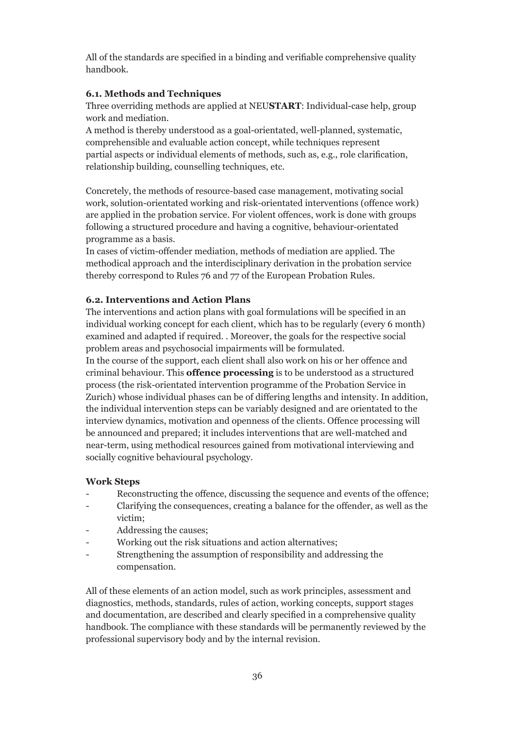All of the standards are specified in a binding and verifiable comprehensive quality handbook.

### 6.1. Methods and Techniques

Three overriding methods are applied at NEU**START**: Individual-case help, group work and mediation.

A method is thereby understood as a goal-orientated, well-planned, systematic, comprehensible and evaluable action concept, while techniques represent partial aspects or individual elements of methods, such as, e.g., role clarification, relationship building, counselling techniques, etc.

Concretely, the methods of resource-based case management, motivating social work, solution-orientated working and risk-orientated interventions (offence work) are applied in the probation service. For violent offences, work is done with groups following a structured procedure and having a cognitive, behaviour-orientated programme as a basis.

In cases of victim-offender mediation, methods of mediation are applied. The methodical approach and the interdisciplinary derivation in the probation service thereby correspond to Rules 76 and 77 of the European Probation Rules.

### 6.2. Interventions and Action Plans

The interventions and action plans with goal formulations will be specified in an individual working concept for each client, which has to be regularly (every 6 month) examined and adapted if required. . Moreover, the goals for the respective social problem areas and psychosocial impairments will be formulated.

In the course of the support, each client shall also work on his or her offence and criminal behaviour. This **offence processing** is to be understood as a structured process (the risk-orientated intervention programme of the Probation Service in Zurich) whose individual phases can be of differing lengths and intensity. In addition, the individual intervention steps can be variably designed and are orientated to the interview dynamics, motivation and openness of the clients. Offence processing will be announced and prepared; it includes interventions that are well-matched and near-term, using methodical resources gained from motivational interviewing and socially cognitive behavioural psychology.

**Work Steps**

- Reconstructing the offence, discussing the sequence and events of the offence;
- Clarifying the consequences, creating a balance for the offender, as well as the victim;
- Addressing the causes;
- Working out the risk situations and action alternatives;
- Strengthening the assumption of responsibility and addressing the compensation.

All of these elements of an action model, such as work principles, assessment and diagnostics, methods, standards, rules of action, working concepts, support stages and documentation, are described and clearly specified in a comprehensive quality handbook. The compliance with these standards will be permanently reviewed by the professional supervisory body and by the internal revision.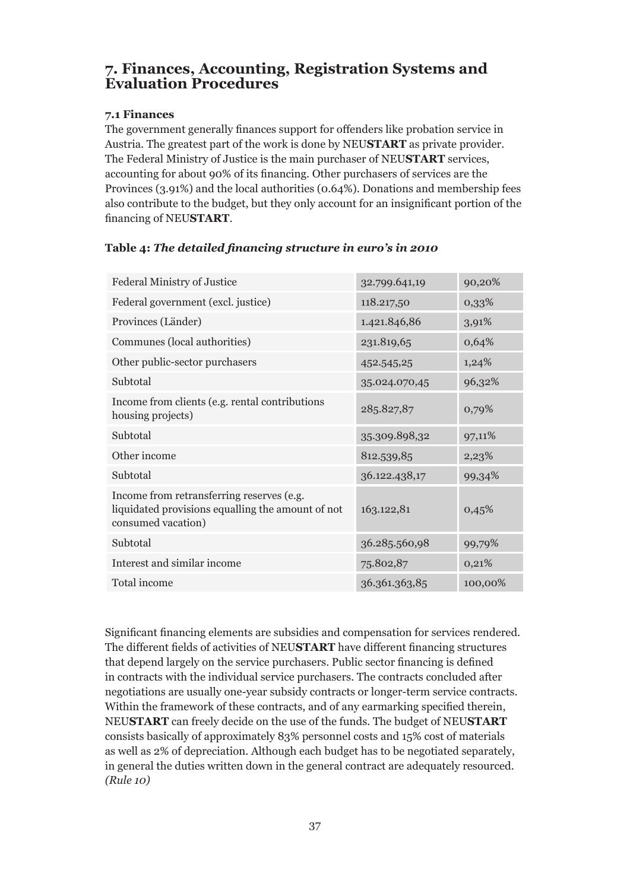## 7. Finances, Accounting, Registration Systems and Evaluation Procedures

### 7.1 Finances

The government generally finances support for offenders like probation service in Austria. The greatest part of the work is done by NEU**START** as private provider. The Federal Ministry of Justice is the main purchaser of NEU**START** services, accounting for about 90% of its financing. Other purchasers of services are the Provinces (3.91%) and the local authorities (0.64%). Donations and membership fees also contribute to the budget, but they only account for an insignificant portion of the financing of NEU**START**.

**Table 4:** ***The detailed financing structure in euro's in 2010***

| | | |
|---|---|---|
| Federal Ministry of Justice | 32.799.641,19 | 90,20% |
| Federal government (excl. justice) | 118.217,50 | 0,33% |
| Provinces (Länder) | 1.421.846,86 | 3,91% |
| Communes (local authorities) | 231.819,65 | 0,64% |
| Other public-sector purchasers | 452.545,25 | 1,24% |
| Subtotal | 35.024.070,45 | 96,32% |
| Income from clients (e.g. rental contributions housing projects) | 285.827,87 | 0,79% |
| Subtotal | 35.309.898,32 | 97,11% |
| Other income | 812.539,85 | 2,23% |
| Subtotal | 36.122.438,17 | 99,34% |
| Income from retransferring reserves (e.g. liquidated provisions equalling the amount of not consumed vacation) | 163.122,81 | 0,45% |
| Subtotal | 36.285.560,98 | 99,79% |
| Interest and similar income | 75.802,87 | 0,21% |
| Total income | 36.361.363,85 | 100,00% |

Significant financing elements are subsidies and compensation for services rendered. The different fields of activities of NEU**START** have different financing structures that depend largely on the service purchasers. Public sector financing is defined in contracts with the individual service purchasers. The contracts concluded after negotiations are usually one-year subsidy contracts or longer-term service contracts. Within the framework of these contracts, and of any earmarking specified therein, NEU**START** can freely decide on the use of the funds. The budget of NEU**START** consists basically of approximately 83% personnel costs and 15% cost of materials as well as 2% of depreciation. Although each budget has to be negotiated separately, in general the duties written down in the general contract are adequately resourced. *(Rule 10)*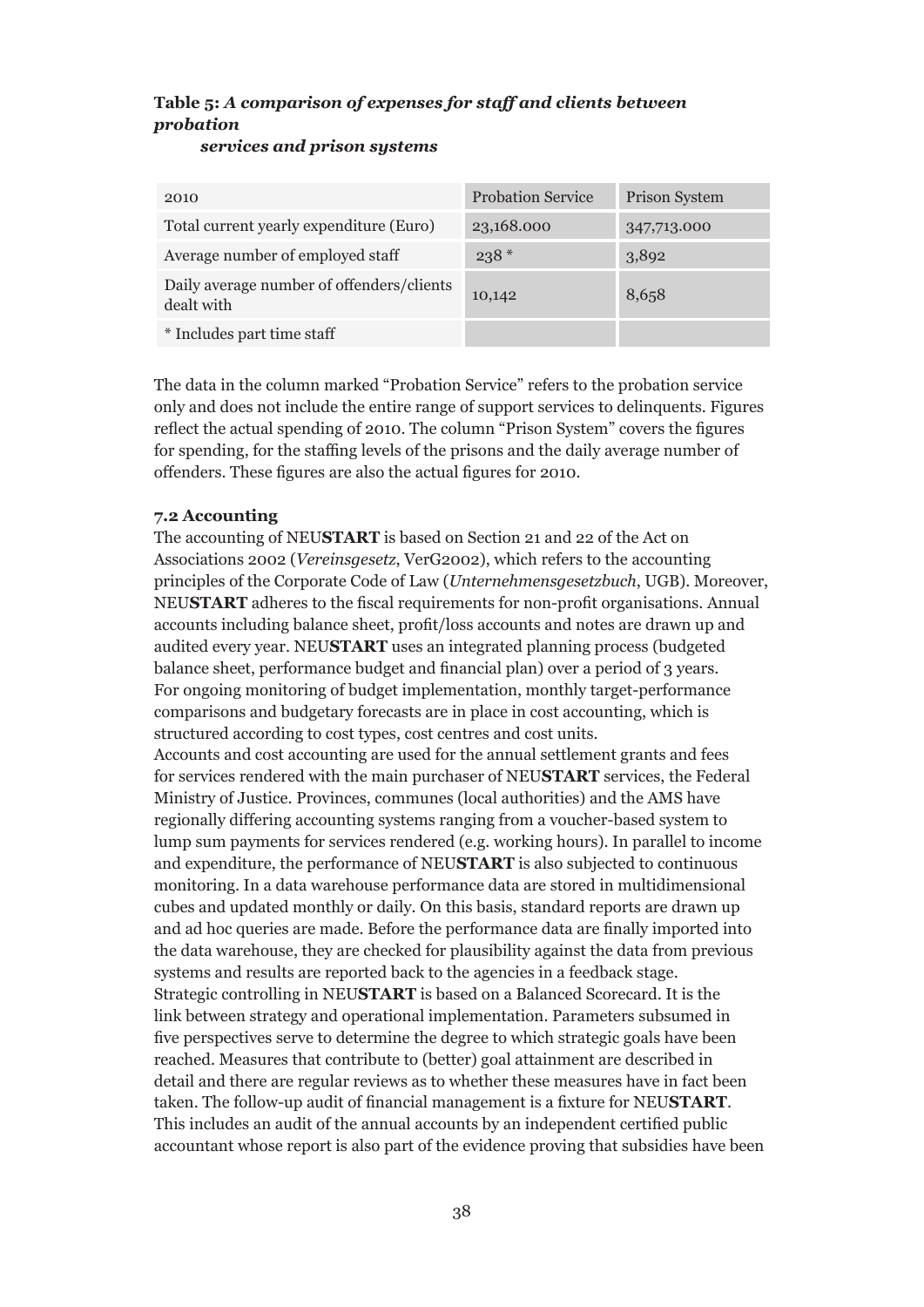**Table 5:** ***A comparison of expenses for staff and clients between probation services and prison systems***

| 2010 | Probation Service | Prison System |
|---|---|---|
| Total current yearly expenditure (Euro) | 23,168.000 | 347,713.000 |
| Average number of employed staff | 238 * | 3,892 |
| Daily average number of offenders/clients dealt with | 10,142 | 8,658 |
| * Includes part time staff | | |

The data in the column marked "Probation Service" refers to the probation service only and does not include the entire range of support services to delinquents. Figures reflect the actual spending of 2010. The column "Prison System" covers the figures for spending, for the staffing levels of the prisons and the daily average number of offenders. These figures are also the actual figures for 2010.

### 7.2 Accounting

The accounting of NEU**START** is based on Section 21 and 22 of the Act on Associations 2002 (*Vereinsgesetz*, VerG2002), which refers to the accounting principles of the Corporate Code of Law (*Unternehmensgesetzbuch*, UGB). Moreover, NEU**START** adheres to the fiscal requirements for non-profit organisations. Annual accounts including balance sheet, profit/loss accounts and notes are drawn up and audited every year. NEU**START** uses an integrated planning process (budgeted balance sheet, performance budget and financial plan) over a period of 3 years. For ongoing monitoring of budget implementation, monthly target-performance comparisons and budgetary forecasts are in place in cost accounting, which is structured according to cost types, cost centres and cost units.
Accounts and cost accounting are used for the annual settlement grants and fees for services rendered with the main purchaser of NEU**START** services, the Federal Ministry of Justice. Provinces, communes (local authorities) and the AMS have regionally differing accounting systems ranging from a voucher-based system to lump sum payments for services rendered (e.g. working hours). In parallel to income and expenditure, the performance of NEU**START** is also subjected to continuous monitoring. In a data warehouse performance data are stored in multidimensional cubes and updated monthly or daily. On this basis, standard reports are drawn up and ad hoc queries are made. Before the performance data are finally imported into the data warehouse, they are checked for plausibility against the data from previous systems and results are reported back to the agencies in a feedback stage.
Strategic controlling in NEU**START** is based on a Balanced Scorecard. It is the link between strategy and operational implementation. Parameters subsumed in five perspectives serve to determine the degree to which strategic goals have been reached. Measures that contribute to (better) goal attainment are described in detail and there are regular reviews as to whether these measures have in fact been taken. The follow-up audit of financial management is a fixture for NEU**START**. This includes an audit of the annual accounts by an independent certified public accountant whose report is also part of the evidence proving that subsidies have been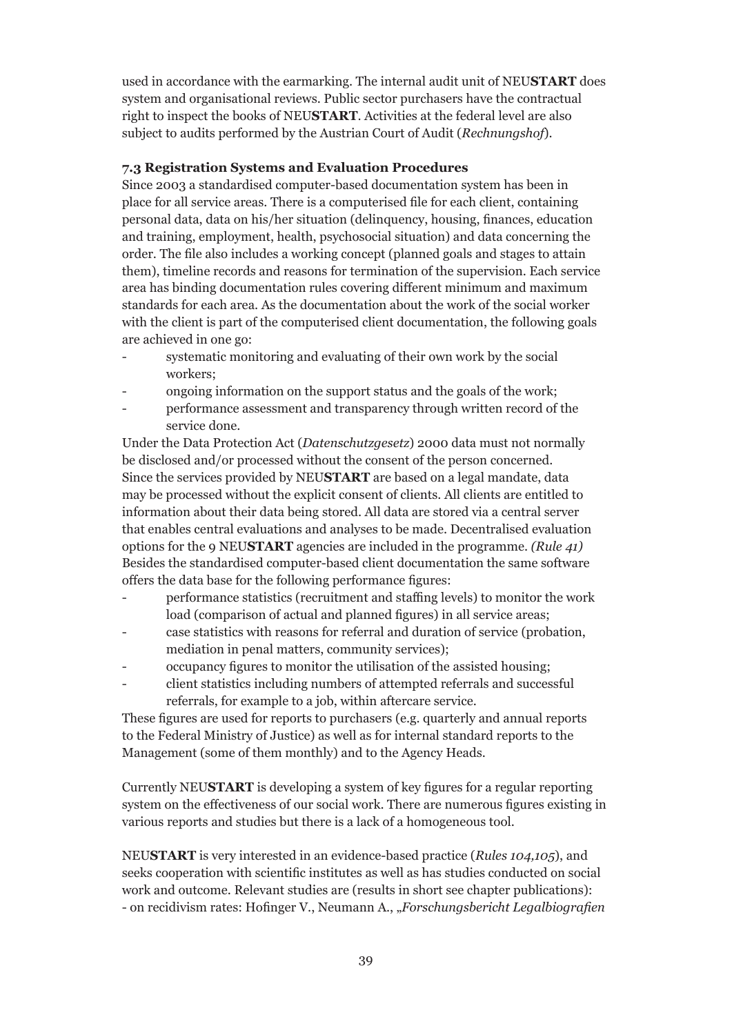used in accordance with the earmarking. The internal audit unit of NEU**START** does system and organisational reviews. Public sector purchasers have the contractual right to inspect the books of NEU**START**. Activities at the federal level are also subject to audits performed by the Austrian Court of Audit (*Rechnungshof*).

### 7.3 Registration Systems and Evaluation Procedures

Since 2003 a standardised computer-based documentation system has been in place for all service areas. There is a computerised file for each client, containing personal data, data on his/her situation (delinquency, housing, finances, education and training, employment, health, psychosocial situation) and data concerning the order. The file also includes a working concept (planned goals and stages to attain them), timeline records and reasons for termination of the supervision. Each service area has binding documentation rules covering different minimum and maximum standards for each area. As the documentation about the work of the social worker with the client is part of the computerised client documentation, the following goals are achieved in one go:

- systematic monitoring and evaluating of their own work by the social workers;
- ongoing information on the support status and the goals of the work;
- performance assessment and transparency through written record of the service done.

Under the Data Protection Act (*Datenschutzgesetz*) 2000 data must not normally be disclosed and/or processed without the consent of the person concerned. Since the services provided by NEU**START** are based on a legal mandate, data may be processed without the explicit consent of clients. All clients are entitled to information about their data being stored. All data are stored via a central server that enables central evaluations and analyses to be made. Decentralised evaluation options for the 9 NEU**START** agencies are included in the programme. *(Rule 41)*
Besides the standardised computer-based client documentation the same software offers the data base for the following performance figures:

- performance statistics (recruitment and staffing levels) to monitor the work load (comparison of actual and planned figures) in all service areas;
- case statistics with reasons for referral and duration of service (probation, mediation in penal matters, community services);
- occupancy figures to monitor the utilisation of the assisted housing;
- client statistics including numbers of attempted referrals and successful referrals, for example to a job, within aftercare service.

These figures are used for reports to purchasers (e.g. quarterly and annual reports to the Federal Ministry of Justice) as well as for internal standard reports to the Management (some of them monthly) and to the Agency Heads.

Currently NEU**START** is developing a system of key figures for a regular reporting system on the effectiveness of our social work. There are numerous figures existing in various reports and studies but there is a lack of a homogeneous tool.

NEU**START** is very interested in an evidence-based practice (*Rules 104,105*), and seeks cooperation with scientific institutes as well as has studies conducted on social work and outcome. Relevant studies are (results in short see chapter publications):
- on recidivism rates: Hofinger V., Neumann A., „*Forschungsbericht Legalbiografien*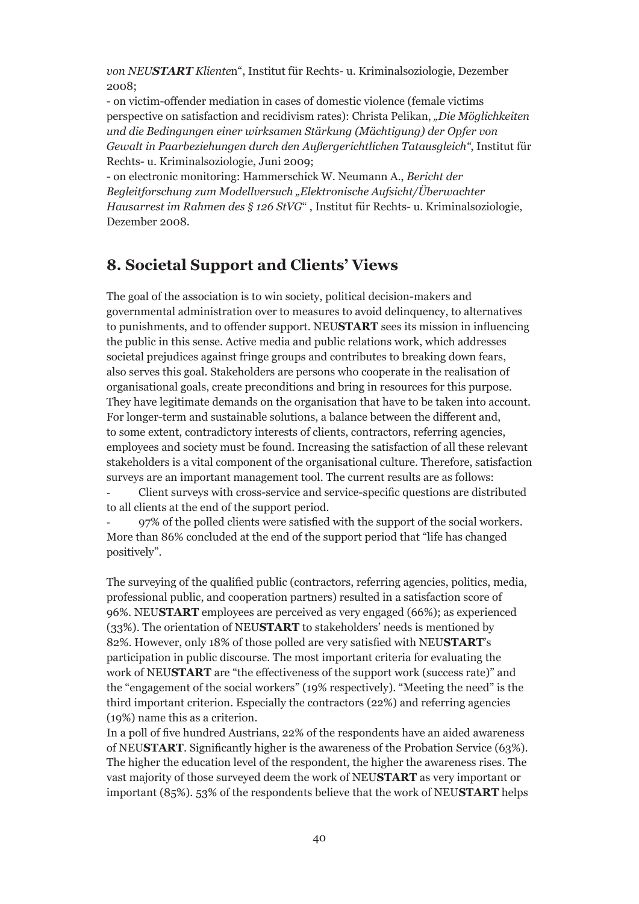*von NEU**START** Kliente*n“, Institut für Rechts- u. Kriminalsoziologie, Dezember 2008;

- on victim-offender mediation in cases of domestic violence (female victims perspective on satisfaction and recidivism rates): Christa Pelikan, *„Die Möglichkeiten und die Bedingungen einer wirksamen Stärkung (Mächtigung) der Opfer von Gewalt in Paarbeziehungen durch den Außergerichtlichen Tatausgleich“*, Institut für Rechts- u. Kriminalsoziologie, Juni 2009;
- on electronic monitoring: Hammerschick W. Neumann A., *Bericht der Begleitforschung zum Modellversuch „Elektronische Aufsicht/Überwachter Hausarrest im Rahmen des § 126 StVG*“ , Institut für Rechts- u. Kriminalsoziologie, Dezember 2008.

## 8. Societal Support and Clients' Views

The goal of the association is to win society, political decision-makers and governmental administration over to measures to avoid delinquency, to alternatives to punishments, and to offender support. NEU**START** sees its mission in influencing the public in this sense. Active media and public relations work, which addresses societal prejudices against fringe groups and contributes to breaking down fears, also serves this goal. Stakeholders are persons who cooperate in the realisation of organisational goals, create preconditions and bring in resources for this purpose. They have legitimate demands on the organisation that have to be taken into account. For longer-term and sustainable solutions, a balance between the different and, to some extent, contradictory interests of clients, contractors, referring agencies, employees and society must be found. Increasing the satisfaction of all these relevant stakeholders is a vital component of the organisational culture. Therefore, satisfaction surveys are an important management tool. The current results are as follows:

- Client surveys with cross-service and service-specific questions are distributed to all clients at the end of the support period.
- 97% of the polled clients were satisfied with the support of the social workers. More than 86% concluded at the end of the support period that "life has changed positively".

The surveying of the qualified public (contractors, referring agencies, politics, media, professional public, and cooperation partners) resulted in a satisfaction score of 96%. NEU**START** employees are perceived as very engaged (66%); as experienced (33%). The orientation of NEU**START** to stakeholders' needs is mentioned by 82%. However, only 18% of those polled are very satisfied with NEU**START**'s participation in public discourse. The most important criteria for evaluating the work of NEU**START** are "the effectiveness of the support work (success rate)" and the "engagement of the social workers" (19% respectively). "Meeting the need" is the third important criterion. Especially the contractors (22%) and referring agencies (19%) name this as a criterion.

In a poll of five hundred Austrians, 22% of the respondents have an aided awareness of NEU**START**. Significantly higher is the awareness of the Probation Service (63%). The higher the education level of the respondent, the higher the awareness rises. The vast majority of those surveyed deem the work of NEU**START** as very important or important (85%). 53% of the respondents believe that the work of NEU**START** helps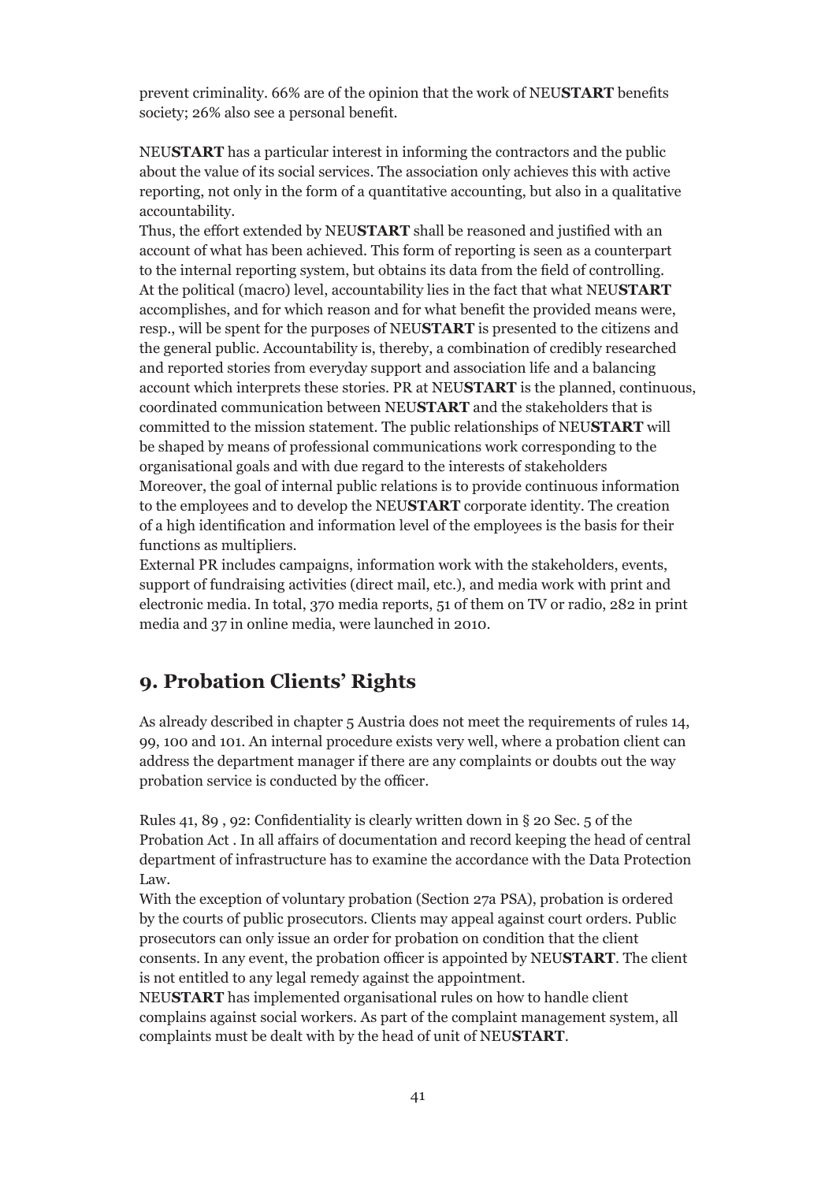prevent criminality. 66% are of the opinion that the work of NEU**START** benefits society; 26% also see a personal benefit.

NEU**START** has a particular interest in informing the contractors and the public about the value of its social services. The association only achieves this with active reporting, not only in the form of a quantitative accounting, but also in a qualitative accountability.

Thus, the effort extended by NEU**START** shall be reasoned and justified with an account of what has been achieved. This form of reporting is seen as a counterpart to the internal reporting system, but obtains its data from the field of controlling. At the political (macro) level, accountability lies in the fact that what NEU**START** accomplishes, and for which reason and for what benefit the provided means were, resp., will be spent for the purposes of NEU**START** is presented to the citizens and the general public. Accountability is, thereby, a combination of credibly researched and reported stories from everyday support and association life and a balancing account which interprets these stories. PR at NEU**START** is the planned, continuous, coordinated communication between NEU**START** and the stakeholders that is committed to the mission statement. The public relationships of NEU**START** will be shaped by means of professional communications work corresponding to the organisational goals and with due regard to the interests of stakeholders

Moreover, the goal of internal public relations is to provide continuous information to the employees and to develop the NEU**START** corporate identity. The creation of a high identification and information level of the employees is the basis for their functions as multipliers.

External PR includes campaigns, information work with the stakeholders, events, support of fundraising activities (direct mail, etc.), and media work with print and electronic media. In total, 370 media reports, 51 of them on TV or radio, 282 in print media and 37 in online media, were launched in 2010.

## 9. Probation Clients' Rights

As already described in chapter 5 Austria does not meet the requirements of rules 14, 99, 100 and 101. An internal procedure exists very well, where a probation client can address the department manager if there are any complaints or doubts out the way probation service is conducted by the officer.

Rules 41, 89 , 92: Confidentiality is clearly written down in § 20 Sec. 5 of the Probation Act . In all affairs of documentation and record keeping the head of central department of infrastructure has to examine the accordance with the Data Protection Law.

With the exception of voluntary probation (Section 27a PSA), probation is ordered by the courts of public prosecutors. Clients may appeal against court orders. Public prosecutors can only issue an order for probation on condition that the client consents. In any event, the probation officer is appointed by NEU**START**. The client is not entitled to any legal remedy against the appointment.

NEU**START** has implemented organisational rules on how to handle client complains against social workers. As part of the complaint management system, all complaints must be dealt with by the head of unit of NEU**START**.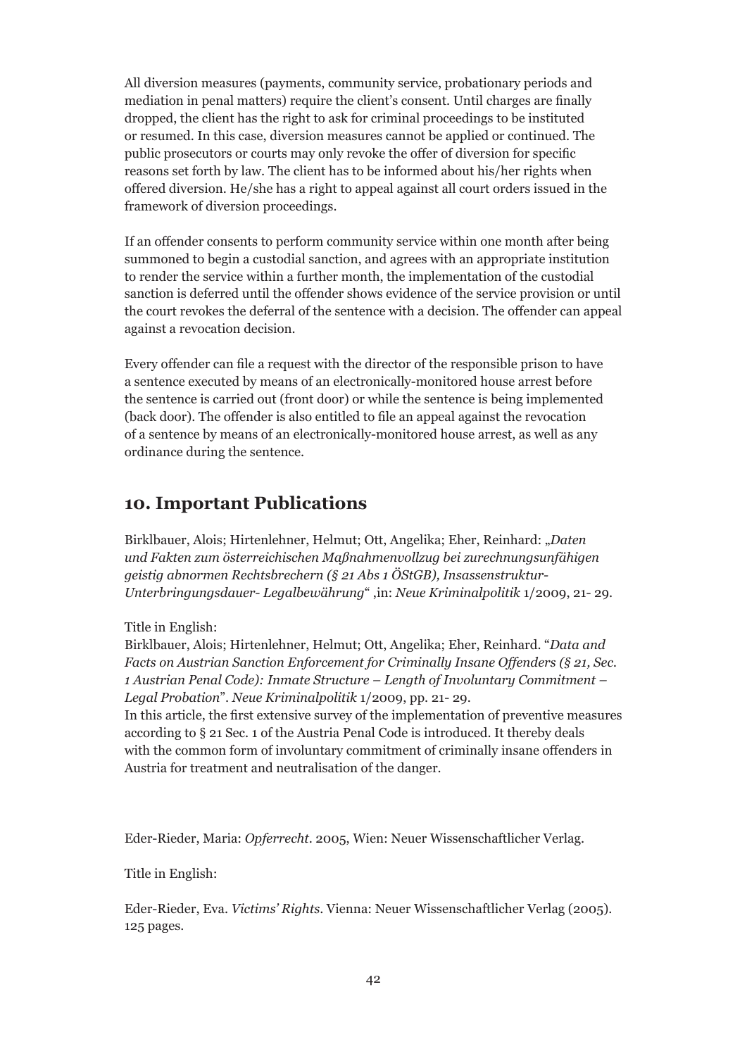All diversion measures (payments, community service, probationary periods and mediation in penal matters) require the client's consent. Until charges are finally dropped, the client has the right to ask for criminal proceedings to be instituted or resumed. In this case, diversion measures cannot be applied or continued. The public prosecutors or courts may only revoke the offer of diversion for specific reasons set forth by law. The client has to be informed about his/her rights when offered diversion. He/she has a right to appeal against all court orders issued in the framework of diversion proceedings.

If an offender consents to perform community service within one month after being summoned to begin a custodial sanction, and agrees with an appropriate institution to render the service within a further month, the implementation of the custodial sanction is deferred until the offender shows evidence of the service provision or until the court revokes the deferral of the sentence with a decision. The offender can appeal against a revocation decision.

Every offender can file a request with the director of the responsible prison to have a sentence executed by means of an electronically-monitored house arrest before the sentence is carried out (front door) or while the sentence is being implemented (back door). The offender is also entitled to file an appeal against the revocation of a sentence by means of an electronically-monitored house arrest, as well as any ordinance during the sentence.

## 10. Important Publications

Birklbauer, Alois; Hirtenlehner, Helmut; Ott, Angelika; Eher, Reinhard: „*Daten und Fakten zum österreichischen Maßnahmenvollzug bei zurechnungsunfähigen geistig abnormen Rechtsbrechern (§ 21 Abs 1 ÖStGB), Insassenstruktur-Unterbringungsdauer- Legalbewährung*" ,in: *Neue Kriminalpolitik* 1/2009, 21- 29.

Title in English:

Birklbauer, Alois; Hirtenlehner, Helmut; Ott, Angelika; Eher, Reinhard. "*Data and Facts on Austrian Sanction Enforcement for Criminally Insane Offenders (§ 21, Sec. 1 Austrian Penal Code): Inmate Structure – Length of Involuntary Commitment – Legal Probation*". *Neue Kriminalpolitik* 1/2009, pp. 21- 29.

In this article, the first extensive survey of the implementation of preventive measures according to § 21 Sec. 1 of the Austria Penal Code is introduced. It thereby deals with the common form of involuntary commitment of criminally insane offenders in Austria for treatment and neutralisation of the danger.

Eder-Rieder, Maria: *Opferrecht*. 2005, Wien: Neuer Wissenschaftlicher Verlag.

Title in English:

Eder-Rieder, Eva. *Victims' Rights*. Vienna: Neuer Wissenschaftlicher Verlag (2005). 125 pages.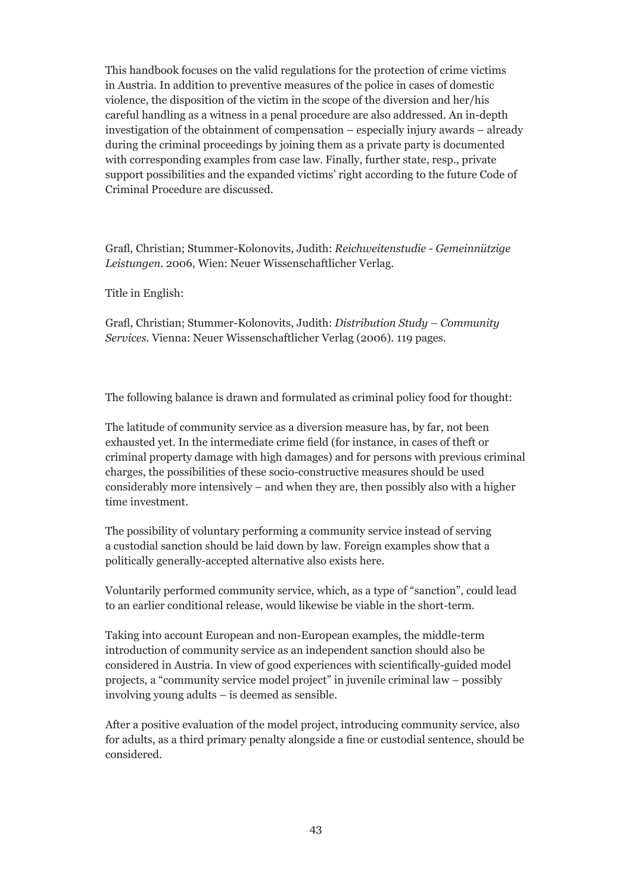This handbook focuses on the valid regulations for the protection of crime victims in Austria. In addition to preventive measures of the police in cases of domestic violence, the disposition of the victim in the scope of the diversion and her/his careful handling as a witness in a penal procedure are also addressed. An in-depth investigation of the obtainment of compensation – especially injury awards – already during the criminal proceedings by joining them as a private party is documented with corresponding examples from case law. Finally, further state, resp., private support possibilities and the expanded victims' right according to the future Code of Criminal Procedure are discussed.

Grafl, Christian; Stummer-Kolonovits, Judith: *Reichweitenstudie - Gemeinnützige Leistungen*. 2006, Wien: Neuer Wissenschaftlicher Verlag.

Title in English:

Grafl, Christian; Stummer-Kolonovits, Judith: *Distribution Study – Community Services*. Vienna: Neuer Wissenschaftlicher Verlag (2006). 119 pages.

The following balance is drawn and formulated as criminal policy food for thought:

The latitude of community service as a diversion measure has, by far, not been exhausted yet. In the intermediate crime field (for instance, in cases of theft or criminal property damage with high damages) and for persons with previous criminal charges, the possibilities of these socio-constructive measures should be used considerably more intensively – and when they are, then possibly also with a higher time investment.

The possibility of voluntary performing a community service instead of serving a custodial sanction should be laid down by law. Foreign examples show that a politically generally-accepted alternative also exists here.

Voluntarily performed community service, which, as a type of "sanction", could lead to an earlier conditional release, would likewise be viable in the short-term.

Taking into account European and non-European examples, the middle-term introduction of community service as an independent sanction should also be considered in Austria. In view of good experiences with scientifically-guided model projects, a "community service model project" in juvenile criminal law – possibly involving young adults – is deemed as sensible.

After a positive evaluation of the model project, introducing community service, also for adults, as a third primary penalty alongside a fine or custodial sentence, should be considered.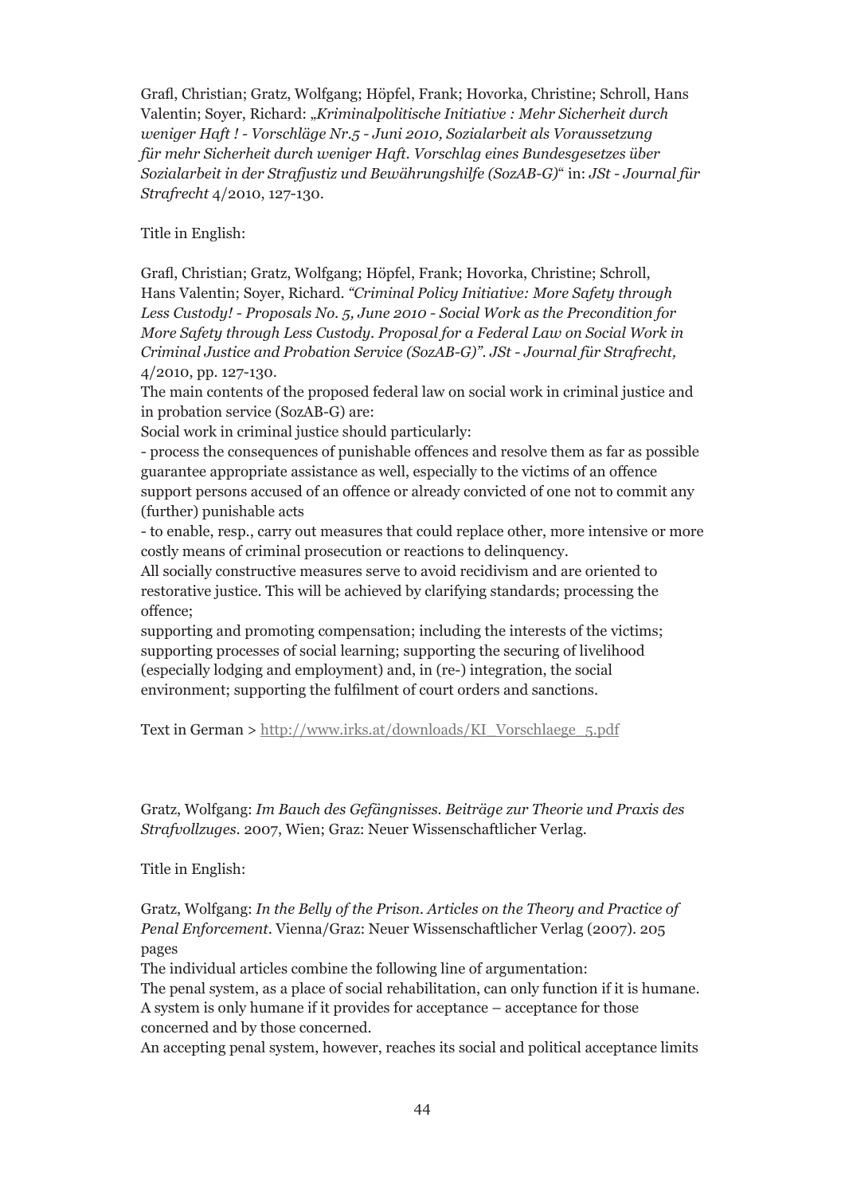Grafl, Christian; Gratz, Wolfgang; Höpfel, Frank; Hovorka, Christine; Schroll, Hans Valentin; Soyer, Richard: „*Kriminalpolitische Initiative : Mehr Sicherheit durch weniger Haft ! - Vorschläge Nr.5 - Juni 2010, Sozialarbeit als Voraussetzung für mehr Sicherheit durch weniger Haft. Vorschlag eines Bundesgesetzes über Sozialarbeit in der Strafjustiz und Bewährungshilfe (SozAB-G)*" in: *JSt - Journal für Strafrecht* 4/2010, 127-130.

Title in English:

Grafl, Christian; Gratz, Wolfgang; Höpfel, Frank; Hovorka, Christine; Schroll, Hans Valentin; Soyer, Richard. *"Criminal Policy Initiative: More Safety through Less Custody! - Proposals No. 5, June 2010 - Social Work as the Precondition for More Safety through Less Custody. Proposal for a Federal Law on Social Work in Criminal Justice and Probation Service (SozAB-G)". JSt - Journal für Strafrecht,* 4/2010, pp. 127-130.
The main contents of the proposed federal law on social work in criminal justice and in probation service (SozAB-G) are:
Social work in criminal justice should particularly:
- process the consequences of punishable offences and resolve them as far as possible guarantee appropriate assistance as well, especially to the victims of an offence support persons accused of an offence or already convicted of one not to commit any (further) punishable acts
- to enable, resp., carry out measures that could replace other, more intensive or more costly means of criminal prosecution or reactions to delinquency.

All socially constructive measures serve to avoid recidivism and are oriented to restorative justice. This will be achieved by clarifying standards; processing the offence;
supporting and promoting compensation; including the interests of the victims; supporting processes of social learning; supporting the securing of livelihood (especially lodging and employment) and, in (re-) integration, the social environment; supporting the fulfilment of court orders and sanctions.

Text in German > http://www.irks.at/downloads/KI_Vorschlaege_5.pdf

Gratz, Wolfgang: *Im Bauch des Gefängnisses. Beiträge zur Theorie und Praxis des Strafvollzuges.* 2007, Wien; Graz: Neuer Wissenschaftlicher Verlag.

Title in English:

Gratz, Wolfgang: *In the Belly of the Prison. Articles on the Theory and Practice of Penal Enforcement.* Vienna/Graz: Neuer Wissenschaftlicher Verlag (2007). 205 pages
The individual articles combine the following line of argumentation:
The penal system, as a place of social rehabilitation, can only function if it is humane. A system is only humane if it provides for acceptance – acceptance for those concerned and by those concerned.
An accepting penal system, however, reaches its social and political acceptance limits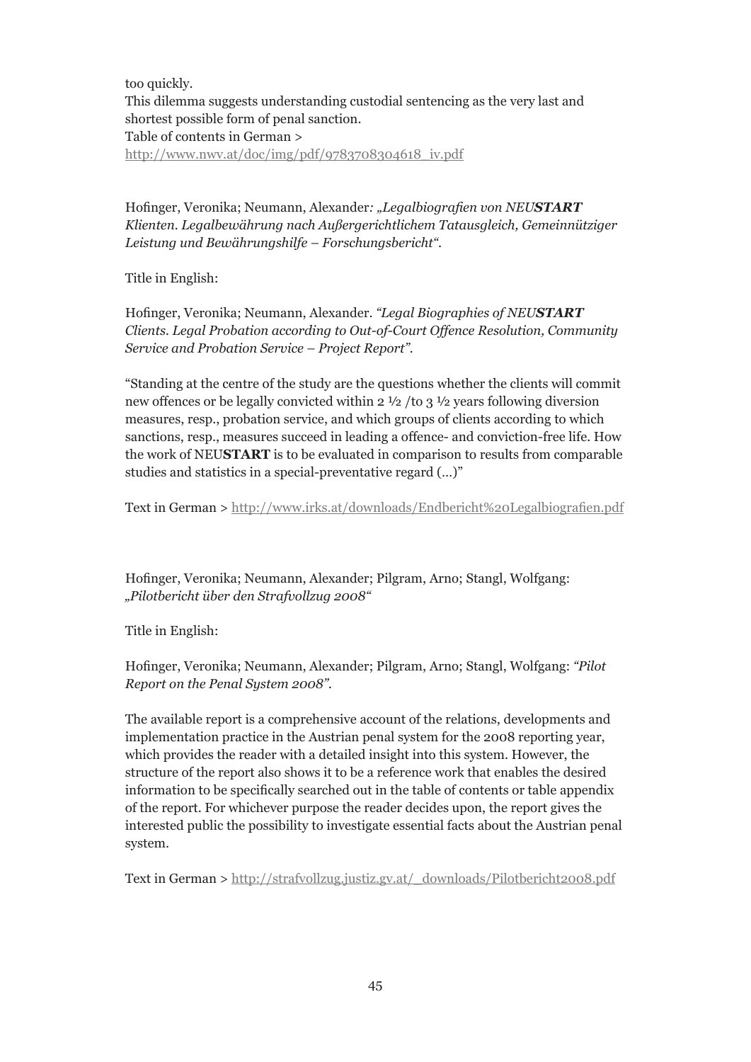too quickly.
This dilemma suggests understanding custodial sentencing as the very last and shortest possible form of penal sanction.
Table of contents in German >
http://www.nwv.at/doc/img/pdf/9783708304618_iv.pdf

Hofinger, Veronika; Neumann, Alexander*: „Legalbiografien von NEU**START** Klienten. Legalbewährung nach Außergerichtlichem Tatausgleich, Gemeinnütziger Leistung und Bewährungshilfe – Forschungsbericht“.*

Title in English:

Hofinger, Veronika; Neumann, Alexander. *"Legal Biographies of NEU**START** Clients. Legal Probation according to Out-of-Court Offence Resolution, Community Service and Probation Service – Project Report".*

"Standing at the centre of the study are the questions whether the clients will commit new offences or be legally convicted within 2 ½ /to 3 ½ years following diversion measures, resp., probation service, and which groups of clients according to which sanctions, resp., measures succeed in leading a offence- and conviction-free life. How the work of NEU**START** is to be evaluated in comparison to results from comparable studies and statistics in a special-preventative regard (…)"

Text in German > http://www.irks.at/downloads/Endbericht%20Legalbiografien.pdf

Hofinger, Veronika; Neumann, Alexander; Pilgram, Arno; Stangl, Wolfgang: *„Pilotbericht über den Strafvollzug 2008“*

Title in English:

Hofinger, Veronika; Neumann, Alexander; Pilgram, Arno; Stangl, Wolfgang: *"Pilot Report on the Penal System 2008".*

The available report is a comprehensive account of the relations, developments and implementation practice in the Austrian penal system for the 2008 reporting year, which provides the reader with a detailed insight into this system. However, the structure of the report also shows it to be a reference work that enables the desired information to be specifically searched out in the table of contents or table appendix of the report. For whichever purpose the reader decides upon, the report gives the interested public the possibility to investigate essential facts about the Austrian penal system.

Text in German > http://strafvollzug.justiz.gv.at/_downloads/Pilotbericht2008.pdf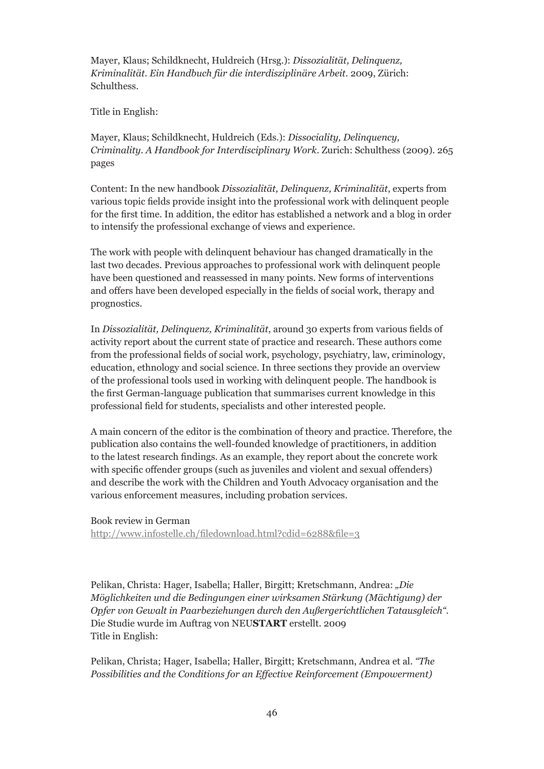Mayer, Klaus; Schildknecht, Huldreich (Hrsg.): *Dissozialität, Delinquenz, Kriminalität. Ein Handbuch für die interdisziplinäre Arbeit*. 2009, Zürich: Schulthess.

Title in English:

Mayer, Klaus; Schildknecht, Huldreich (Eds.): *Dissociality, Delinquency, Criminality. A Handbook for Interdisciplinary Work*. Zurich: Schulthess (2009). 265 pages

Content: In the new handbook *Dissozialität, Delinquenz, Kriminalität*, experts from various topic fields provide insight into the professional work with delinquent people for the first time. In addition, the editor has established a network and a blog in order to intensify the professional exchange of views and experience.

The work with people with delinquent behaviour has changed dramatically in the last two decades. Previous approaches to professional work with delinquent people have been questioned and reassessed in many points. New forms of interventions and offers have been developed especially in the fields of social work, therapy and prognostics.

In *Dissozialität, Delinquenz, Kriminalität*, around 30 experts from various fields of activity report about the current state of practice and research. These authors come from the professional fields of social work, psychology, psychiatry, law, criminology, education, ethnology and social science. In three sections they provide an overview of the professional tools used in working with delinquent people. The handbook is the first German-language publication that summarises current knowledge in this professional field for students, specialists and other interested people.

A main concern of the editor is the combination of theory and practice. Therefore, the publication also contains the well-founded knowledge of practitioners, in addition to the latest research findings. As an example, they report about the concrete work with specific offender groups (such as juveniles and violent and sexual offenders) and describe the work with the Children and Youth Advocacy organisation and the various enforcement measures, including probation services.

Book review in German
http://www.infostelle.ch/filedownload.html?cdid=6288&file=3

Pelikan, Christa: Hager, Isabella; Haller, Birgitt; Kretschmann, Andrea: *„Die Möglichkeiten und die Bedingungen einer wirksamen Stärkung (Mächtigung) der Opfer von Gewalt in Paarbeziehungen durch den Außergerichtlichen Tatausgleich“*. Die Studie wurde im Auftrag von NEU**START** erstellt. 2009
Title in English:

Pelikan, Christa; Hager, Isabella; Haller, Birgitt; Kretschmann, Andrea et al. *“The Possibilities and the Conditions for an Effective Reinforcement (Empowerment)*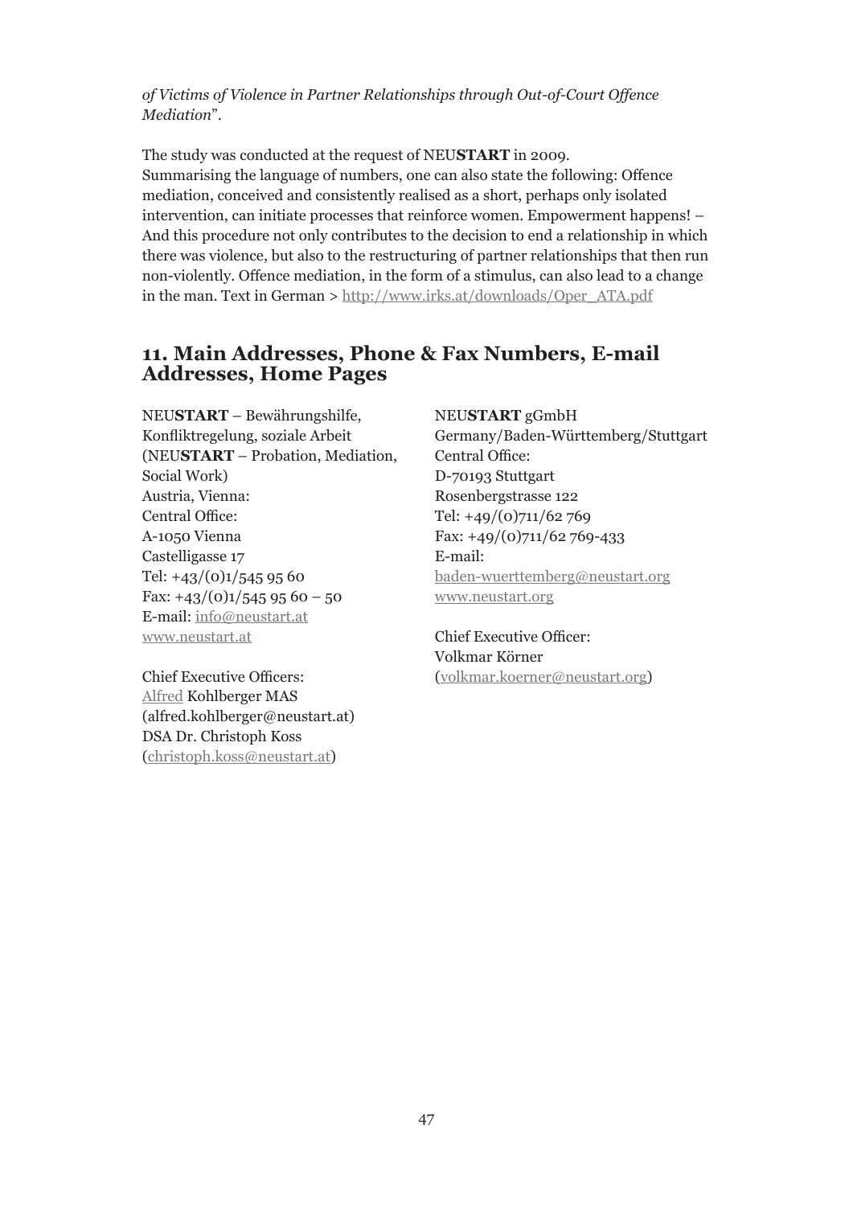*of Victims of Violence in Partner Relationships through Out-of-Court Offence Mediation*".

The study was conducted at the request of NEU**START** in 2009.
Summarising the language of numbers, one can also state the following: Offence mediation, conceived and consistently realised as a short, perhaps only isolated intervention, can initiate processes that reinforce women. Empowerment happens! – And this procedure not only contributes to the decision to end a relationship in which there was violence, but also to the restructuring of partner relationships that then run non-violently. Offence mediation, in the form of a stimulus, can also lead to a change in the man. Text in German > http://www.irks.at/downloads/Oper_ATA.pdf

## 11. Main Addresses, Phone & Fax Numbers, E-mail Addresses, Home Pages

NEU**START** – Bewährungshilfe, Konfliktregelung, soziale Arbeit (NEU**START** – Probation, Mediation, Social Work)
Austria, Vienna:
Central Office:
A-1050 Vienna
Castelligasse 17
Tel: +43/(0)1/545 95 60
Fax: +43/(0)1/545 95 60 – 50
E-mail: info@neustart.at
www.neustart.at

Chief Executive Officers:
Alfred Kohlberger MAS
(alfred.kohlberger@neustart.at)
DSA Dr. Christoph Koss
(christoph.koss@neustart.at)

NEU**START** gGmbH
Germany/Baden-Württemberg/Stuttgart
Central Office:
D-70193 Stuttgart
Rosenbergstrasse 122
Tel: +49/(0)711/62 769
Fax: +49/(0)711/62 769-433
E-mail:
baden-wuerttemberg@neustart.org
www.neustart.org

Chief Executive Officer:
Volkmar Körner
(volkmar.koerner@neustart.org)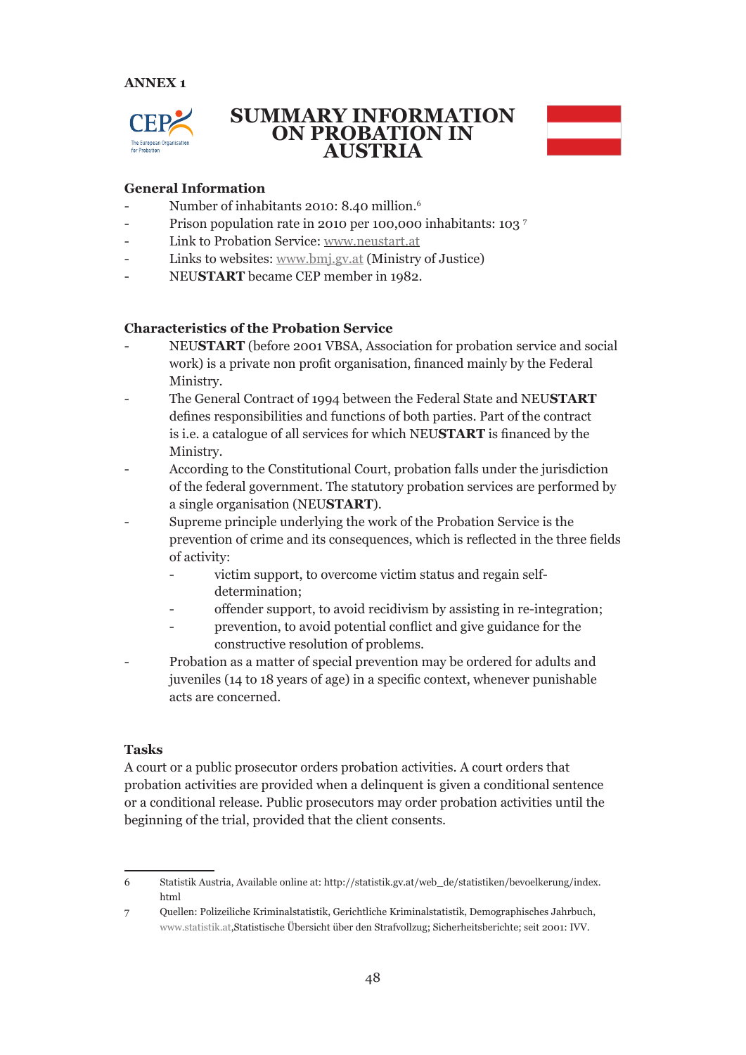ANNEX 1

# SUMMARY INFORMATION ON PROBATION IN AUSTRIA

**General Information**

- Number of inhabitants 2010: 8.40 million.[6]
- Prison population rate in 2010 per 100,000 inhabitants: 103 [7]
- Link to Probation Service: www.neustart.at
- Links to websites: www.bmj.gv.at (Ministry of Justice)
- NEU**START** became CEP member in 1982.

**Characteristics of the Probation Service**

- NEU**START** (before 2001 VBSA, Association for probation service and social work) is a private non profit organisation, financed mainly by the Federal Ministry.
- The General Contract of 1994 between the Federal State and NEU**START** defines responsibilities and functions of both parties. Part of the contract is i.e. a catalogue of all services for which NEU**START** is financed by the Ministry.
- According to the Constitutional Court, probation falls under the jurisdiction of the federal government. The statutory probation services are performed by a single organisation (NEU**START**).
- Supreme principle underlying the work of the Probation Service is the prevention of crime and its consequences, which is reflected in the three fields of activity:
  - victim support, to overcome victim status and regain self-determination;
  - offender support, to avoid recidivism by assisting in re-integration;
  - prevention, to avoid potential conflict and give guidance for the constructive resolution of problems.
- Probation as a matter of special prevention may be ordered for adults and juveniles (14 to 18 years of age) in a specific context, whenever punishable acts are concerned.

**Tasks**

A court or a public prosecutor orders probation activities. A court orders that probation activities are provided when a delinquent is given a conditional sentence or a conditional release. Public prosecutors may order probation activities until the beginning of the trial, provided that the client consents.

---

6 Statistik Austria, Available online at: http://statistik.gv.at/web_de/statistiken/bevoelkerung/index.html

7 Quellen: Polizeiliche Kriminalstatistik, Gerichtliche Kriminalstatistik, Demographisches Jahrbuch, www.statistik.at,Statistische Übersicht über den Strafvollzug; Sicherheitsberichte; seit 2001: IVV.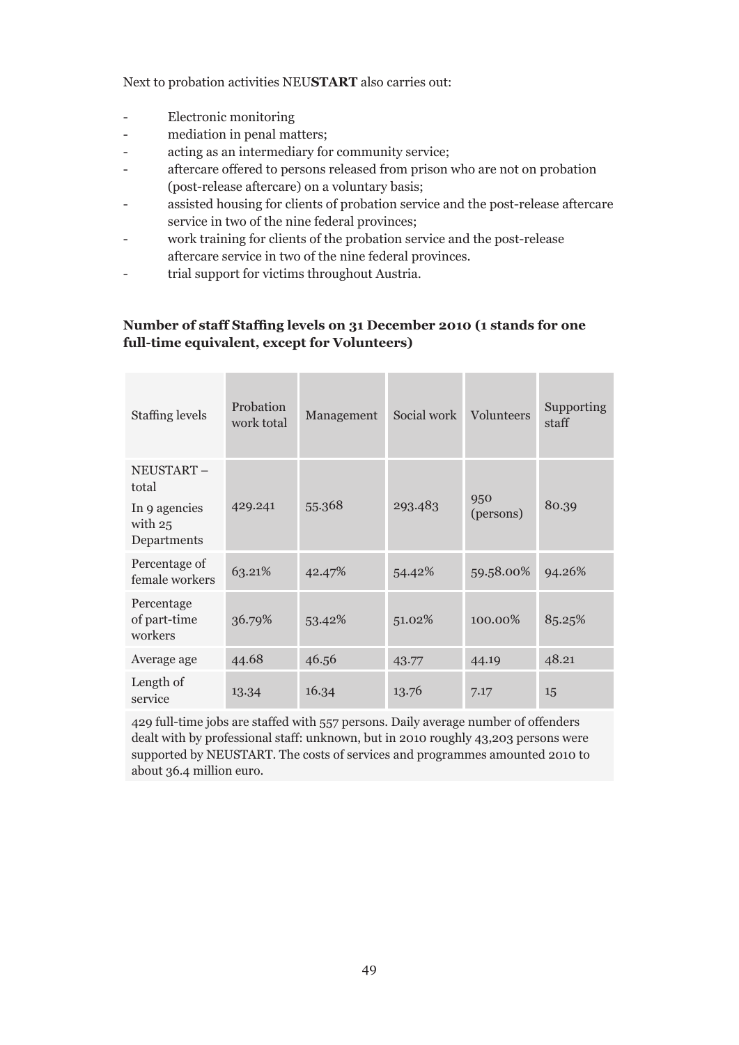Next to probation activities NEU**START** also carries out:

- Electronic monitoring
- mediation in penal matters;
- acting as an intermediary for community service;
- aftercare offered to persons released from prison who are not on probation (post-release aftercare) on a voluntary basis;
- assisted housing for clients of probation service and the post-release aftercare service in two of the nine federal provinces;
- work training for clients of the probation service and the post-release aftercare service in two of the nine federal provinces.
- trial support for victims throughout Austria.

**Number of staff Staffing levels on 31 December 2010 (1 stands for one full-time equivalent, except for Volunteers)**

| Staffing levels | Probation work total | Management | Social work | Volunteers | Supporting staff |
|---|---|---|---|---|---|
| NEUSTART – total<br>In 9 agencies with 25 Departments | 429.241 | 55.368 | 293.483 | 950 (persons) | 80.39 |
| Percentage of female workers | 63.21% | 42.47% | 54.42% | 59.58.00% | 94.26% |
| Percentage of part-time workers | 36.79% | 53.42% | 51.02% | 100.00% | 85.25% |
| Average age | 44.68 | 46.56 | 43.77 | 44.19 | 48.21 |
| Length of service | 13.34 | 16.34 | 13.76 | 7.17 | 15 |

429 full-time jobs are staffed with 557 persons. Daily average number of offenders dealt with by professional staff: unknown, but in 2010 roughly 43,203 persons were supported by NEUSTART. The costs of services and programmes amounted 2010 to about 36.4 million euro.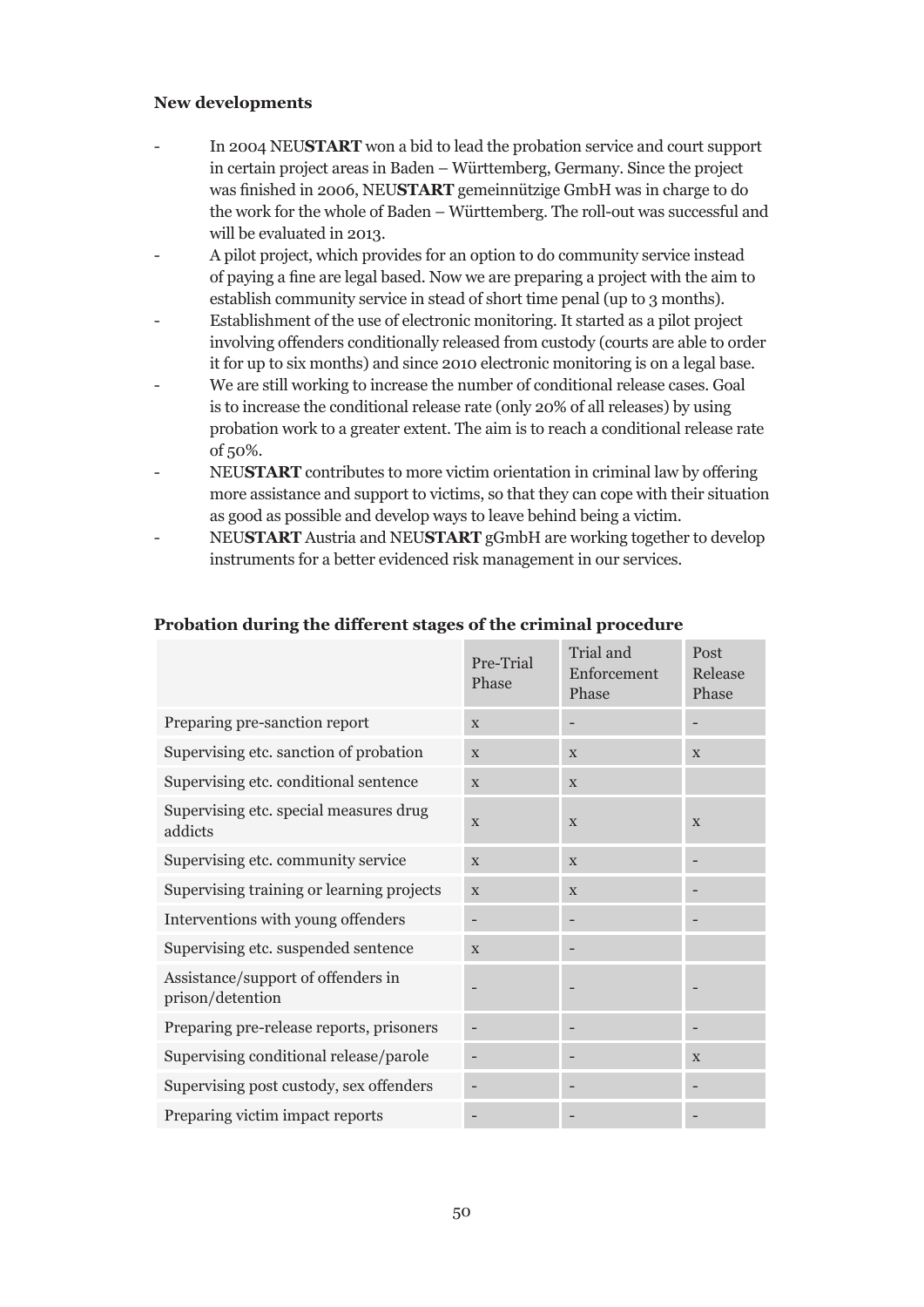**New developments**

- In 2004 NEU**START** won a bid to lead the probation service and court support in certain project areas in Baden – Württemberg, Germany. Since the project was finished in 2006, NEU**START** gemeinnützige GmbH was in charge to do the work for the whole of Baden – Württemberg. The roll-out was successful and will be evaluated in 2013.
- A pilot project, which provides for an option to do community service instead of paying a fine are legal based. Now we are preparing a project with the aim to establish community service in stead of short time penal (up to 3 months).
- Establishment of the use of electronic monitoring. It started as a pilot project involving offenders conditionally released from custody (courts are able to order it for up to six months) and since 2010 electronic monitoring is on a legal base.
- We are still working to increase the number of conditional release cases. Goal is to increase the conditional release rate (only 20% of all releases) by using probation work to a greater extent. The aim is to reach a conditional release rate of 50%.
- NEU**START** contributes to more victim orientation in criminal law by offering more assistance and support to victims, so that they can cope with their situation as good as possible and develop ways to leave behind being a victim.
- NEU**START** Austria and NEU**START** gGmbH are working together to develop instruments for a better evidenced risk management in our services.

**Probation during the different stages of the criminal procedure**

| | Pre-Trial Phase | Trial and Enforcement Phase | Post Release Phase |
|---|---|---|---|
| Preparing pre-sanction report | x | - | - |
| Supervising etc. sanction of probation | x | x | x |
| Supervising etc. conditional sentence | x | x | |
| Supervising etc. special measures drug addicts | x | x | x |
| Supervising etc. community service | x | x | - |
| Supervising training or learning projects | x | x | - |
| Interventions with young offenders | - | - | - |
| Supervising etc. suspended sentence | x | - | |
| Assistance/support of offenders in prison/detention | - | - | - |
| Preparing pre-release reports, prisoners | - | - | - |
| Supervising conditional release/parole | - | - | x |
| Supervising post custody, sex offenders | - | - | - |
| Preparing victim impact reports | - | - | - |